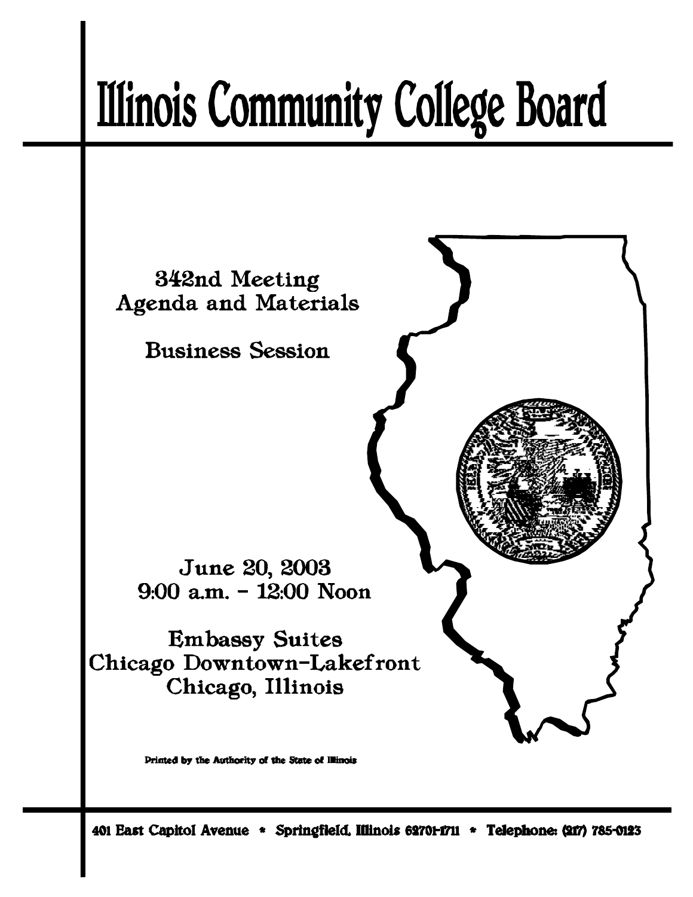# Illinois Community College Board

342nd Meeting
Agenda and Materials

Business Session

June 20, 2003
9:00 a.m. – 12:00 Noon

Embassy Suites
Chicago Downtown–Lakefront
Chicago, Illinois

Printed by the Authority of the State of Illinois

401 East Capitol Avenue * Springfield, Illinois 62701-1711 * Telephone: (217) 785-0123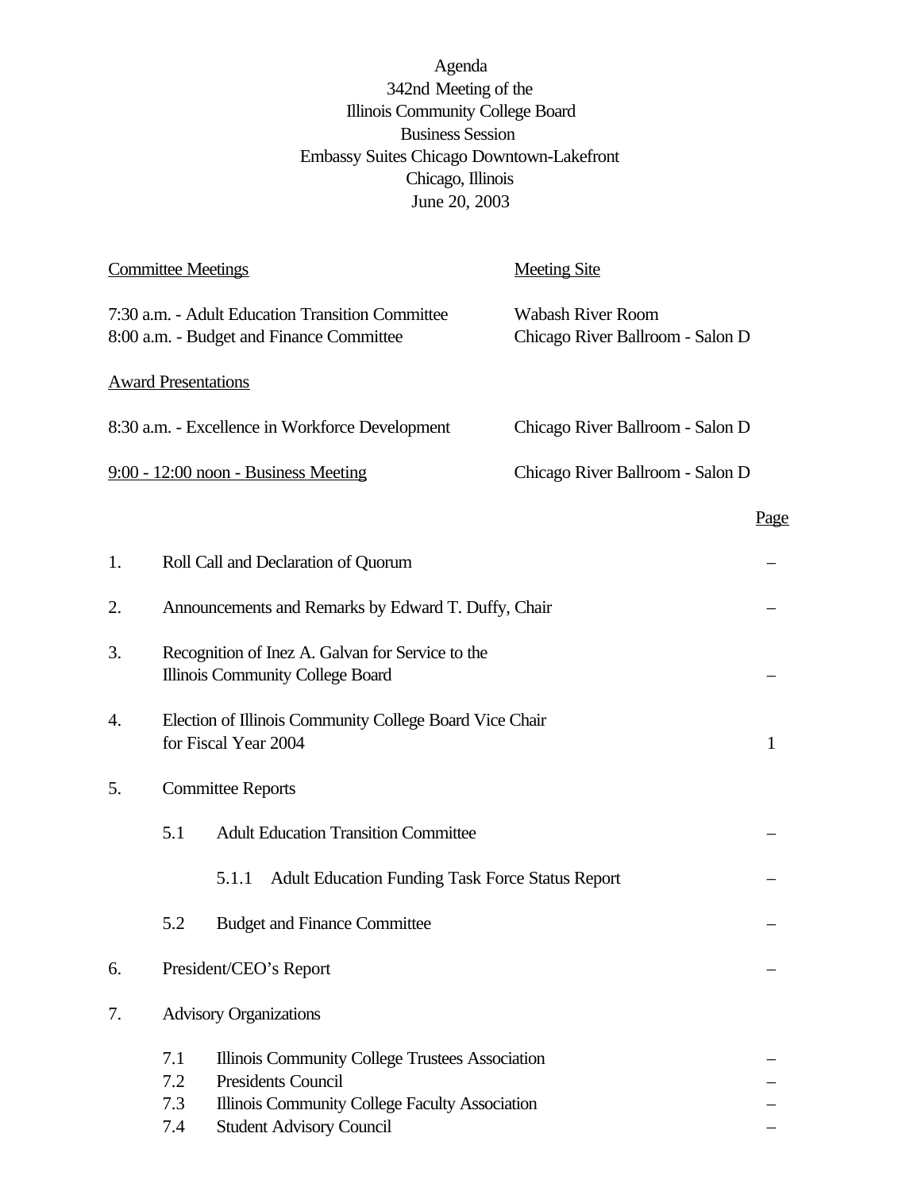Agenda
342nd Meeting of the
Illinois Community College Board
Business Session
Embassy Suites Chicago Downtown-Lakefront
Chicago, Illinois
June 20, 2003

| Committee Meetings | Meeting Site |
|---|---|
| 7:30 a.m. - Adult Education Transition Committee | Wabash River Room |
| 8:00 a.m. - Budget and Finance Committee | Chicago River Ballroom - Salon D |

Award Presentations

| | |
|---|---|
| 8:30 a.m. - Excellence in Workforce Development | Chicago River Ballroom - Salon D |
| 9:00 - 12:00 noon - Business Meeting | Chicago River Ballroom - Salon D |

| | | Page |
|---|---|---|
| 1. | Roll Call and Declaration of Quorum | – |
| 2. | Announcements and Remarks by Edward T. Duffy, Chair | – |
| 3. | Recognition of Inez A. Galvan for Service to the Illinois Community College Board | – |
| 4. | Election of Illinois Community College Board Vice Chair for Fiscal Year 2004 | 1 |
| 5. | Committee Reports | |
| | 5.1 Adult Education Transition Committee | – |
| | 5.1.1 Adult Education Funding Task Force Status Report | – |
| | 5.2 Budget and Finance Committee | – |
| 6. | President/CEO's Report | – |
| 7. | Advisory Organizations | |
| | 7.1 Illinois Community College Trustees Association | – |
| | 7.2 Presidents Council | – |
| | 7.3 Illinois Community College Faculty Association | – |
| | 7.4 Student Advisory Council | – |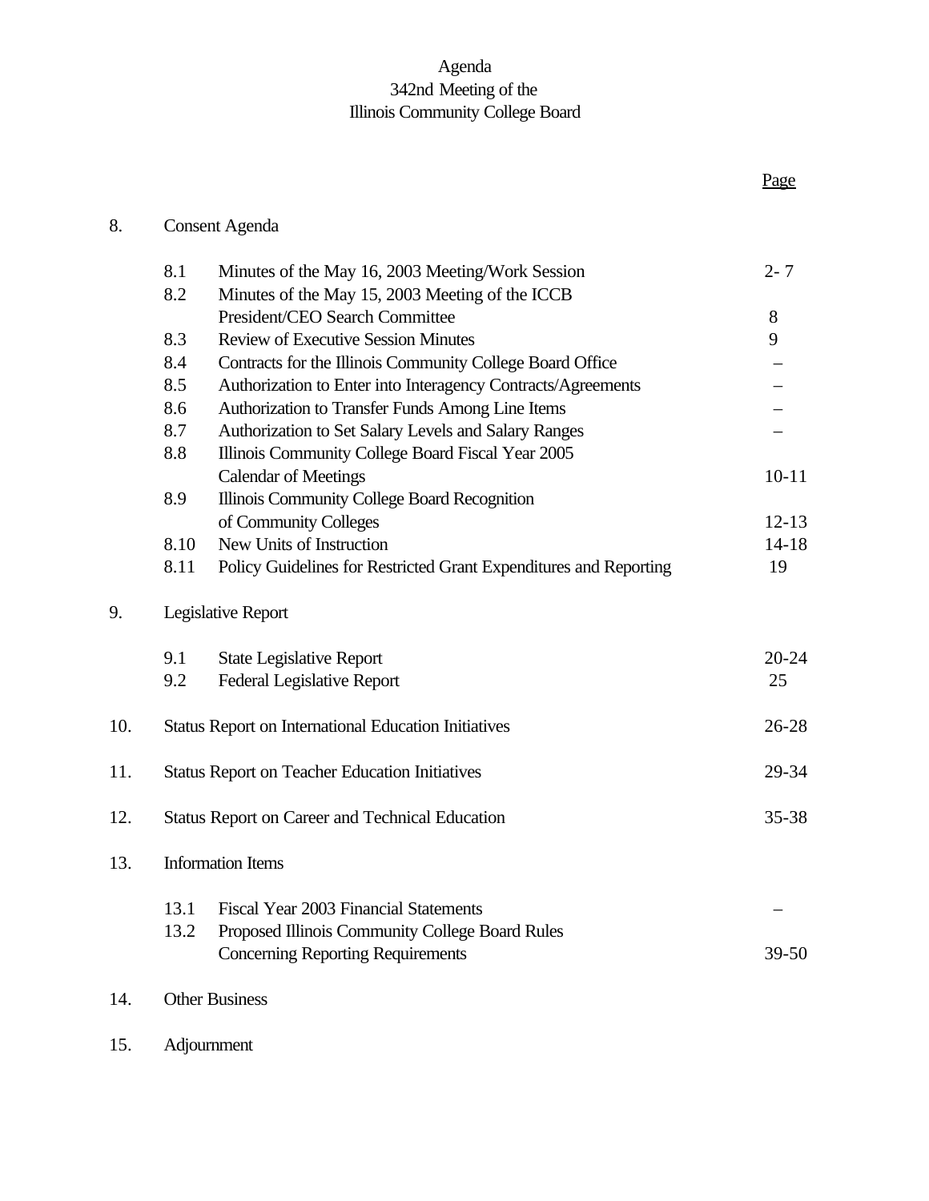Agenda
342nd Meeting of the
Illinois Community College Board

| | | | Page |
|---|---|---|---|
| 8. | Consent Agenda | | |
| | 8.1 | Minutes of the May 16, 2003 Meeting/Work Session | 2- 7 |
| | 8.2 | Minutes of the May 15, 2003 Meeting of the ICCB President/CEO Search Committee | 8 |
| | 8.3 | Review of Executive Session Minutes | 9 |
| | 8.4 | Contracts for the Illinois Community College Board Office | – |
| | 8.5 | Authorization to Enter into Interagency Contracts/Agreements | – |
| | 8.6 | Authorization to Transfer Funds Among Line Items | – |
| | 8.7 | Authorization to Set Salary Levels and Salary Ranges | – |
| | 8.8 | Illinois Community College Board Fiscal Year 2005 Calendar of Meetings | 10-11 |
| | 8.9 | Illinois Community College Board Recognition of Community Colleges | 12-13 |
| | 8.10 | New Units of Instruction | 14-18 |
| | 8.11 | Policy Guidelines for Restricted Grant Expenditures and Reporting | 19 |
| 9. | Legislative Report | | |
| | 9.1 | State Legislative Report | 20-24 |
| | 9.2 | Federal Legislative Report | 25 |
| 10. | Status Report on International Education Initiatives | | 26-28 |
| 11. | Status Report on Teacher Education Initiatives | | 29-34 |
| 12. | Status Report on Career and Technical Education | | 35-38 |
| 13. | Information Items | | |
| | 13.1 | Fiscal Year 2003 Financial Statements | – |
| | 13.2 | Proposed Illinois Community College Board Rules Concerning Reporting Requirements | 39-50 |
| 14. | Other Business | | |
| 15. | Adjournment | | |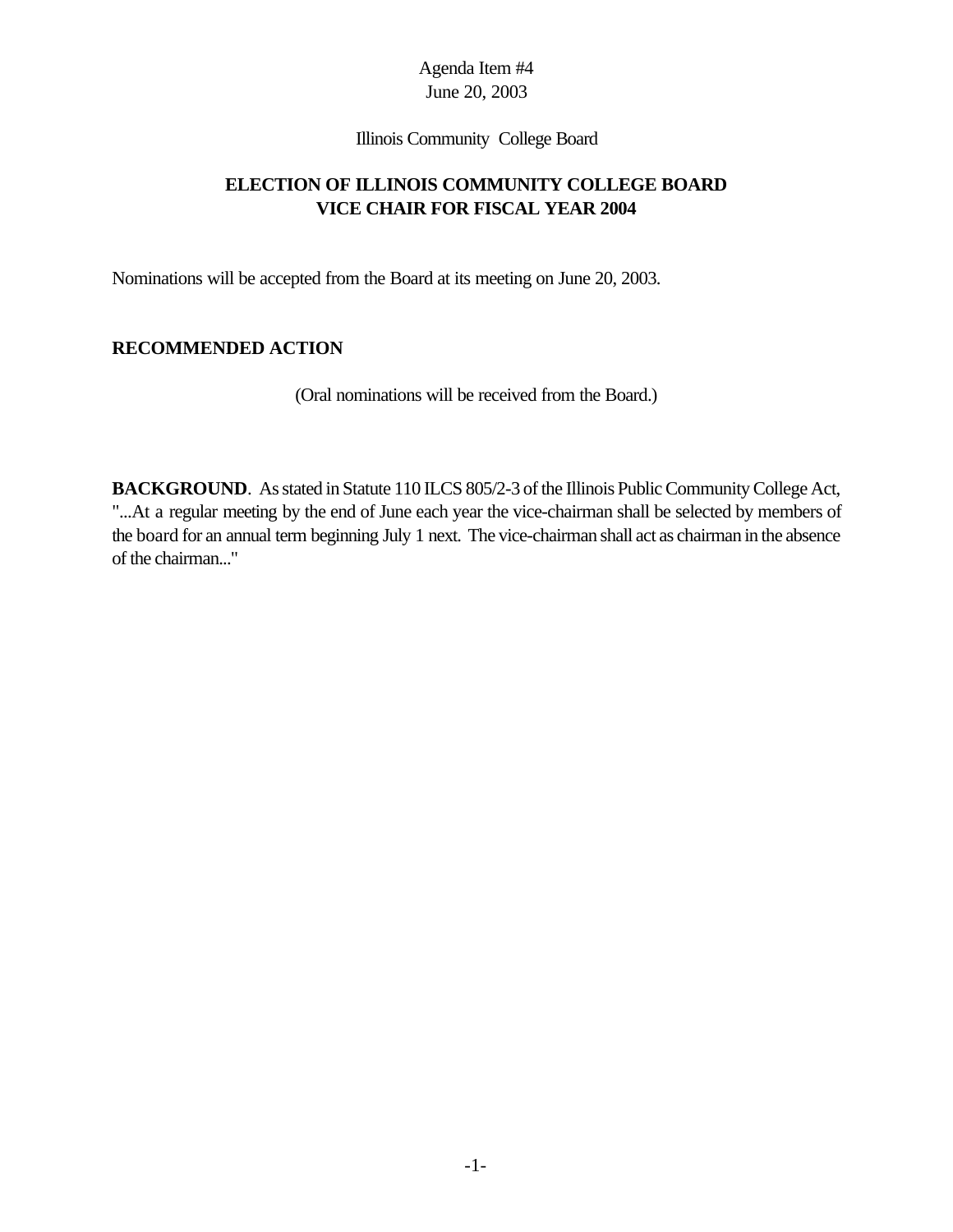Agenda Item #4
June 20, 2003

Illinois Community College Board

## ELECTION OF ILLINOIS COMMUNITY COLLEGE BOARD VICE CHAIR FOR FISCAL YEAR 2004

Nominations will be accepted from the Board at its meeting on June 20, 2003.

**RECOMMENDED ACTION**

(Oral nominations will be received from the Board.)

**BACKGROUND**. As stated in Statute 110 ILCS 805/2-3 of the Illinois Public Community College Act, "...At a regular meeting by the end of June each year the vice-chairman shall be selected by members of the board for an annual term beginning July 1 next. The vice-chairman shall act as chairman in the absence of the chairman..."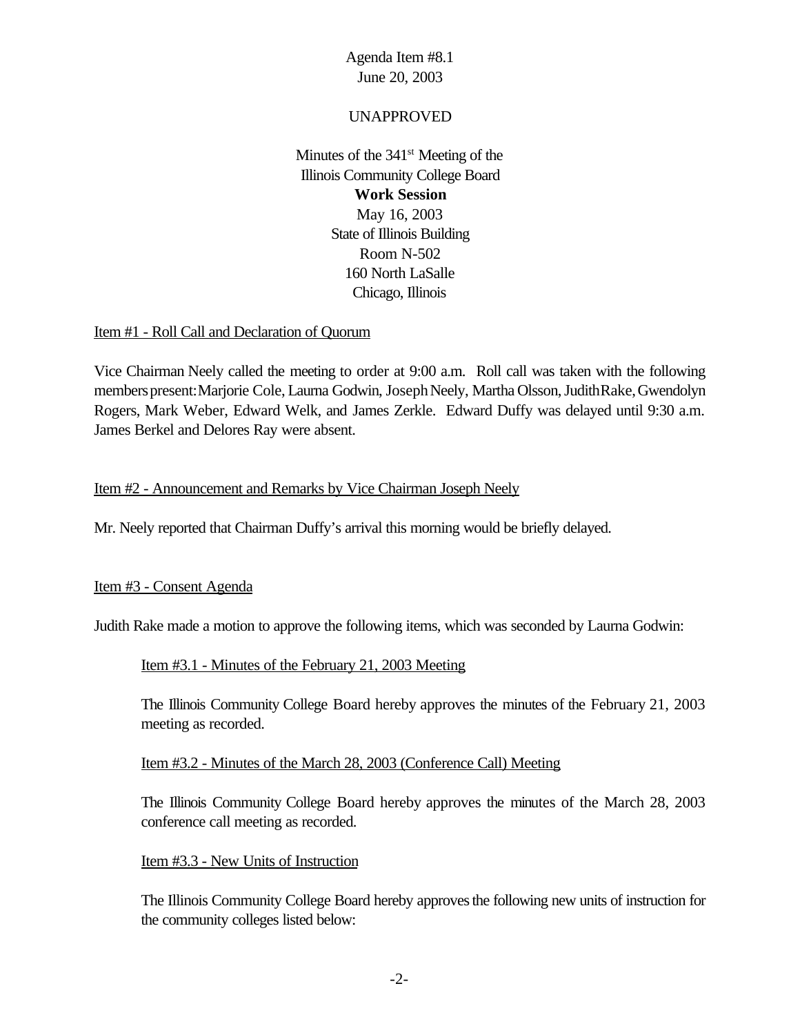Agenda Item #8.1
June 20, 2003

UNAPPROVED

Minutes of the 341st Meeting of the
Illinois Community College Board
**Work Session**
May 16, 2003
State of Illinois Building
Room N-502
160 North LaSalle
Chicago, Illinois

Item #1 - Roll Call and Declaration of Quorum

Vice Chairman Neely called the meeting to order at 9:00 a.m. Roll call was taken with the following members present: Marjorie Cole, Laurna Godwin, Joseph Neely, Martha Olsson, Judith Rake, Gwendolyn Rogers, Mark Weber, Edward Welk, and James Zerkle. Edward Duffy was delayed until 9:30 a.m. James Berkel and Delores Ray were absent.

Item #2 - Announcement and Remarks by Vice Chairman Joseph Neely

Mr. Neely reported that Chairman Duffy's arrival this morning would be briefly delayed.

Item #3 - Consent Agenda

Judith Rake made a motion to approve the following items, which was seconded by Laurna Godwin:

Item #3.1 - Minutes of the February 21, 2003 Meeting

The Illinois Community College Board hereby approves the minutes of the February 21, 2003 meeting as recorded.

Item #3.2 - Minutes of the March 28, 2003 (Conference Call) Meeting

The Illinois Community College Board hereby approves the minutes of the March 28, 2003 conference call meeting as recorded.

Item #3.3 - New Units of Instruction

The Illinois Community College Board hereby approves the following new units of instruction for the community colleges listed below: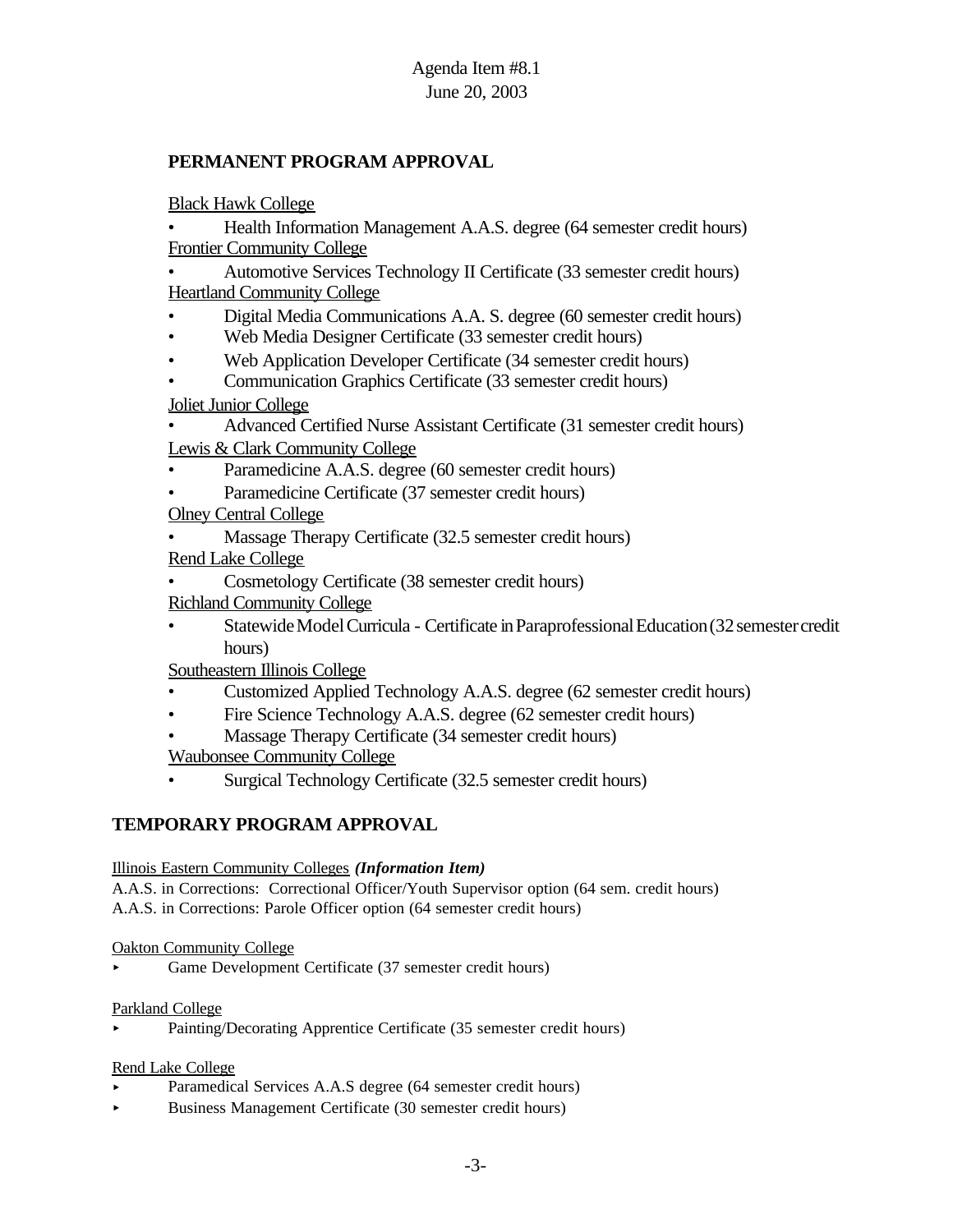Agenda Item #8.1
June 20, 2003

## PERMANENT PROGRAM APPROVAL

Black Hawk College

- Health Information Management A.A.S. degree (64 semester credit hours)

Frontier Community College

- Automotive Services Technology II Certificate (33 semester credit hours)

Heartland Community College

- Digital Media Communications A.A. S. degree (60 semester credit hours)
- Web Media Designer Certificate (33 semester credit hours)
- Web Application Developer Certificate (34 semester credit hours)
- Communication Graphics Certificate (33 semester credit hours)

Joliet Junior College

- Advanced Certified Nurse Assistant Certificate (31 semester credit hours)

Lewis & Clark Community College

- Paramedicine A.A.S. degree (60 semester credit hours)
- Paramedicine Certificate (37 semester credit hours)

Olney Central College

- Massage Therapy Certificate (32.5 semester credit hours)

Rend Lake College

- Cosmetology Certificate (38 semester credit hours)

Richland Community College

- Statewide Model Curricula - Certificate in Paraprofessional Education (32 semester credit hours)

Southeastern Illinois College

- Customized Applied Technology A.A.S. degree (62 semester credit hours)
- Fire Science Technology A.A.S. degree (62 semester credit hours)
- Massage Therapy Certificate (34 semester credit hours)

Waubonsee Community College

- Surgical Technology Certificate (32.5 semester credit hours)

## TEMPORARY PROGRAM APPROVAL

Illinois Eastern Community Colleges ***(Information Item)***

A.A.S. in Corrections: Correctional Officer/Youth Supervisor option (64 sem. credit hours)
A.A.S. in Corrections: Parole Officer option (64 semester credit hours)

Oakton Community College

- Game Development Certificate (37 semester credit hours)

Parkland College

- Painting/Decorating Apprentice Certificate (35 semester credit hours)

Rend Lake College

- Paramedical Services A.A.S degree (64 semester credit hours)
- Business Management Certificate (30 semester credit hours)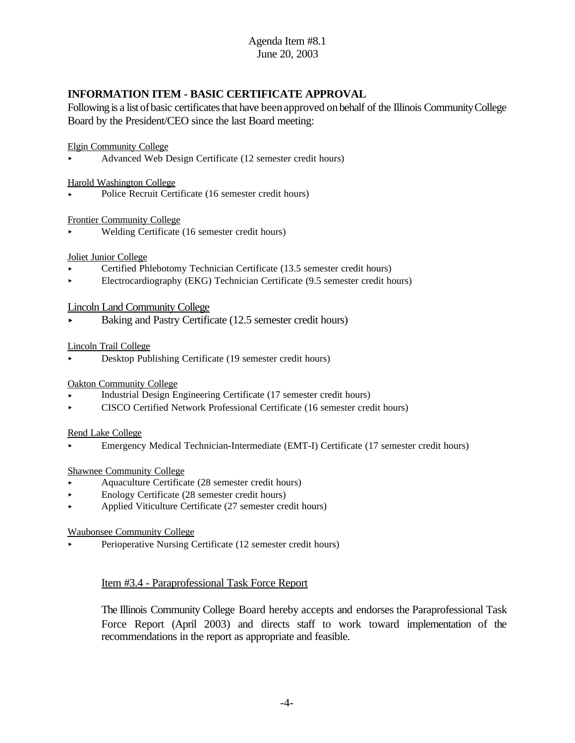Agenda Item #8.1
June 20, 2003

## INFORMATION ITEM - BASIC CERTIFICATE APPROVAL

Following is a list of basic certificates that have been approved on behalf of the Illinois Community College Board by the President/CEO since the last Board meeting:

Elgin Community College

- Advanced Web Design Certificate (12 semester credit hours)

Harold Washington College

- Police Recruit Certificate (16 semester credit hours)

Frontier Community College

- Welding Certificate (16 semester credit hours)

Joliet Junior College

- Certified Phlebotomy Technician Certificate (13.5 semester credit hours)
- Electrocardiography (EKG) Technician Certificate (9.5 semester credit hours)

Lincoln Land Community College

- Baking and Pastry Certificate (12.5 semester credit hours)

Lincoln Trail College

- Desktop Publishing Certificate (19 semester credit hours)

Oakton Community College

- Industrial Design Engineering Certificate (17 semester credit hours)
- CISCO Certified Network Professional Certificate (16 semester credit hours)

Rend Lake College

- Emergency Medical Technician-Intermediate (EMT-I) Certificate (17 semester credit hours)

Shawnee Community College

- Aquaculture Certificate (28 semester credit hours)
- Enology Certificate (28 semester credit hours)
- Applied Viticulture Certificate (27 semester credit hours)

Waubonsee Community College

- Perioperative Nursing Certificate (12 semester credit hours)

Item #3.4 - Paraprofessional Task Force Report

The Illinois Community College Board hereby accepts and endorses the Paraprofessional Task Force Report (April 2003) and directs staff to work toward implementation of the recommendations in the report as appropriate and feasible.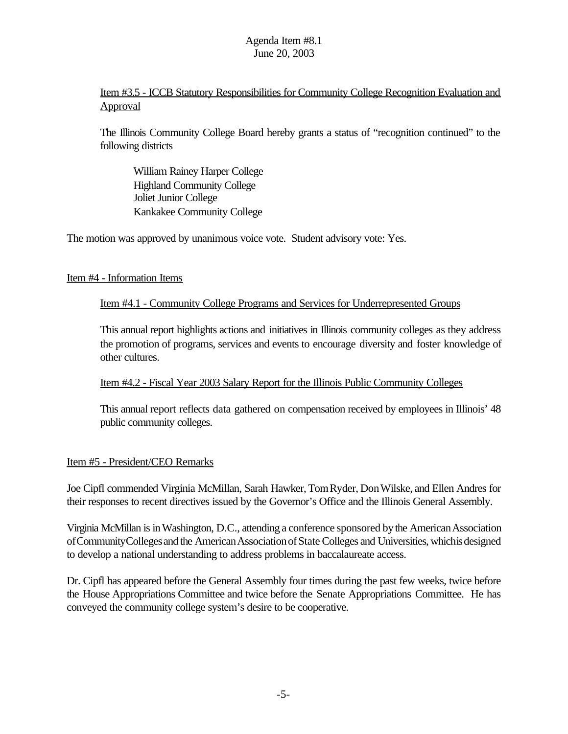Item #3.5 - ICCB Statutory Responsibilities for Community College Recognition Evaluation and Approval

The Illinois Community College Board hereby grants a status of "recognition continued" to the following districts

William Rainey Harper College
Highland Community College
Joliet Junior College
Kankakee Community College

The motion was approved by unanimous voice vote. Student advisory vote: Yes.

Item #4 - Information Items

Item #4.1 - Community College Programs and Services for Underrepresented Groups

This annual report highlights actions and initiatives in Illinois community colleges as they address the promotion of programs, services and events to encourage diversity and foster knowledge of other cultures.

Item #4.2 - Fiscal Year 2003 Salary Report for the Illinois Public Community Colleges

This annual report reflects data gathered on compensation received by employees in Illinois' 48 public community colleges.

Item #5 - President/CEO Remarks

Joe Cipfl commended Virginia McMillan, Sarah Hawker, Tom Ryder, Don Wilske, and Ellen Andres for their responses to recent directives issued by the Governor's Office and the Illinois General Assembly.

Virginia McMillan is in Washington, D.C., attending a conference sponsored by the American Association of Community Colleges and the American Association of State Colleges and Universities, which is designed to develop a national understanding to address problems in baccalaureate access.

Dr. Cipfl has appeared before the General Assembly four times during the past few weeks, twice before the House Appropriations Committee and twice before the Senate Appropriations Committee. He has conveyed the community college system's desire to be cooperative.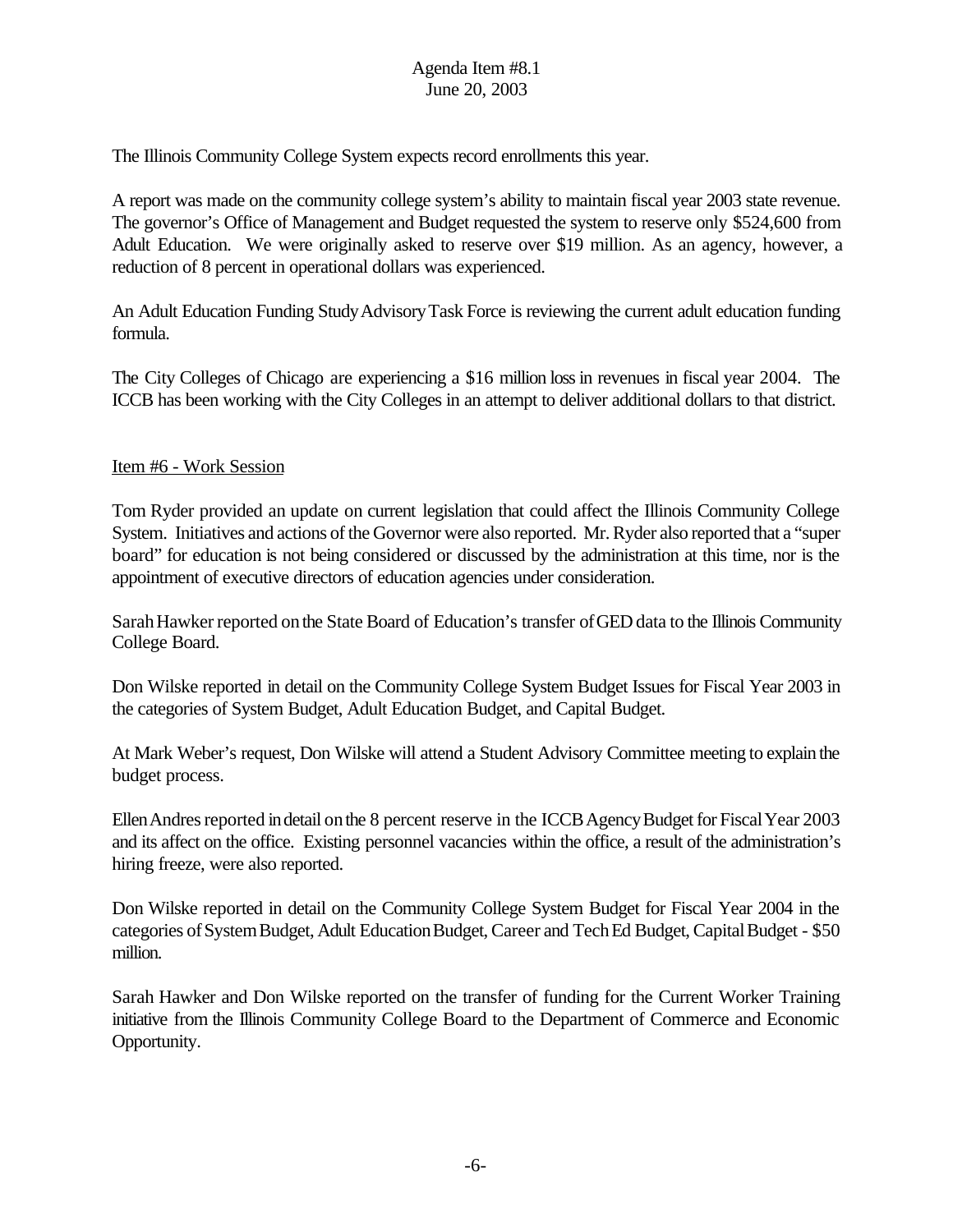The Illinois Community College System expects record enrollments this year.

A report was made on the community college system's ability to maintain fiscal year 2003 state revenue. The governor's Office of Management and Budget requested the system to reserve only $524,600 from Adult Education. We were originally asked to reserve over $19 million. As an agency, however, a reduction of 8 percent in operational dollars was experienced.

An Adult Education Funding Study Advisory Task Force is reviewing the current adult education funding formula.

The City Colleges of Chicago are experiencing a $16 million loss in revenues in fiscal year 2004. The ICCB has been working with the City Colleges in an attempt to deliver additional dollars to that district.

Item #6 - Work Session

Tom Ryder provided an update on current legislation that could affect the Illinois Community College System. Initiatives and actions of the Governor were also reported. Mr. Ryder also reported that a "super board" for education is not being considered or discussed by the administration at this time, nor is the appointment of executive directors of education agencies under consideration.

Sarah Hawker reported on the State Board of Education's transfer of GED data to the Illinois Community College Board.

Don Wilske reported in detail on the Community College System Budget Issues for Fiscal Year 2003 in the categories of System Budget, Adult Education Budget, and Capital Budget.

At Mark Weber's request, Don Wilske will attend a Student Advisory Committee meeting to explain the budget process.

Ellen Andres reported in detail on the 8 percent reserve in the ICCB Agency Budget for Fiscal Year 2003 and its affect on the office. Existing personnel vacancies within the office, a result of the administration's hiring freeze, were also reported.

Don Wilske reported in detail on the Community College System Budget for Fiscal Year 2004 in the categories of System Budget, Adult Education Budget, Career and Tech Ed Budget, Capital Budget - $50 million.

Sarah Hawker and Don Wilske reported on the transfer of funding for the Current Worker Training initiative from the Illinois Community College Board to the Department of Commerce and Economic Opportunity.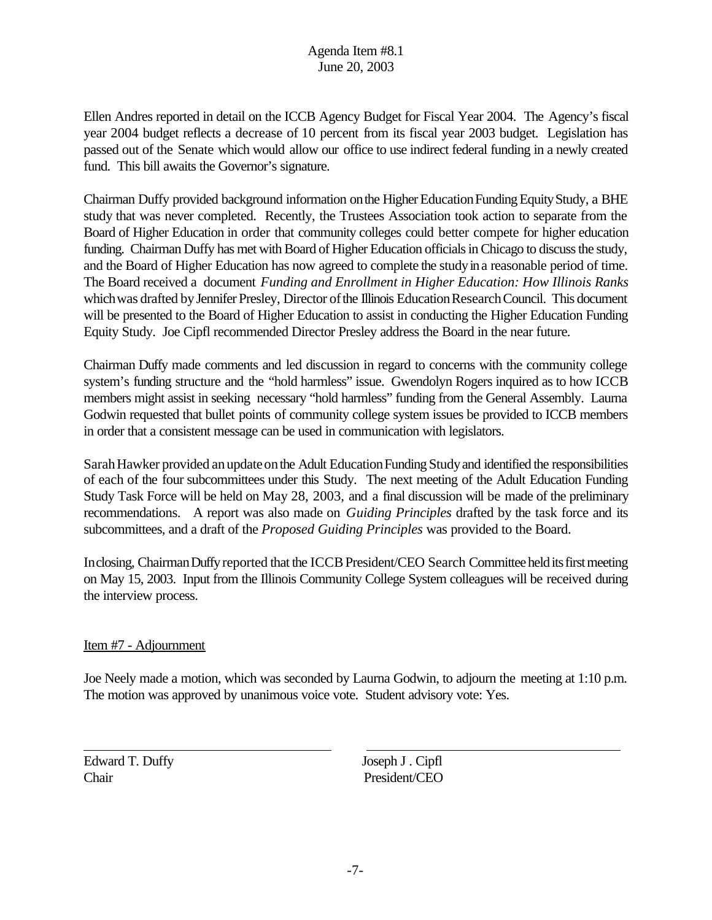Ellen Andres reported in detail on the ICCB Agency Budget for Fiscal Year 2004. The Agency's fiscal year 2004 budget reflects a decrease of 10 percent from its fiscal year 2003 budget. Legislation has passed out of the Senate which would allow our office to use indirect federal funding in a newly created fund. This bill awaits the Governor's signature.

Chairman Duffy provided background information on the Higher Education Funding Equity Study, a BHE study that was never completed. Recently, the Trustees Association took action to separate from the Board of Higher Education in order that community colleges could better compete for higher education funding. Chairman Duffy has met with Board of Higher Education officials in Chicago to discuss the study, and the Board of Higher Education has now agreed to complete the study in a reasonable period of time. The Board received a document *Funding and Enrollment in Higher Education: How Illinois Ranks* which was drafted by Jennifer Presley, Director of the Illinois Education Research Council. This document will be presented to the Board of Higher Education to assist in conducting the Higher Education Funding Equity Study. Joe Cipfl recommended Director Presley address the Board in the near future.

Chairman Duffy made comments and led discussion in regard to concerns with the community college system's funding structure and the "hold harmless" issue. Gwendolyn Rogers inquired as to how ICCB members might assist in seeking necessary "hold harmless" funding from the General Assembly. Laurna Godwin requested that bullet points of community college system issues be provided to ICCB members in order that a consistent message can be used in communication with legislators.

Sarah Hawker provided an update on the Adult Education Funding Study and identified the responsibilities of each of the four subcommittees under this Study. The next meeting of the Adult Education Funding Study Task Force will be held on May 28, 2003, and a final discussion will be made of the preliminary recommendations. A report was also made on *Guiding Principles* drafted by the task force and its subcommittees, and a draft of the *Proposed Guiding Principles* was provided to the Board.

In closing, Chairman Duffy reported that the ICCB President/CEO Search Committee held its first meeting on May 15, 2003. Input from the Illinois Community College System colleagues will be received during the interview process.

Item #7 - Adjournment

Joe Neely made a motion, which was seconded by Laurna Godwin, to adjourn the meeting at 1:10 p.m. The motion was approved by unanimous voice vote. Student advisory vote: Yes.

| Edward T. Duffy | Joseph J . Cipfl |
|---|---|
| Chair | President/CEO |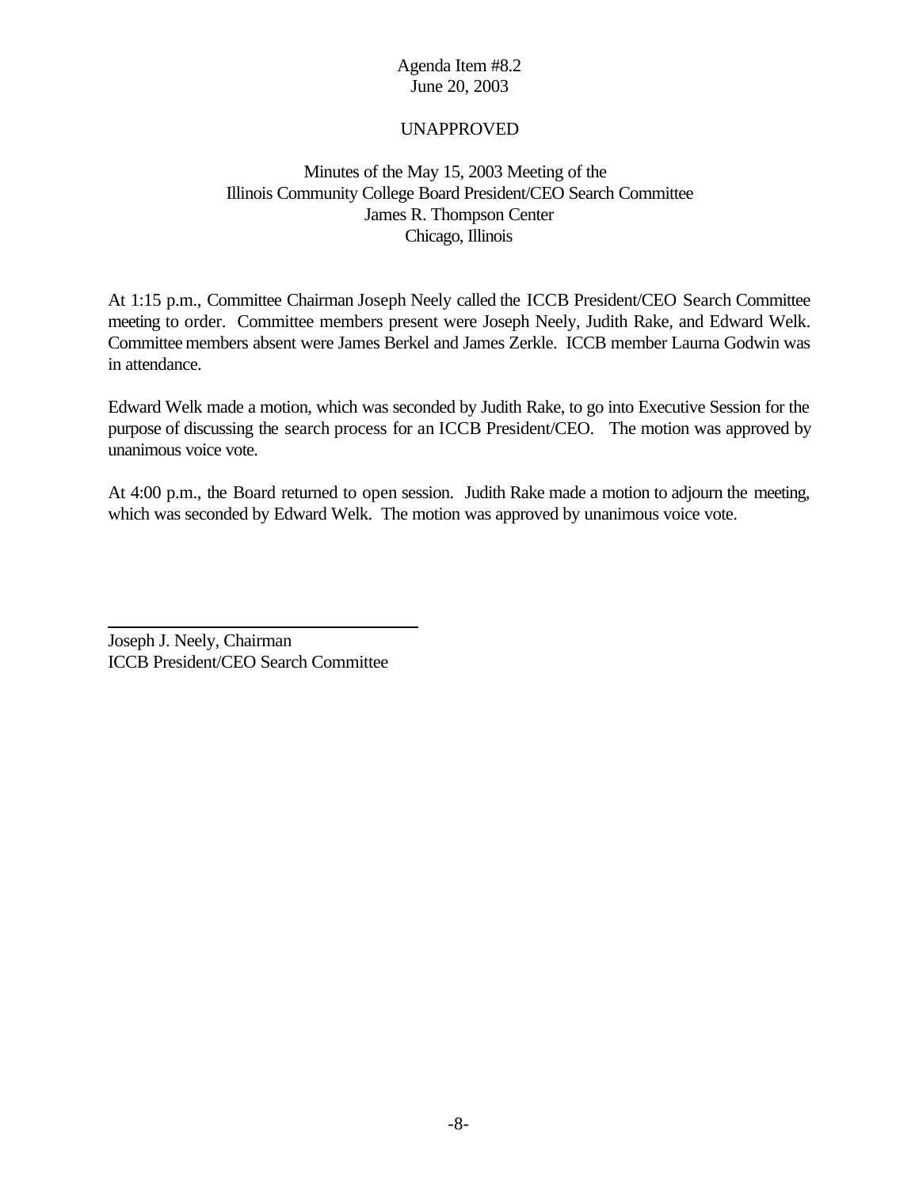Agenda Item #8.2
June 20, 2003

UNAPPROVED

Minutes of the May 15, 2003 Meeting of the
Illinois Community College Board President/CEO Search Committee
James R. Thompson Center
Chicago, Illinois

At 1:15 p.m., Committee Chairman Joseph Neely called the ICCB President/CEO Search Committee meeting to order. Committee members present were Joseph Neely, Judith Rake, and Edward Welk. Committee members absent were James Berkel and James Zerkle. ICCB member Laurna Godwin was in attendance.

Edward Welk made a motion, which was seconded by Judith Rake, to go into Executive Session for the purpose of discussing the search process for an ICCB President/CEO. The motion was approved by unanimous voice vote.

At 4:00 p.m., the Board returned to open session. Judith Rake made a motion to adjourn the meeting, which was seconded by Edward Welk. The motion was approved by unanimous voice vote.

Joseph J. Neely, Chairman
ICCB President/CEO Search Committee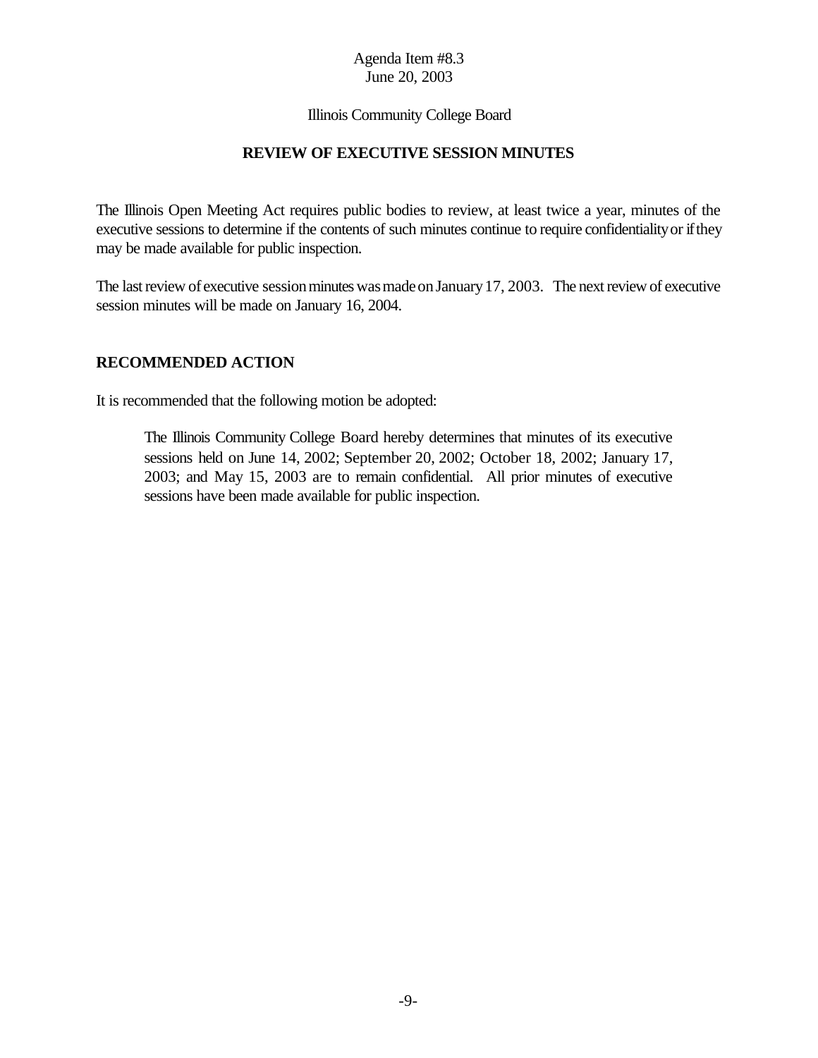Agenda Item #8.3
June 20, 2003

Illinois Community College Board

## REVIEW OF EXECUTIVE SESSION MINUTES

The Illinois Open Meeting Act requires public bodies to review, at least twice a year, minutes of the executive sessions to determine if the contents of such minutes continue to require confidentiality or if they may be made available for public inspection.

The last review of executive session minutes was made on January 17, 2003. The next review of executive session minutes will be made on January 16, 2004.

### RECOMMENDED ACTION

It is recommended that the following motion be adopted:

> The Illinois Community College Board hereby determines that minutes of its executive sessions held on June 14, 2002; September 20, 2002; October 18, 2002; January 17, 2003; and May 15, 2003 are to remain confidential. All prior minutes of executive sessions have been made available for public inspection.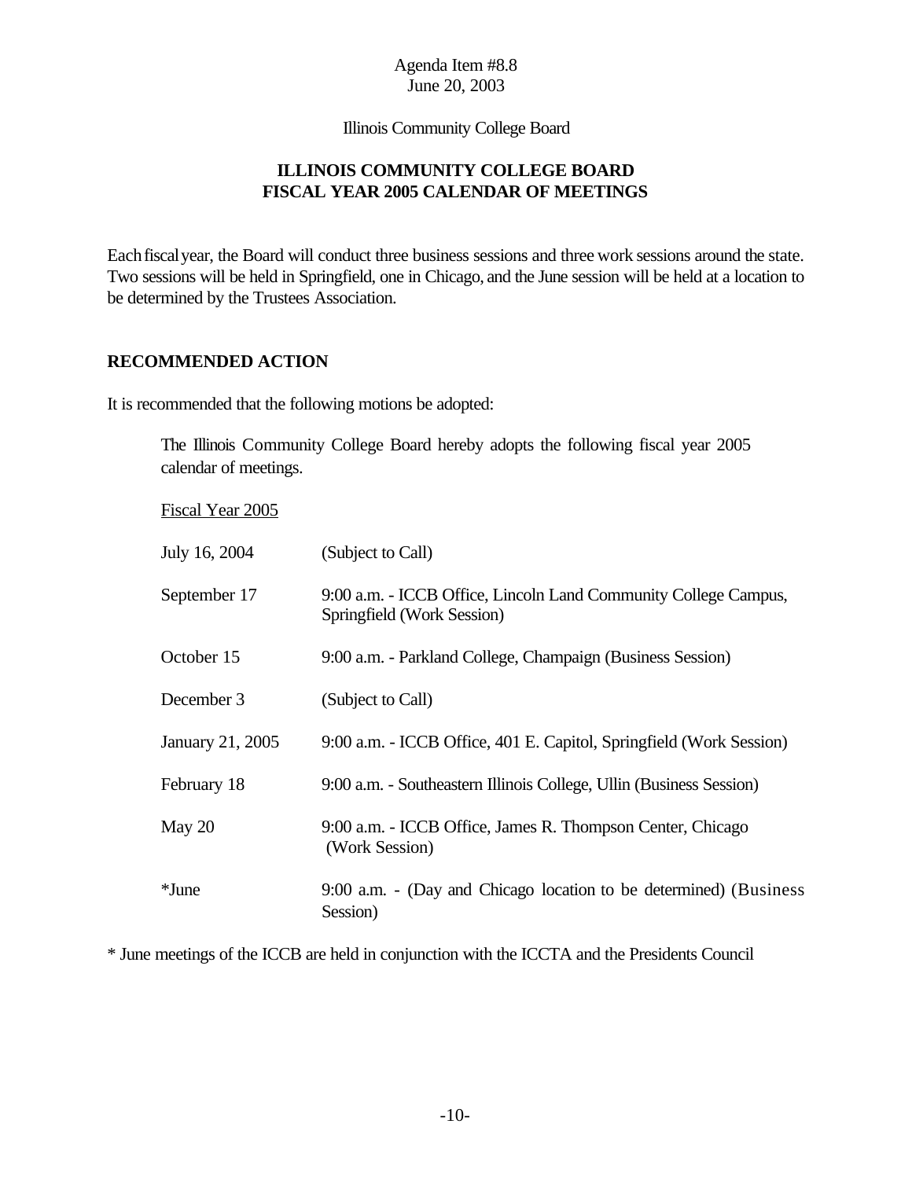Agenda Item #8.8
June 20, 2003

Illinois Community College Board

# ILLINOIS COMMUNITY COLLEGE BOARD
# FISCAL YEAR 2005 CALENDAR OF MEETINGS

Each fiscal year, the Board will conduct three business sessions and three work sessions around the state. Two sessions will be held in Springfield, one in Chicago, and the June session will be held at a location to be determined by the Trustees Association.

## RECOMMENDED ACTION

It is recommended that the following motions be adopted:

> The Illinois Community College Board hereby adopts the following fiscal year 2005 calendar of meetings.
>
> <u>Fiscal Year 2005</u>

| | |
|---|---|
| July 16, 2004 | (Subject to Call) |
| September 17 | 9:00 a.m. - ICCB Office, Lincoln Land Community College Campus, Springfield (Work Session) |
| October 15 | 9:00 a.m. - Parkland College, Champaign (Business Session) |
| December 3 | (Subject to Call) |
| January 21, 2005 | 9:00 a.m. - ICCB Office, 401 E. Capitol, Springfield (Work Session) |
| February 18 | 9:00 a.m. - Southeastern Illinois College, Ullin (Business Session) |
| May 20 | 9:00 a.m. - ICCB Office, James R. Thompson Center, Chicago (Work Session) |
| *June | 9:00 a.m. - (Day and Chicago location to be determined) (Business Session) |

* June meetings of the ICCB are held in conjunction with the ICCTA and the Presidents Council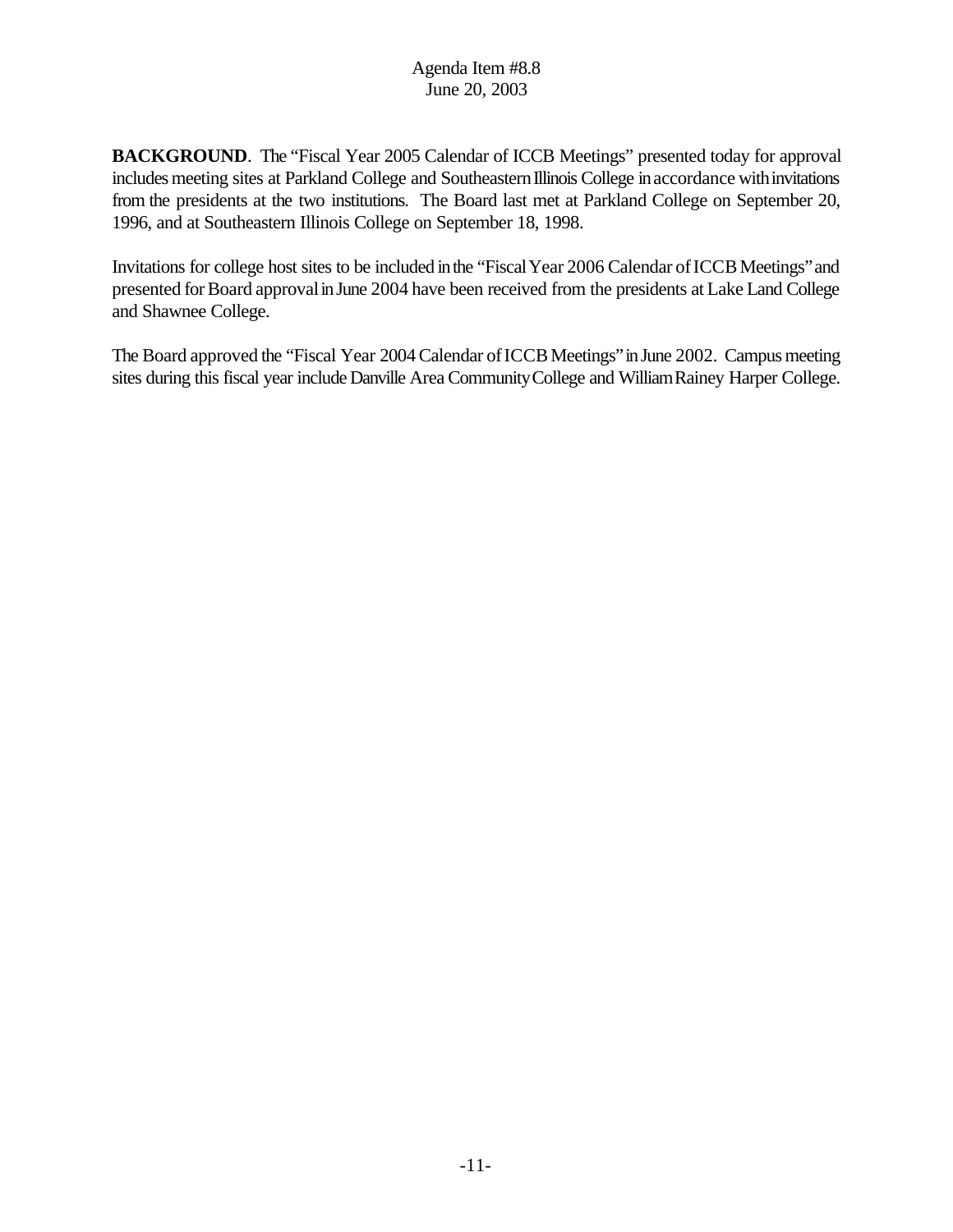Agenda Item #8.8
June 20, 2003

**BACKGROUND**. The "Fiscal Year 2005 Calendar of ICCB Meetings" presented today for approval includes meeting sites at Parkland College and Southeastern Illinois College in accordance with invitations from the presidents at the two institutions. The Board last met at Parkland College on September 20, 1996, and at Southeastern Illinois College on September 18, 1998.

Invitations for college host sites to be included in the "Fiscal Year 2006 Calendar of ICCB Meetings" and presented for Board approval in June 2004 have been received from the presidents at Lake Land College and Shawnee College.

The Board approved the "Fiscal Year 2004 Calendar of ICCB Meetings" in June 2002. Campus meeting sites during this fiscal year include Danville Area Community College and William Rainey Harper College.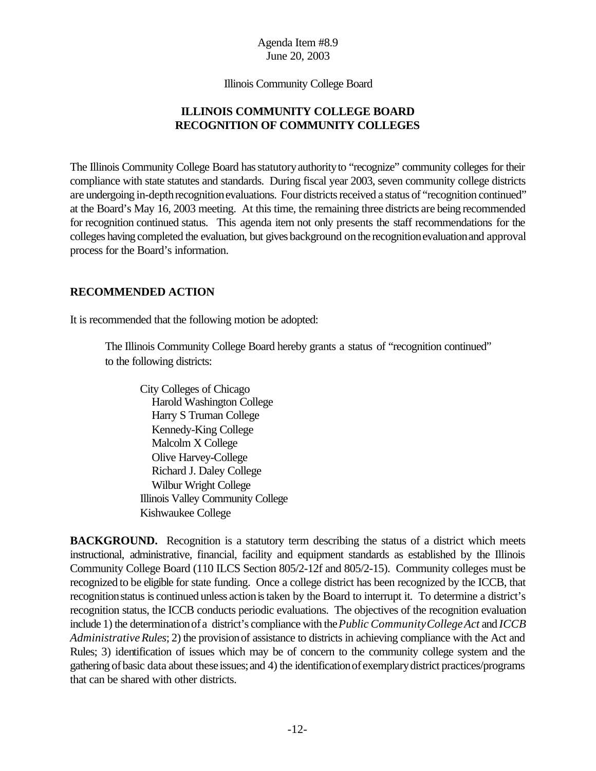Agenda Item #8.9
June 20, 2003

Illinois Community College Board

## ILLINOIS COMMUNITY COLLEGE BOARD
## RECOGNITION OF COMMUNITY COLLEGES

The Illinois Community College Board has statutory authority to "recognize" community colleges for their compliance with state statutes and standards. During fiscal year 2003, seven community college districts are undergoing in-depth recognition evaluations. Four districts received a status of "recognition continued" at the Board's May 16, 2003 meeting. At this time, the remaining three districts are being recommended for recognition continued status. This agenda item not only presents the staff recommendations for the colleges having completed the evaluation, but gives background on the recognition evaluation and approval process for the Board's information.

### RECOMMENDED ACTION

It is recommended that the following motion be adopted:

> The Illinois Community College Board hereby grants a status of "recognition continued" to the following districts:
>
> City Colleges of Chicago
> - Harold Washington College
> - Harry S Truman College
> - Kennedy-King College
> - Malcolm X College
> - Olive Harvey-College
> - Richard J. Daley College
> - Wilbur Wright College
>
> Illinois Valley Community College
> Kishwaukee College

**BACKGROUND.** Recognition is a statutory term describing the status of a district which meets instructional, administrative, financial, facility and equipment standards as established by the Illinois Community College Board (110 ILCS Section 805/2-12f and 805/2-15). Community colleges must be recognized to be eligible for state funding. Once a college district has been recognized by the ICCB, that recognition status is continued unless action is taken by the Board to interrupt it. To determine a district's recognition status, the ICCB conducts periodic evaluations. The objectives of the recognition evaluation include 1) the determination of a district's compliance with the *Public Community College Act* and *ICCB Administrative Rules*; 2) the provision of assistance to districts in achieving compliance with the Act and Rules; 3) identification of issues which may be of concern to the community college system and the gathering of basic data about these issues; and 4) the identification of exemplary district practices/programs that can be shared with other districts.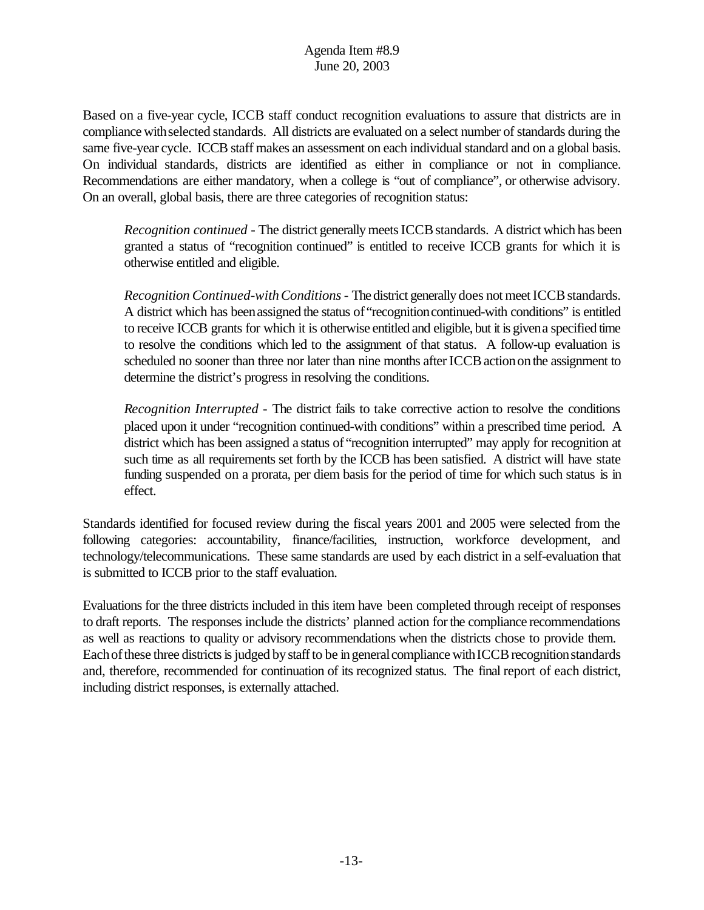Based on a five-year cycle, ICCB staff conduct recognition evaluations to assure that districts are in compliance with selected standards. All districts are evaluated on a select number of standards during the same five-year cycle. ICCB staff makes an assessment on each individual standard and on a global basis. On individual standards, districts are identified as either in compliance or not in compliance. Recommendations are either mandatory, when a college is "out of compliance", or otherwise advisory. On an overall, global basis, there are three categories of recognition status:

> *Recognition continued* - The district generally meets ICCB standards. A district which has been granted a status of "recognition continued" is entitled to receive ICCB grants for which it is otherwise entitled and eligible.
>
> *Recognition Continued-with Conditions* - The district generally does not meet ICCB standards. A district which has been assigned the status of "recognition continued-with conditions" is entitled to receive ICCB grants for which it is otherwise entitled and eligible, but it is given a specified time to resolve the conditions which led to the assignment of that status. A follow-up evaluation is scheduled no sooner than three nor later than nine months after ICCB action on the assignment to determine the district's progress in resolving the conditions.
>
> *Recognition Interrupted* - The district fails to take corrective action to resolve the conditions placed upon it under "recognition continued-with conditions" within a prescribed time period. A district which has been assigned a status of "recognition interrupted" may apply for recognition at such time as all requirements set forth by the ICCB has been satisfied. A district will have state funding suspended on a prorata, per diem basis for the period of time for which such status is in effect.

Standards identified for focused review during the fiscal years 2001 and 2005 were selected from the following categories: accountability, finance/facilities, instruction, workforce development, and technology/telecommunications. These same standards are used by each district in a self-evaluation that is submitted to ICCB prior to the staff evaluation.

Evaluations for the three districts included in this item have been completed through receipt of responses to draft reports. The responses include the districts' planned action for the compliance recommendations as well as reactions to quality or advisory recommendations when the districts chose to provide them. Each of these three districts is judged by staff to be in general compliance with ICCB recognition standards and, therefore, recommended for continuation of its recognized status. The final report of each district, including district responses, is externally attached.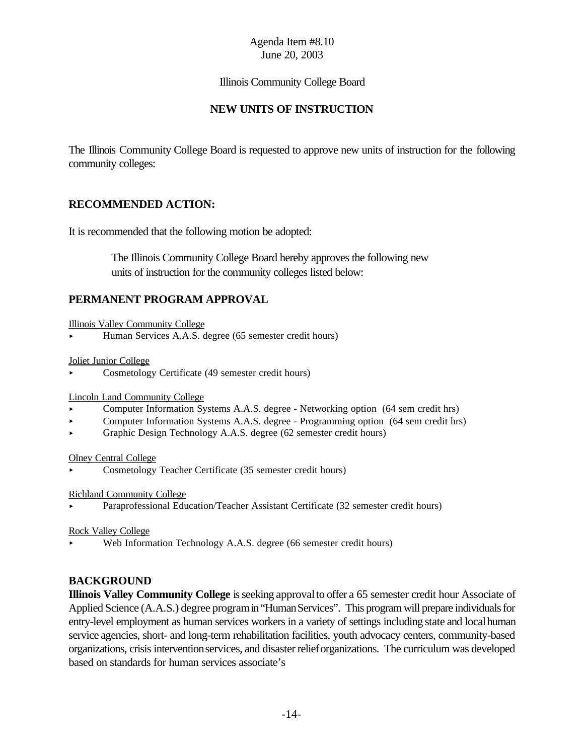Agenda Item #8.10
June 20, 2003

Illinois Community College Board

## NEW UNITS OF INSTRUCTION

The Illinois Community College Board is requested to approve new units of instruction for the following community colleges:

## RECOMMENDED ACTION:

It is recommended that the following motion be adopted:

> The Illinois Community College Board hereby approves the following new units of instruction for the community colleges listed below:

## PERMANENT PROGRAM APPROVAL

Illinois Valley Community College

- Human Services A.A.S. degree (65 semester credit hours)

Joliet Junior College

- Cosmetology Certificate (49 semester credit hours)

Lincoln Land Community College

- Computer Information Systems A.A.S. degree - Networking option (64 sem credit hrs)
- Computer Information Systems A.A.S. degree - Programming option (64 sem credit hrs)
- Graphic Design Technology A.A.S. degree (62 semester credit hours)

Olney Central College

- Cosmetology Teacher Certificate (35 semester credit hours)

Richland Community College

- Paraprofessional Education/Teacher Assistant Certificate (32 semester credit hours)

Rock Valley College

- Web Information Technology A.A.S. degree (66 semester credit hours)

## BACKGROUND

**Illinois Valley Community College** is seeking approval to offer a 65 semester credit hour Associate of Applied Science (A.A.S.) degree program in "Human Services". This program will prepare individuals for entry-level employment as human services workers in a variety of settings including state and local human service agencies, short- and long-term rehabilitation facilities, youth advocacy centers, community-based organizations, crisis intervention services, and disaster relief organizations. The curriculum was developed based on standards for human services associate's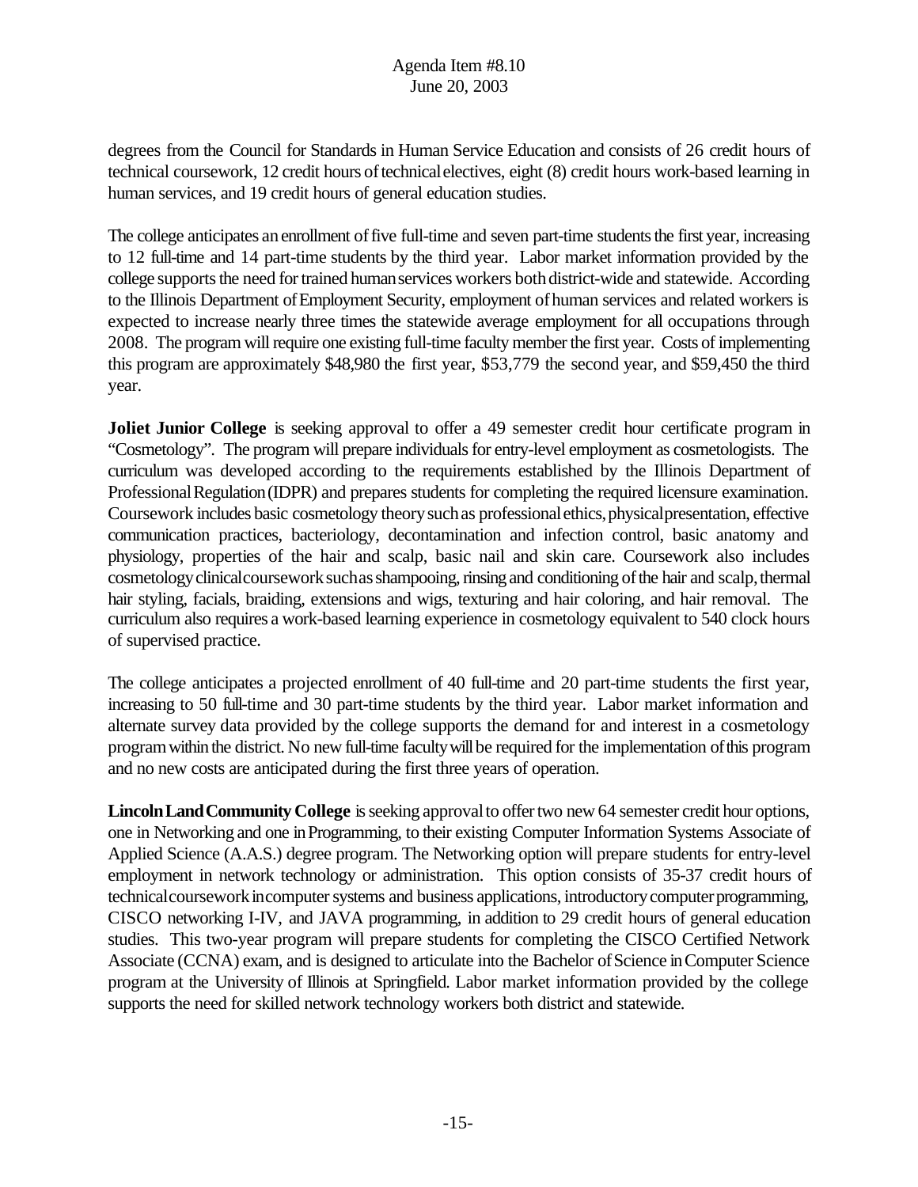degrees from the Council for Standards in Human Service Education and consists of 26 credit hours of technical coursework, 12 credit hours of technical electives, eight (8) credit hours work-based learning in human services, and 19 credit hours of general education studies.

The college anticipates an enrollment of five full-time and seven part-time students the first year, increasing to 12 full-time and 14 part-time students by the third year. Labor market information provided by the college supports the need for trained human services workers both district-wide and statewide. According to the Illinois Department of Employment Security, employment of human services and related workers is expected to increase nearly three times the statewide average employment for all occupations through 2008. The program will require one existing full-time faculty member the first year. Costs of implementing this program are approximately $48,980 the first year, $53,779 the second year, and $59,450 the third year.

**Joliet Junior College** is seeking approval to offer a 49 semester credit hour certificate program in "Cosmetology". The program will prepare individuals for entry-level employment as cosmetologists. The curriculum was developed according to the requirements established by the Illinois Department of Professional Regulation (IDPR) and prepares students for completing the required licensure examination. Coursework includes basic cosmetology theory such as professional ethics, physical presentation, effective communication practices, bacteriology, decontamination and infection control, basic anatomy and physiology, properties of the hair and scalp, basic nail and skin care. Coursework also includes cosmetology clinical coursework such as shampooing, rinsing and conditioning of the hair and scalp, thermal hair styling, facials, braiding, extensions and wigs, texturing and hair coloring, and hair removal. The curriculum also requires a work-based learning experience in cosmetology equivalent to 540 clock hours of supervised practice.

The college anticipates a projected enrollment of 40 full-time and 20 part-time students the first year, increasing to 50 full-time and 30 part-time students by the third year. Labor market information and alternate survey data provided by the college supports the demand for and interest in a cosmetology program within the district. No new full-time faculty will be required for the implementation of this program and no new costs are anticipated during the first three years of operation.

**Lincoln Land Community College** is seeking approval to offer two new 64 semester credit hour options, one in Networking and one in Programming, to their existing Computer Information Systems Associate of Applied Science (A.A.S.) degree program. The Networking option will prepare students for entry-level employment in network technology or administration. This option consists of 35-37 credit hours of technical coursework in computer systems and business applications, introductory computer programming, CISCO networking I-IV, and JAVA programming, in addition to 29 credit hours of general education studies. This two-year program will prepare students for completing the CISCO Certified Network Associate (CCNA) exam, and is designed to articulate into the Bachelor of Science in Computer Science program at the University of Illinois at Springfield. Labor market information provided by the college supports the need for skilled network technology workers both district and statewide.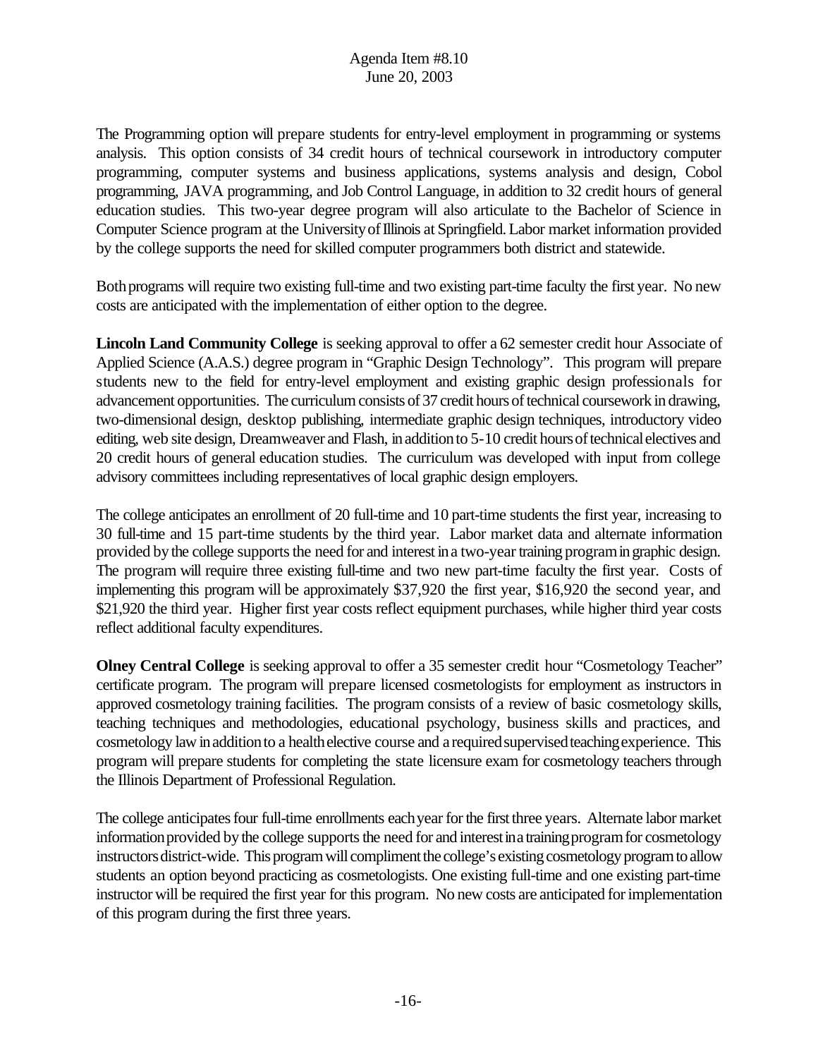The Programming option will prepare students for entry-level employment in programming or systems analysis. This option consists of 34 credit hours of technical coursework in introductory computer programming, computer systems and business applications, systems analysis and design, Cobol programming, JAVA programming, and Job Control Language, in addition to 32 credit hours of general education studies. This two-year degree program will also articulate to the Bachelor of Science in Computer Science program at the University of Illinois at Springfield. Labor market information provided by the college supports the need for skilled computer programmers both district and statewide.

Both programs will require two existing full-time and two existing part-time faculty the first year. No new costs are anticipated with the implementation of either option to the degree.

**Lincoln Land Community College** is seeking approval to offer a 62 semester credit hour Associate of Applied Science (A.A.S.) degree program in "Graphic Design Technology". This program will prepare students new to the field for entry-level employment and existing graphic design professionals for advancement opportunities. The curriculum consists of 37 credit hours of technical coursework in drawing, two-dimensional design, desktop publishing, intermediate graphic design techniques, introductory video editing, web site design, Dreamweaver and Flash, in addition to 5-10 credit hours of technical electives and 20 credit hours of general education studies. The curriculum was developed with input from college advisory committees including representatives of local graphic design employers.

The college anticipates an enrollment of 20 full-time and 10 part-time students the first year, increasing to 30 full-time and 15 part-time students by the third year. Labor market data and alternate information provided by the college supports the need for and interest in a two-year training program in graphic design. The program will require three existing full-time and two new part-time faculty the first year. Costs of implementing this program will be approximately $37,920 the first year, $16,920 the second year, and $21,920 the third year. Higher first year costs reflect equipment purchases, while higher third year costs reflect additional faculty expenditures.

**Olney Central College** is seeking approval to offer a 35 semester credit hour "Cosmetology Teacher" certificate program. The program will prepare licensed cosmetologists for employment as instructors in approved cosmetology training facilities. The program consists of a review of basic cosmetology skills, teaching techniques and methodologies, educational psychology, business skills and practices, and cosmetology law in addition to a health elective course and a required supervised teaching experience. This program will prepare students for completing the state licensure exam for cosmetology teachers through the Illinois Department of Professional Regulation.

The college anticipates four full-time enrollments each year for the first three years. Alternate labor market information provided by the college supports the need for and interest in a training program for cosmetology instructors district-wide. This program will compliment the college's existing cosmetology program to allow students an option beyond practicing as cosmetologists. One existing full-time and one existing part-time instructor will be required the first year for this program. No new costs are anticipated for implementation of this program during the first three years.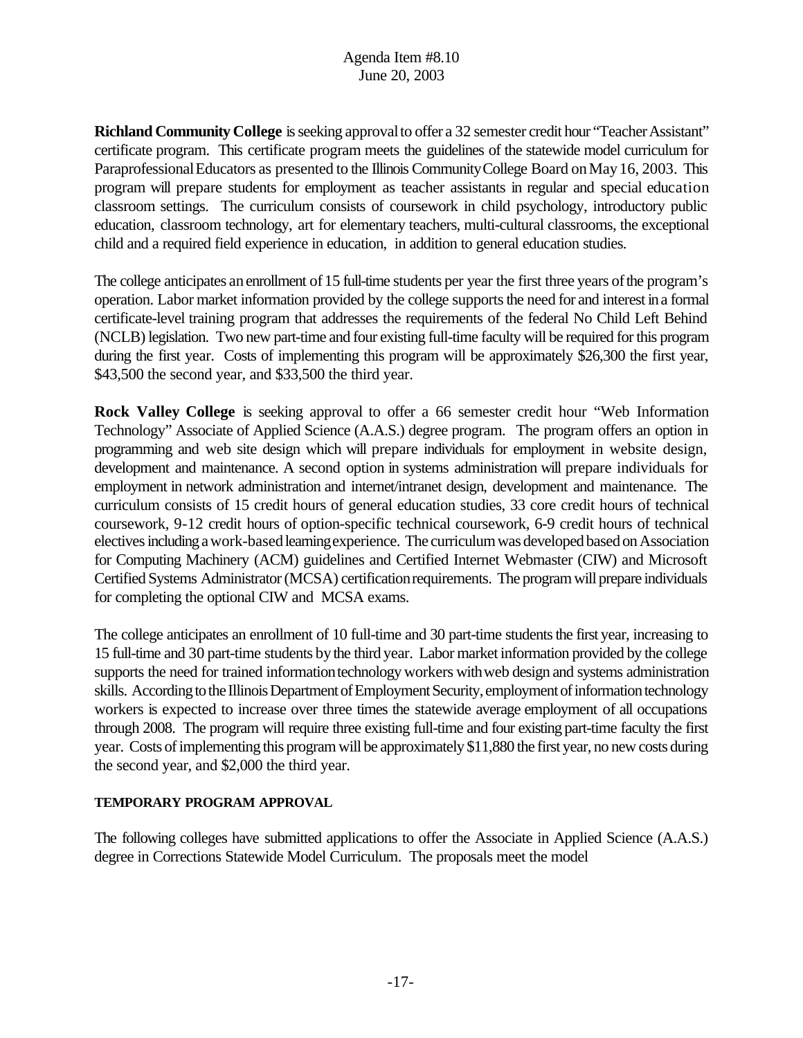**Richland Community College** is seeking approval to offer a 32 semester credit hour "Teacher Assistant" certificate program. This certificate program meets the guidelines of the statewide model curriculum for Paraprofessional Educators as presented to the Illinois Community College Board on May 16, 2003. This program will prepare students for employment as teacher assistants in regular and special education classroom settings. The curriculum consists of coursework in child psychology, introductory public education, classroom technology, art for elementary teachers, multi-cultural classrooms, the exceptional child and a required field experience in education, in addition to general education studies.

The college anticipates an enrollment of 15 full-time students per year the first three years of the program's operation. Labor market information provided by the college supports the need for and interest in a formal certificate-level training program that addresses the requirements of the federal No Child Left Behind (NCLB) legislation. Two new part-time and four existing full-time faculty will be required for this program during the first year. Costs of implementing this program will be approximately $26,300 the first year, $43,500 the second year, and $33,500 the third year.

**Rock Valley College** is seeking approval to offer a 66 semester credit hour "Web Information Technology" Associate of Applied Science (A.A.S.) degree program. The program offers an option in programming and web site design which will prepare individuals for employment in website design, development and maintenance. A second option in systems administration will prepare individuals for employment in network administration and internet/intranet design, development and maintenance. The curriculum consists of 15 credit hours of general education studies, 33 core credit hours of technical coursework, 9-12 credit hours of option-specific technical coursework, 6-9 credit hours of technical electives including a work-based learning experience. The curriculum was developed based on Association for Computing Machinery (ACM) guidelines and Certified Internet Webmaster (CIW) and Microsoft Certified Systems Administrator (MCSA) certification requirements. The program will prepare individuals for completing the optional CIW and MCSA exams.

The college anticipates an enrollment of 10 full-time and 30 part-time students the first year, increasing to 15 full-time and 30 part-time students by the third year. Labor market information provided by the college supports the need for trained information technology workers with web design and systems administration skills. According to the Illinois Department of Employment Security, employment of information technology workers is expected to increase over three times the statewide average employment of all occupations through 2008. The program will require three existing full-time and four existing part-time faculty the first year. Costs of implementing this program will be approximately $11,880 the first year, no new costs during the second year, and $2,000 the third year.

**TEMPORARY PROGRAM APPROVAL**

The following colleges have submitted applications to offer the Associate in Applied Science (A.A.S.) degree in Corrections Statewide Model Curriculum. The proposals meet the model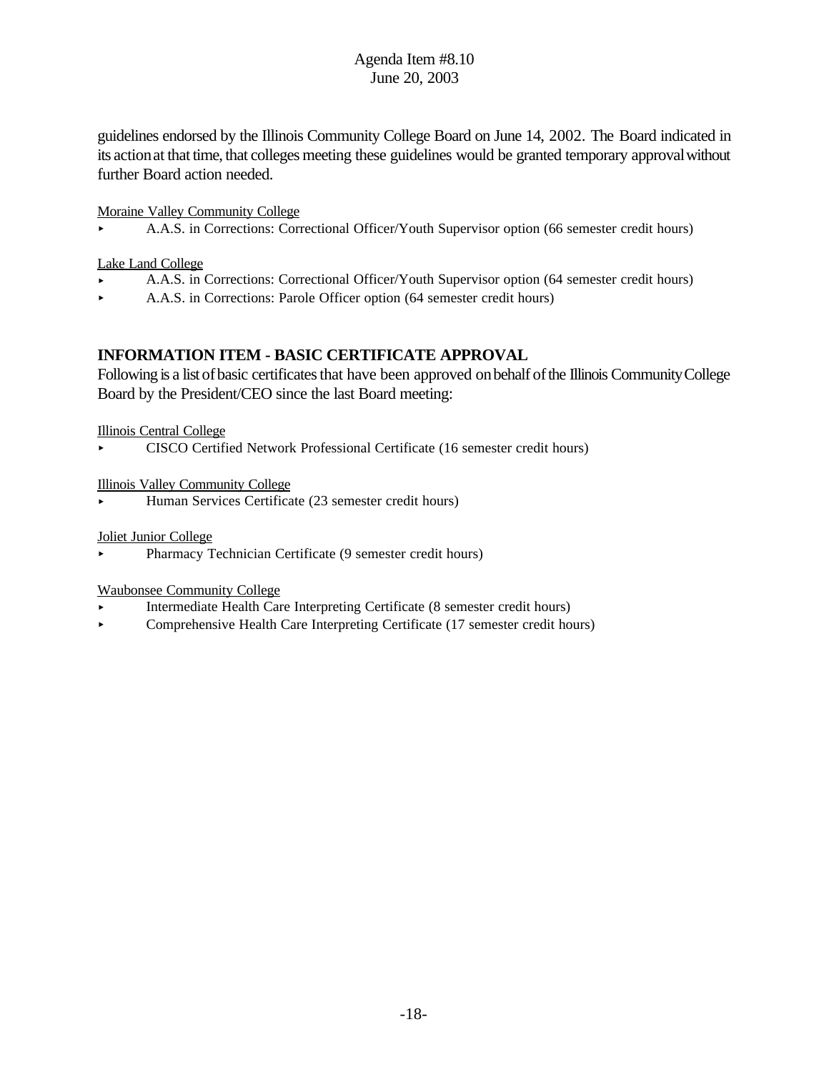guidelines endorsed by the Illinois Community College Board on June 14, 2002. The Board indicated in its action at that time, that colleges meeting these guidelines would be granted temporary approval without further Board action needed.

Moraine Valley Community College

- A.A.S. in Corrections: Correctional Officer/Youth Supervisor option (66 semester credit hours)

Lake Land College

- A.A.S. in Corrections: Correctional Officer/Youth Supervisor option (64 semester credit hours)
- A.A.S. in Corrections: Parole Officer option (64 semester credit hours)

## INFORMATION ITEM - BASIC CERTIFICATE APPROVAL

Following is a list of basic certificates that have been approved on behalf of the Illinois Community College Board by the President/CEO since the last Board meeting:

Illinois Central College

- CISCO Certified Network Professional Certificate (16 semester credit hours)

Illinois Valley Community College

- Human Services Certificate (23 semester credit hours)

Joliet Junior College

- Pharmacy Technician Certificate (9 semester credit hours)

Waubonsee Community College

- Intermediate Health Care Interpreting Certificate (8 semester credit hours)
- Comprehensive Health Care Interpreting Certificate (17 semester credit hours)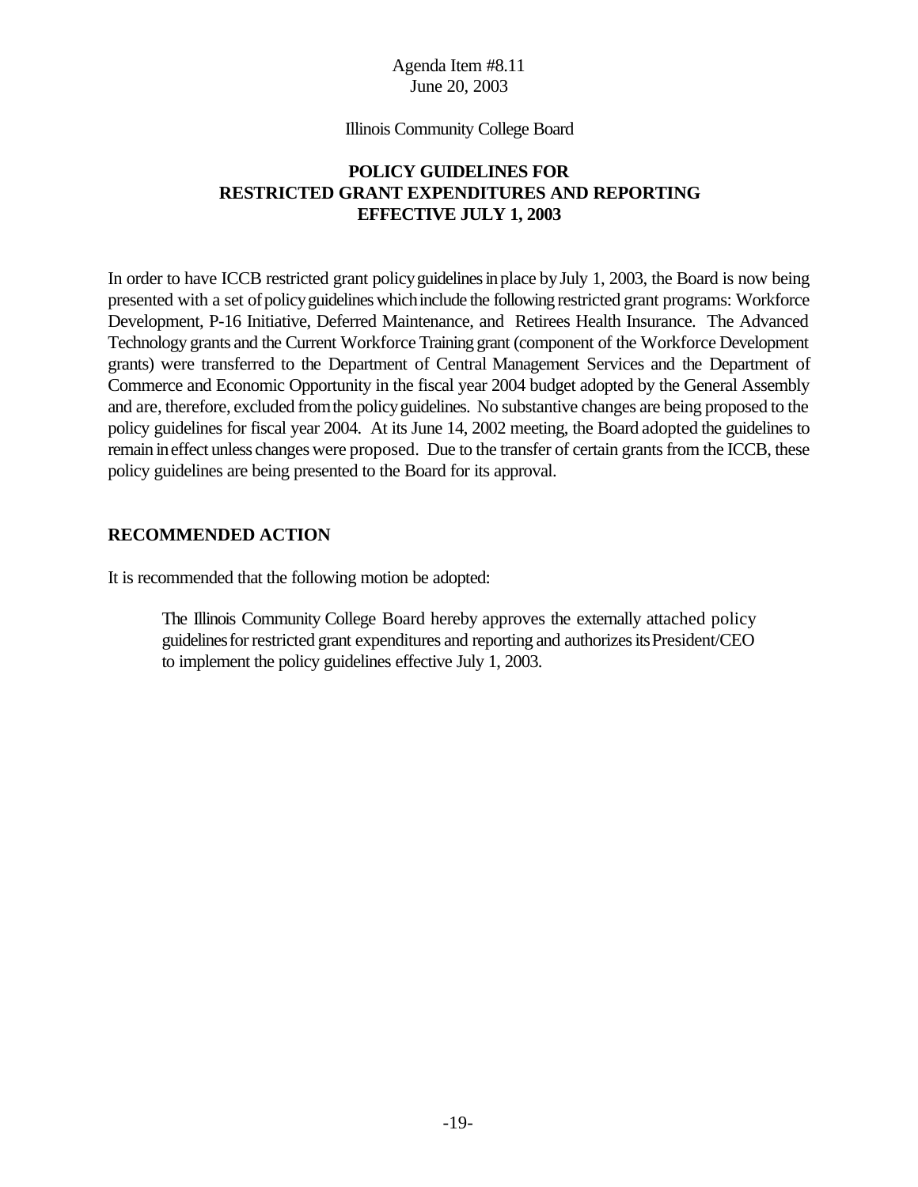Agenda Item #8.11
June 20, 2003

Illinois Community College Board

## POLICY GUIDELINES FOR RESTRICTED GRANT EXPENDITURES AND REPORTING EFFECTIVE JULY 1, 2003

In order to have ICCB restricted grant policy guidelines in place by July 1, 2003, the Board is now being presented with a set of policy guidelines which include the following restricted grant programs: Workforce Development, P-16 Initiative, Deferred Maintenance, and Retirees Health Insurance. The Advanced Technology grants and the Current Workforce Training grant (component of the Workforce Development grants) were transferred to the Department of Central Management Services and the Department of Commerce and Economic Opportunity in the fiscal year 2004 budget adopted by the General Assembly and are, therefore, excluded from the policy guidelines. No substantive changes are being proposed to the policy guidelines for fiscal year 2004. At its June 14, 2002 meeting, the Board adopted the guidelines to remain in effect unless changes were proposed. Due to the transfer of certain grants from the ICCB, these policy guidelines are being presented to the Board for its approval.

### RECOMMENDED ACTION

It is recommended that the following motion be adopted:

> The Illinois Community College Board hereby approves the externally attached policy guidelines for restricted grant expenditures and reporting and authorizes its President/CEO to implement the policy guidelines effective July 1, 2003.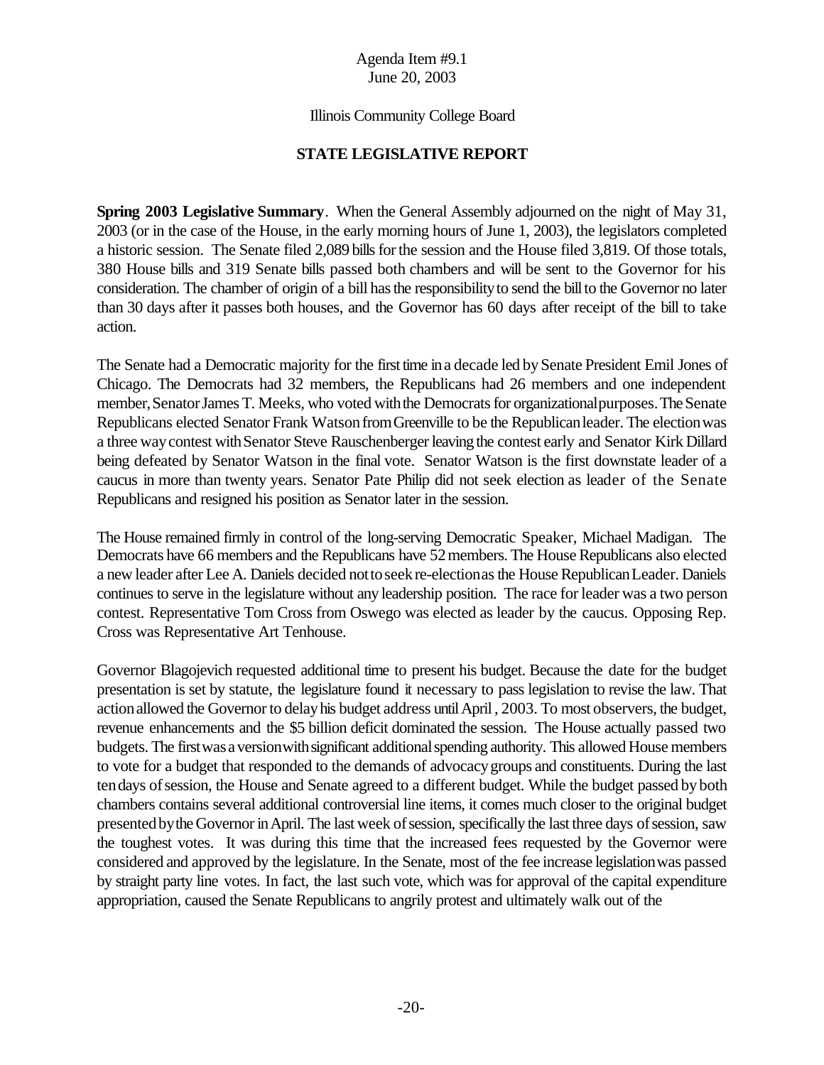Agenda Item #9.1
June 20, 2003

Illinois Community College Board

**STATE LEGISLATIVE REPORT**

**Spring 2003 Legislative Summary**. When the General Assembly adjourned on the night of May 31, 2003 (or in the case of the House, in the early morning hours of June 1, 2003), the legislators completed a historic session. The Senate filed 2,089 bills for the session and the House filed 3,819. Of those totals, 380 House bills and 319 Senate bills passed both chambers and will be sent to the Governor for his consideration. The chamber of origin of a bill has the responsibility to send the bill to the Governor no later than 30 days after it passes both houses, and the Governor has 60 days after receipt of the bill to take action.

The Senate had a Democratic majority for the first time in a decade led by Senate President Emil Jones of Chicago. The Democrats had 32 members, the Republicans had 26 members and one independent member, Senator James T. Meeks, who voted with the Democrats for organizational purposes. The Senate Republicans elected Senator Frank Watson from Greenville to be the Republican leader. The election was a three way contest with Senator Steve Rauschenberger leaving the contest early and Senator Kirk Dillard being defeated by Senator Watson in the final vote. Senator Watson is the first downstate leader of a caucus in more than twenty years. Senator Pate Philip did not seek election as leader of the Senate Republicans and resigned his position as Senator later in the session.

The House remained firmly in control of the long-serving Democratic Speaker, Michael Madigan. The Democrats have 66 members and the Republicans have 52 members. The House Republicans also elected a new leader after Lee A. Daniels decided not to seek re-election as the House Republican Leader. Daniels continues to serve in the legislature without any leadership position. The race for leader was a two person contest. Representative Tom Cross from Oswego was elected as leader by the caucus. Opposing Rep. Cross was Representative Art Tenhouse.

Governor Blagojevich requested additional time to present his budget. Because the date for the budget presentation is set by statute, the legislature found it necessary to pass legislation to revise the law. That action allowed the Governor to delay his budget address until April , 2003. To most observers, the budget, revenue enhancements and the $5 billion deficit dominated the session. The House actually passed two budgets. The first was a version with significant additional spending authority. This allowed House members to vote for a budget that responded to the demands of advocacy groups and constituents. During the last ten days of session, the House and Senate agreed to a different budget. While the budget passed by both chambers contains several additional controversial line items, it comes much closer to the original budget presented by the Governor in April. The last week of session, specifically the last three days of session, saw the toughest votes. It was during this time that the increased fees requested by the Governor were considered and approved by the legislature. In the Senate, most of the fee increase legislation was passed by straight party line votes. In fact, the last such vote, which was for approval of the capital expenditure appropriation, caused the Senate Republicans to angrily protest and ultimately walk out of the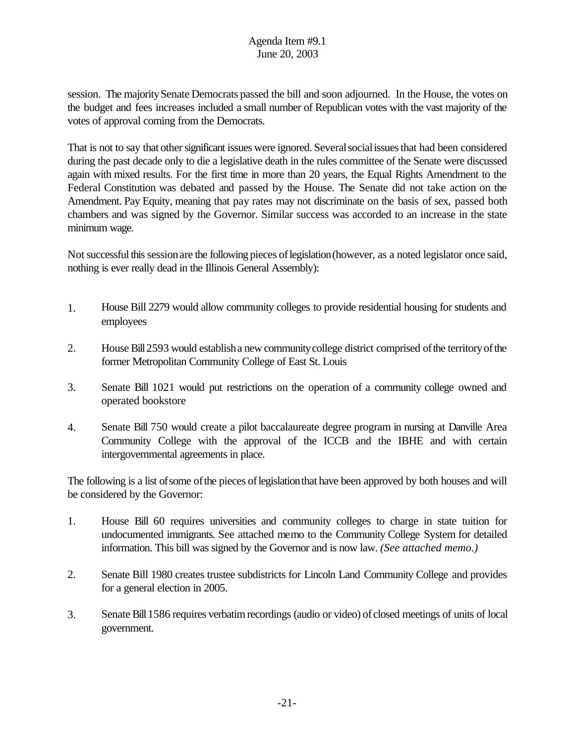session. The majority Senate Democrats passed the bill and soon adjourned. In the House, the votes on the budget and fees increases included a small number of Republican votes with the vast majority of the votes of approval coming from the Democrats.

That is not to say that other significant issues were ignored. Several social issues that had been considered during the past decade only to die a legislative death in the rules committee of the Senate were discussed again with mixed results. For the first time in more than 20 years, the Equal Rights Amendment to the Federal Constitution was debated and passed by the House. The Senate did not take action on the Amendment. Pay Equity, meaning that pay rates may not discriminate on the basis of sex, passed both chambers and was signed by the Governor. Similar success was accorded to an increase in the state minimum wage.

Not successful this session are the following pieces of legislation (however, as a noted legislator once said, nothing is ever really dead in the Illinois General Assembly):

1. House Bill 2279 would allow community colleges to provide residential housing for students and employees

2. House Bill 2593 would establish a new community college district comprised of the territory of the former Metropolitan Community College of East St. Louis

3. Senate Bill 1021 would put restrictions on the operation of a community college owned and operated bookstore

4. Senate Bill 750 would create a pilot baccalaureate degree program in nursing at Danville Area Community College with the approval of the ICCB and the IBHE and with certain intergovernmental agreements in place.

The following is a list of some of the pieces of legislation that have been approved by both houses and will be considered by the Governor:

1. House Bill 60 requires universities and community colleges to charge in state tuition for undocumented immigrants. See attached memo to the Community College System for detailed information. This bill was signed by the Governor and is now law. *(See attached memo.)*

2. Senate Bill 1980 creates trustee subdistricts for Lincoln Land Community College and provides for a general election in 2005.

3. Senate Bill 1586 requires verbatim recordings (audio or video) of closed meetings of units of local government.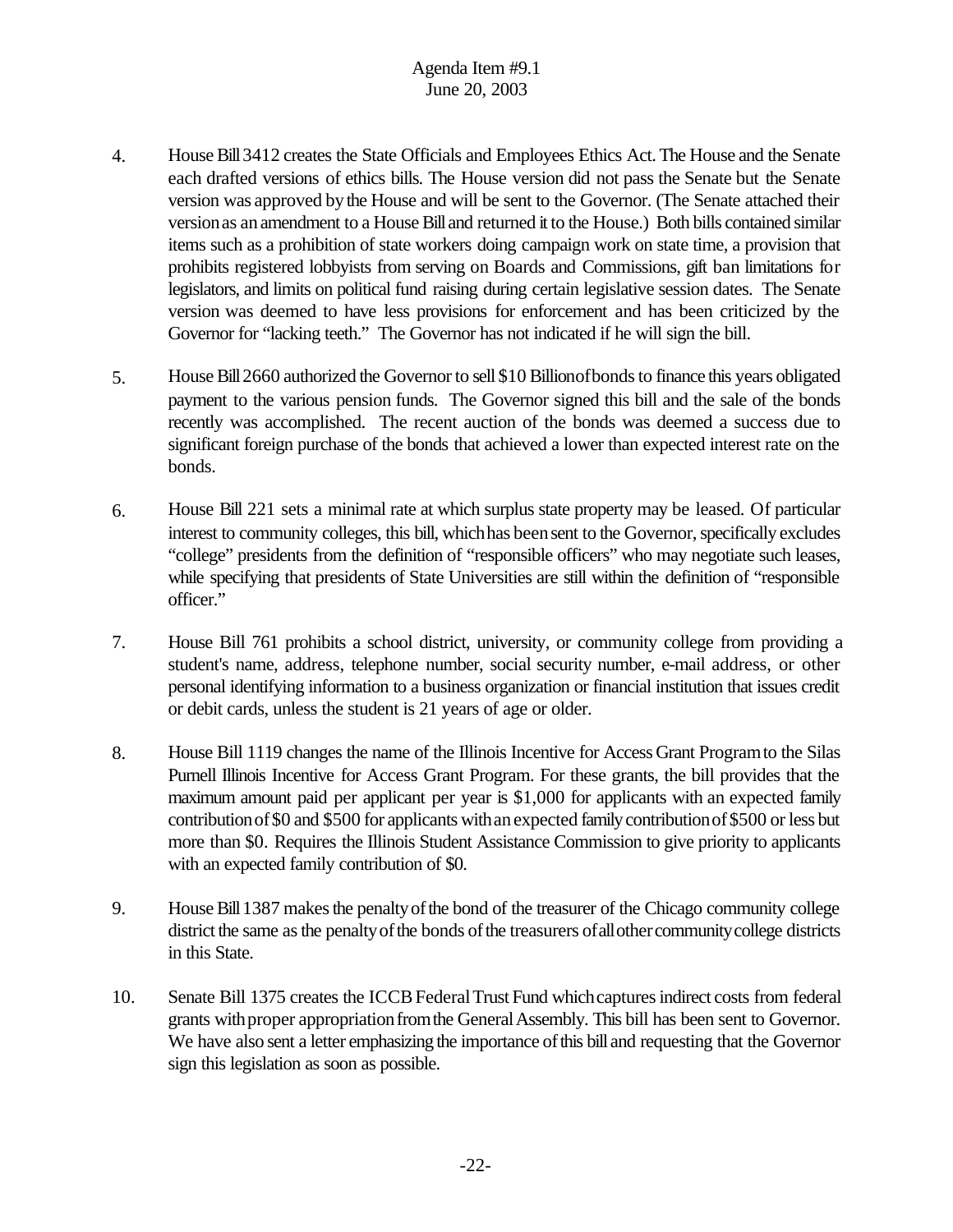4. House Bill 3412 creates the State Officials and Employees Ethics Act. The House and the Senate each drafted versions of ethics bills. The House version did not pass the Senate but the Senate version was approved by the House and will be sent to the Governor. (The Senate attached their version as an amendment to a House Bill and returned it to the House.) Both bills contained similar items such as a prohibition of state workers doing campaign work on state time, a provision that prohibits registered lobbyists from serving on Boards and Commissions, gift ban limitations for legislators, and limits on political fund raising during certain legislative session dates. The Senate version was deemed to have less provisions for enforcement and has been criticized by the Governor for "lacking teeth." The Governor has not indicated if he will sign the bill.

5. House Bill 2660 authorized the Governor to sell $10 Billion of bonds to finance this years obligated payment to the various pension funds. The Governor signed this bill and the sale of the bonds recently was accomplished. The recent auction of the bonds was deemed a success due to significant foreign purchase of the bonds that achieved a lower than expected interest rate on the bonds.

6. House Bill 221 sets a minimal rate at which surplus state property may be leased. Of particular interest to community colleges, this bill, which has been sent to the Governor, specifically excludes "college" presidents from the definition of "responsible officers" who may negotiate such leases, while specifying that presidents of State Universities are still within the definition of "responsible officer."

7. House Bill 761 prohibits a school district, university, or community college from providing a student's name, address, telephone number, social security number, e-mail address, or other personal identifying information to a business organization or financial institution that issues credit or debit cards, unless the student is 21 years of age or older.

8. House Bill 1119 changes the name of the Illinois Incentive for Access Grant Program to the Silas Purnell Illinois Incentive for Access Grant Program. For these grants, the bill provides that the maximum amount paid per applicant per year is $1,000 for applicants with an expected family contribution of $0 and $500 for applicants with an expected family contribution of $500 or less but more than $0. Requires the Illinois Student Assistance Commission to give priority to applicants with an expected family contribution of $0.

9. House Bill 1387 makes the penalty of the bond of the treasurer of the Chicago community college district the same as the penalty of the bonds of the treasurers of all other community college districts in this State.

10. Senate Bill 1375 creates the ICCB Federal Trust Fund which captures indirect costs from federal grants with proper appropriation from the General Assembly. This bill has been sent to Governor. We have also sent a letter emphasizing the importance of this bill and requesting that the Governor sign this legislation as soon as possible.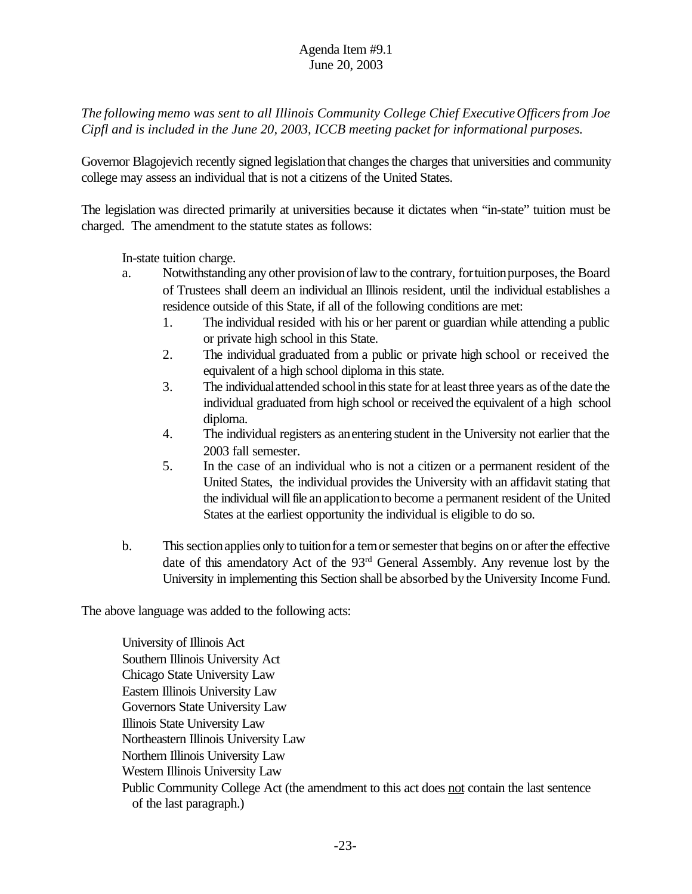Agenda Item #9.1
June 20, 2003

*The following memo was sent to all Illinois Community College Chief Executive Officers from Joe Cipfl and is included in the June 20, 2003, ICCB meeting packet for informational purposes.*

Governor Blagojevich recently signed legislation that changes the charges that universities and community college may assess an individual that is not a citizens of the United States.

The legislation was directed primarily at universities because it dictates when "in-state" tuition must be charged. The amendment to the statute states as follows:

> In-state tuition charge.
>
> a. Notwithstanding any other provision of law to the contrary, for tuition purposes, the Board of Trustees shall deem an individual an Illinois resident, until the individual establishes a residence outside of this State, if all of the following conditions are met:
>    1. The individual resided with his or her parent or guardian while attending a public or private high school in this State.
>    2. The individual graduated from a public or private high school or received the equivalent of a high school diploma in this state.
>    3. The individual attended school in this state for at least three years as of the date the individual graduated from high school or received the equivalent of a high school diploma.
>    4. The individual registers as an entering student in the University not earlier that the 2003 fall semester.
>    5. In the case of an individual who is not a citizen or a permanent resident of the United States, the individual provides the University with an affidavit stating that the individual will file an application to become a permanent resident of the United States at the earliest opportunity the individual is eligible to do so.
>
> b. This section applies only to tuition for a tem or semester that begins on or after the effective date of this amendatory Act of the 93rd General Assembly. Any revenue lost by the University in implementing this Section shall be absorbed by the University Income Fund.

The above language was added to the following acts:

University of Illinois Act
Southern Illinois University Act
Chicago State University Law
Eastern Illinois University Law
Governors State University Law
Illinois State University Law
Northeastern Illinois University Law
Northern Illinois University Law
Western Illinois University Law
Public Community College Act (the amendment to this act does <u>not</u> contain the last sentence of the last paragraph.)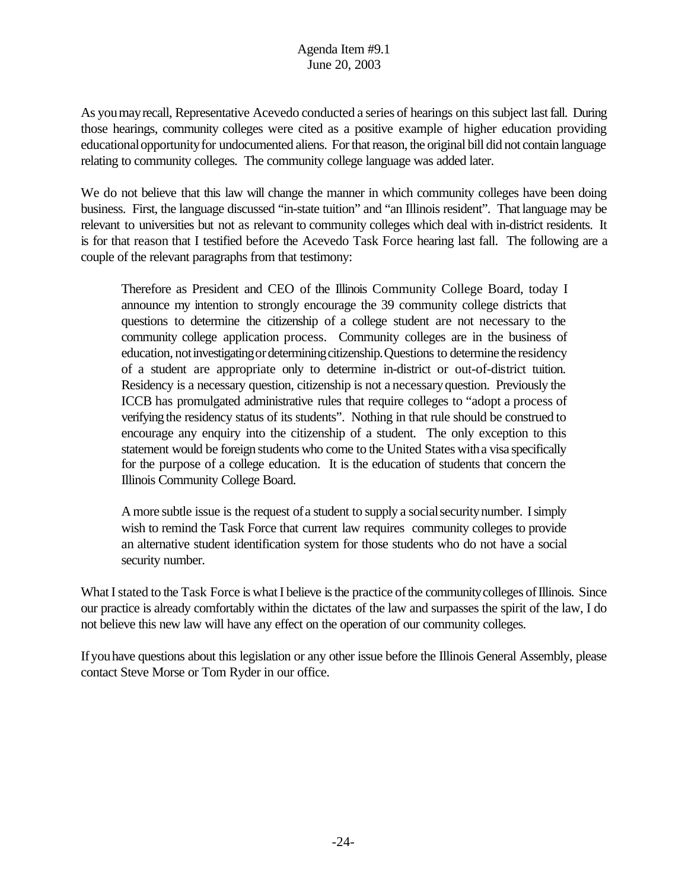As you may recall, Representative Acevedo conducted a series of hearings on this subject last fall. During those hearings, community colleges were cited as a positive example of higher education providing educational opportunity for undocumented aliens. For that reason, the original bill did not contain language relating to community colleges. The community college language was added later.

We do not believe that this law will change the manner in which community colleges have been doing business. First, the language discussed "in-state tuition" and "an Illinois resident". That language may be relevant to universities but not as relevant to community colleges which deal with in-district residents. It is for that reason that I testified before the Acevedo Task Force hearing last fall. The following are a couple of the relevant paragraphs from that testimony:

> Therefore as President and CEO of the Illinois Community College Board, today I announce my intention to strongly encourage the 39 community college districts that questions to determine the citizenship of a college student are not necessary to the community college application process. Community colleges are in the business of education, not investigating or determining citizenship. Questions to determine the residency of a student are appropriate only to determine in-district or out-of-district tuition. Residency is a necessary question, citizenship is not a necessary question. Previously the ICCB has promulgated administrative rules that require colleges to "adopt a process of verifying the residency status of its students". Nothing in that rule should be construed to encourage any enquiry into the citizenship of a student. The only exception to this statement would be foreign students who come to the United States with a visa specifically for the purpose of a college education. It is the education of students that concern the Illinois Community College Board.
>
> A more subtle issue is the request of a student to supply a social security number. I simply wish to remind the Task Force that current law requires community colleges to provide an alternative student identification system for those students who do not have a social security number.

What I stated to the Task Force is what I believe is the practice of the community colleges of Illinois. Since our practice is already comfortably within the dictates of the law and surpasses the spirit of the law, I do not believe this new law will have any effect on the operation of our community colleges.

If you have questions about this legislation or any other issue before the Illinois General Assembly, please contact Steve Morse or Tom Ryder in our office.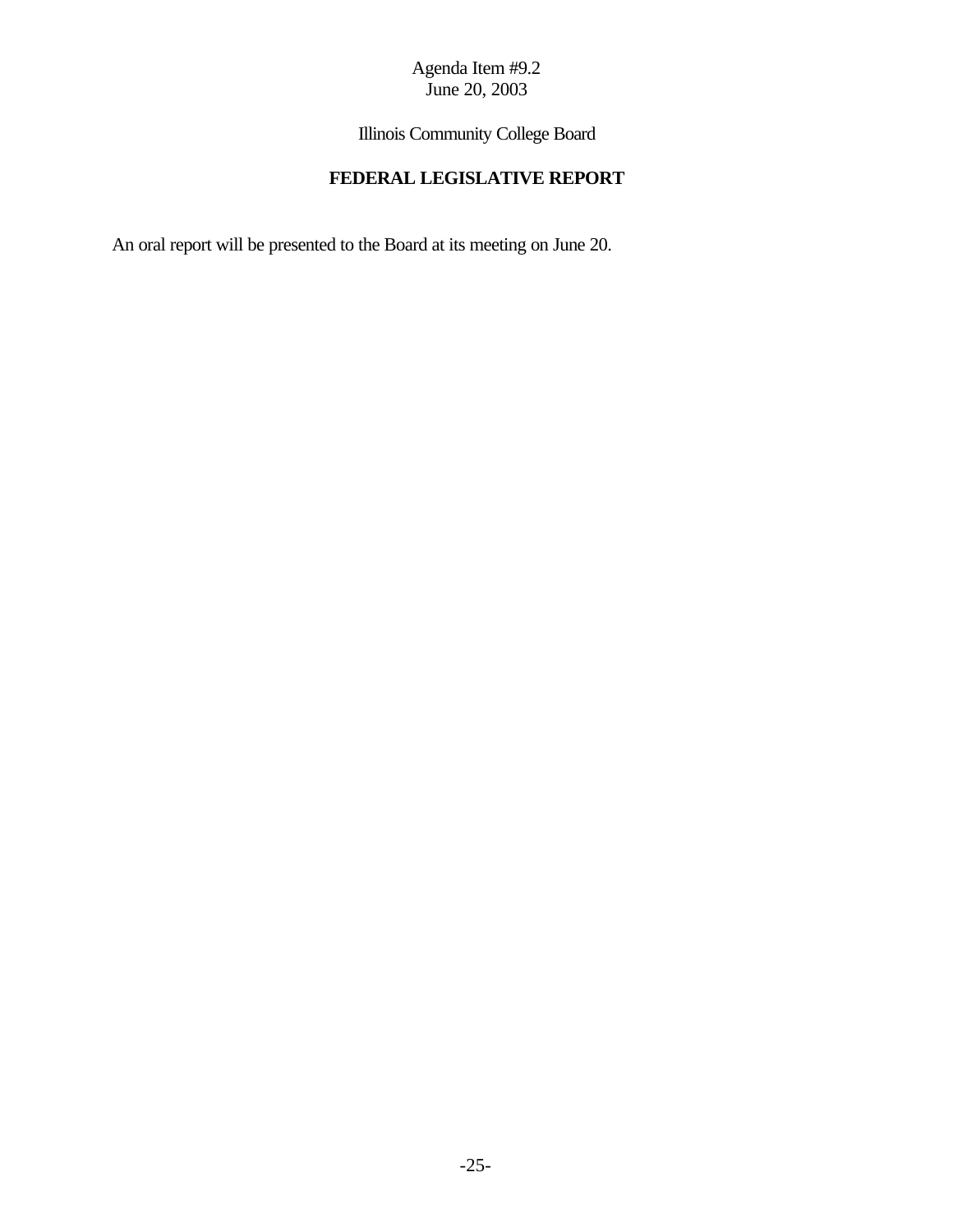Agenda Item #9.2
June 20, 2003

Illinois Community College Board

# FEDERAL LEGISLATIVE REPORT

An oral report will be presented to the Board at its meeting on June 20.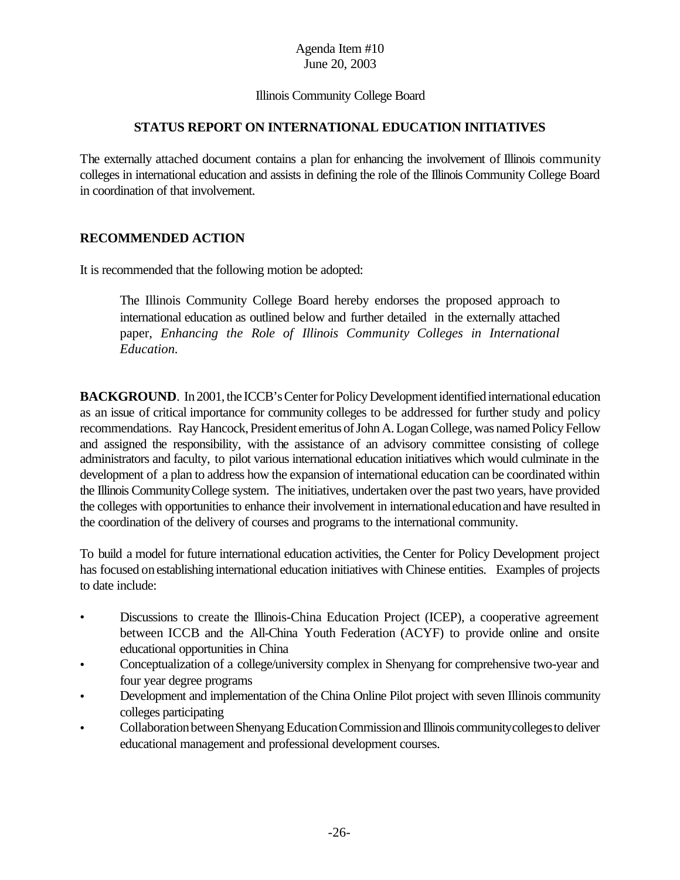Agenda Item #10
June 20, 2003

Illinois Community College Board

## STATUS REPORT ON INTERNATIONAL EDUCATION INITIATIVES

The externally attached document contains a plan for enhancing the involvement of Illinois community colleges in international education and assists in defining the role of the Illinois Community College Board in coordination of that involvement.

## RECOMMENDED ACTION

It is recommended that the following motion be adopted:

> The Illinois Community College Board hereby endorses the proposed approach to international education as outlined below and further detailed in the externally attached paper, *Enhancing the Role of Illinois Community Colleges in International Education.*

**BACKGROUND**. In 2001, the ICCB's Center for Policy Development identified international education as an issue of critical importance for community colleges to be addressed for further study and policy recommendations. Ray Hancock, President emeritus of John A. Logan College, was named Policy Fellow and assigned the responsibility, with the assistance of an advisory committee consisting of college administrators and faculty, to pilot various international education initiatives which would culminate in the development of a plan to address how the expansion of international education can be coordinated within the Illinois Community College system. The initiatives, undertaken over the past two years, have provided the colleges with opportunities to enhance their involvement in international education and have resulted in the coordination of the delivery of courses and programs to the international community.

To build a model for future international education activities, the Center for Policy Development project has focused on establishing international education initiatives with Chinese entities. Examples of projects to date include:

- Discussions to create the Illinois-China Education Project (ICEP), a cooperative agreement between ICCB and the All-China Youth Federation (ACYF) to provide online and onsite educational opportunities in China
- Conceptualization of a college/university complex in Shenyang for comprehensive two-year and four year degree programs
- Development and implementation of the China Online Pilot project with seven Illinois community colleges participating
- Collaboration between Shenyang Education Commission and Illinois community colleges to deliver educational management and professional development courses.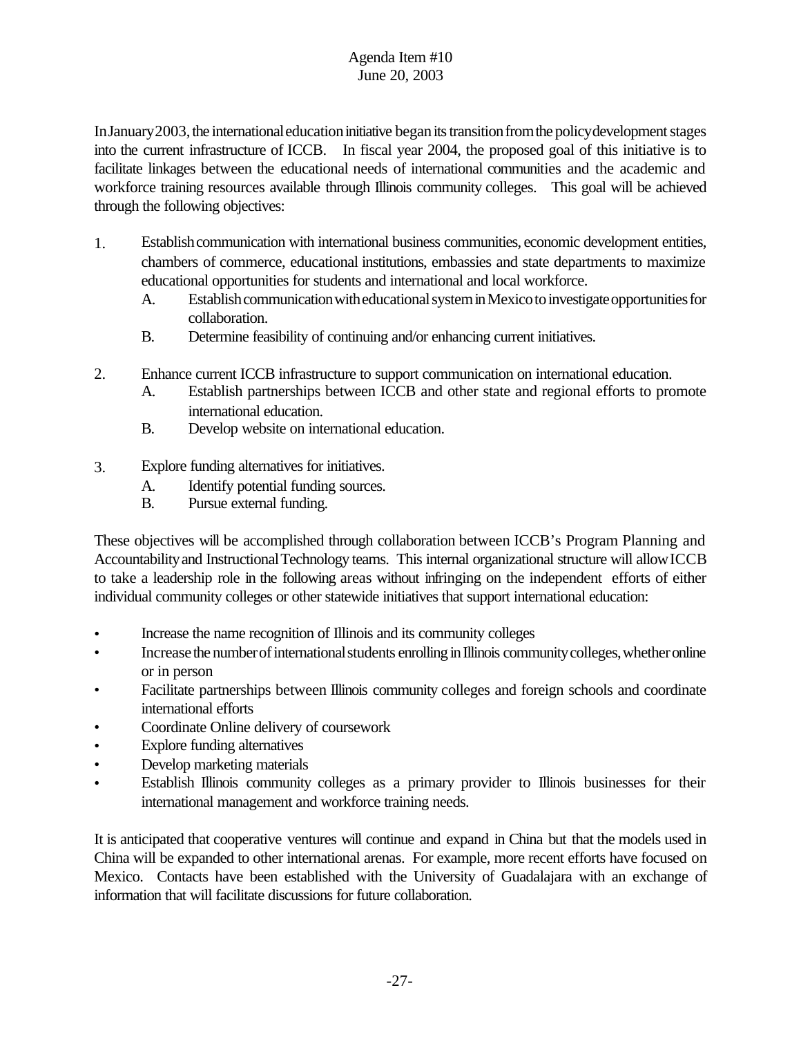In January 2003, the international education initiative began its transition from the policy development stages into the current infrastructure of ICCB. In fiscal year 2004, the proposed goal of this initiative is to facilitate linkages between the educational needs of international communities and the academic and workforce training resources available through Illinois community colleges. This goal will be achieved through the following objectives:

1. Establish communication with international business communities, economic development entities, chambers of commerce, educational institutions, embassies and state departments to maximize educational opportunities for students and international and local workforce.
   - A. Establish communication with educational system in Mexico to investigate opportunities for collaboration.
   - B. Determine feasibility of continuing and/or enhancing current initiatives.

2. Enhance current ICCB infrastructure to support communication on international education.
   - A. Establish partnerships between ICCB and other state and regional efforts to promote international education.
   - B. Develop website on international education.

3. Explore funding alternatives for initiatives.
   - A. Identify potential funding sources.
   - B. Pursue external funding.

These objectives will be accomplished through collaboration between ICCB's Program Planning and Accountability and Instructional Technology teams. This internal organizational structure will allow ICCB to take a leadership role in the following areas without infringing on the independent efforts of either individual community colleges or other statewide initiatives that support international education:

- Increase the name recognition of Illinois and its community colleges
- Increase the number of international students enrolling in Illinois community colleges, whether online or in person
- Facilitate partnerships between Illinois community colleges and foreign schools and coordinate international efforts
- Coordinate Online delivery of coursework
- Explore funding alternatives
- Develop marketing materials
- Establish Illinois community colleges as a primary provider to Illinois businesses for their international management and workforce training needs.

It is anticipated that cooperative ventures will continue and expand in China but that the models used in China will be expanded to other international arenas. For example, more recent efforts have focused on Mexico. Contacts have been established with the University of Guadalajara with an exchange of information that will facilitate discussions for future collaboration.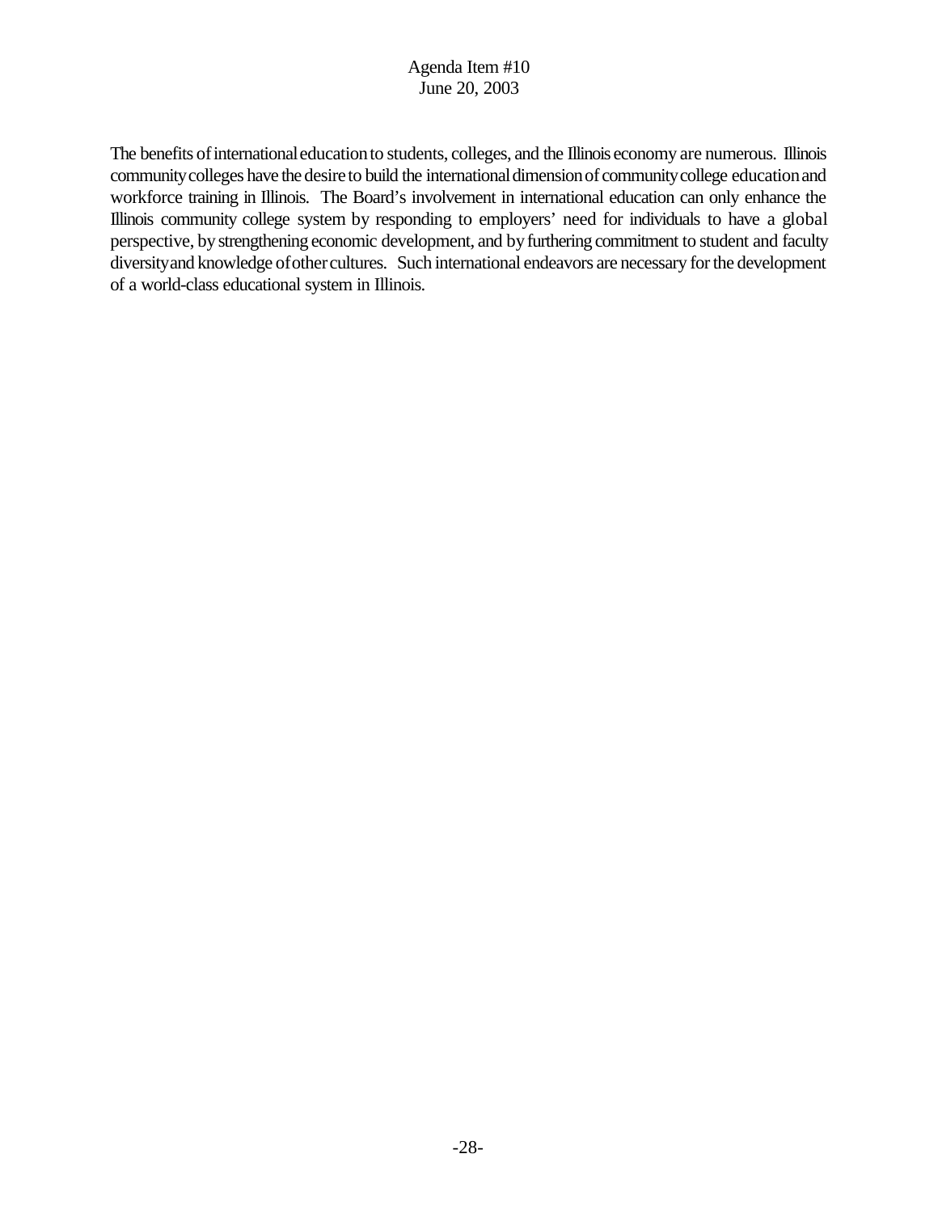The benefits of international education to students, colleges, and the Illinois economy are numerous. Illinois community colleges have the desire to build the international dimension of community college education and workforce training in Illinois. The Board's involvement in international education can only enhance the Illinois community college system by responding to employers' need for individuals to have a global perspective, by strengthening economic development, and by furthering commitment to student and faculty diversity and knowledge of other cultures. Such international endeavors are necessary for the development of a world-class educational system in Illinois.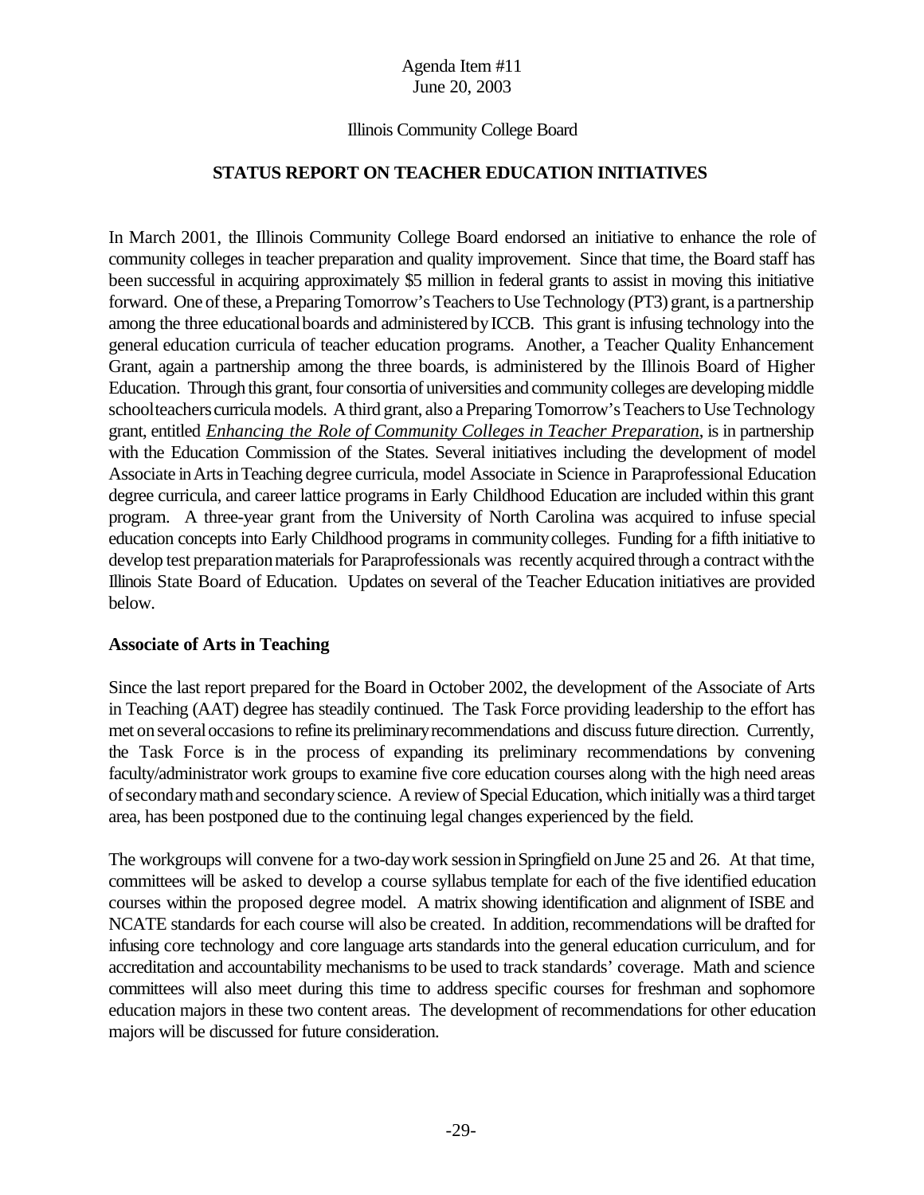Agenda Item #11
June 20, 2003

Illinois Community College Board

## STATUS REPORT ON TEACHER EDUCATION INITIATIVES

In March 2001, the Illinois Community College Board endorsed an initiative to enhance the role of community colleges in teacher preparation and quality improvement. Since that time, the Board staff has been successful in acquiring approximately $5 million in federal grants to assist in moving this initiative forward. One of these, a Preparing Tomorrow's Teachers to Use Technology (PT3) grant, is a partnership among the three educational boards and administered by ICCB. This grant is infusing technology into the general education curricula of teacher education programs. Another, a Teacher Quality Enhancement Grant, again a partnership among the three boards, is administered by the Illinois Board of Higher Education. Through this grant, four consortia of universities and community colleges are developing middle school teachers curricula models. A third grant, also a Preparing Tomorrow's Teachers to Use Technology grant, entitled *Enhancing the Role of Community Colleges in Teacher Preparation*, is in partnership with the Education Commission of the States. Several initiatives including the development of model Associate in Arts in Teaching degree curricula, model Associate in Science in Paraprofessional Education degree curricula, and career lattice programs in Early Childhood Education are included within this grant program. A three-year grant from the University of North Carolina was acquired to infuse special education concepts into Early Childhood programs in community colleges. Funding for a fifth initiative to develop test preparation materials for Paraprofessionals was recently acquired through a contract with the Illinois State Board of Education. Updates on several of the Teacher Education initiatives are provided below.

### Associate of Arts in Teaching

Since the last report prepared for the Board in October 2002, the development of the Associate of Arts in Teaching (AAT) degree has steadily continued. The Task Force providing leadership to the effort has met on several occasions to refine its preliminary recommendations and discuss future direction. Currently, the Task Force is in the process of expanding its preliminary recommendations by convening faculty/administrator work groups to examine five core education courses along with the high need areas of secondary math and secondary science. A review of Special Education, which initially was a third target area, has been postponed due to the continuing legal changes experienced by the field.

The workgroups will convene for a two-day work session in Springfield on June 25 and 26. At that time, committees will be asked to develop a course syllabus template for each of the five identified education courses within the proposed degree model. A matrix showing identification and alignment of ISBE and NCATE standards for each course will also be created. In addition, recommendations will be drafted for infusing core technology and core language arts standards into the general education curriculum, and for accreditation and accountability mechanisms to be used to track standards' coverage. Math and science committees will also meet during this time to address specific courses for freshman and sophomore education majors in these two content areas. The development of recommendations for other education majors will be discussed for future consideration.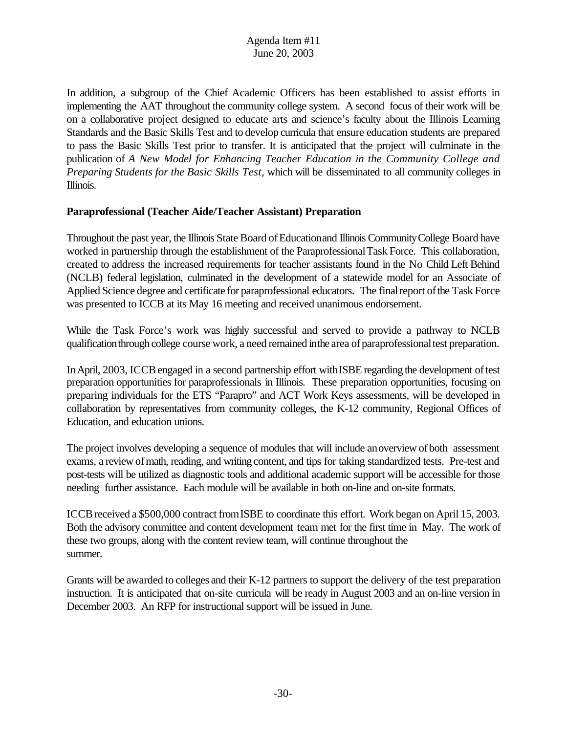In addition, a subgroup of the Chief Academic Officers has been established to assist efforts in implementing the AAT throughout the community college system. A second focus of their work will be on a collaborative project designed to educate arts and science's faculty about the Illinois Learning Standards and the Basic Skills Test and to develop curricula that ensure education students are prepared to pass the Basic Skills Test prior to transfer. It is anticipated that the project will culminate in the publication of *A New Model for Enhancing Teacher Education in the Community College and Preparing Students for the Basic Skills Test*, which will be disseminated to all community colleges in Illinois.

**Paraprofessional (Teacher Aide/Teacher Assistant) Preparation**

Throughout the past year, the Illinois State Board of Education and Illinois Community College Board have worked in partnership through the establishment of the Paraprofessional Task Force. This collaboration, created to address the increased requirements for teacher assistants found in the No Child Left Behind (NCLB) federal legislation, culminated in the development of a statewide model for an Associate of Applied Science degree and certificate for paraprofessional educators. The final report of the Task Force was presented to ICCB at its May 16 meeting and received unanimous endorsement.

While the Task Force's work was highly successful and served to provide a pathway to NCLB qualification through college course work, a need remained in the area of paraprofessional test preparation.

In April, 2003, ICCB engaged in a second partnership effort with ISBE regarding the development of test preparation opportunities for paraprofessionals in Illinois. These preparation opportunities, focusing on preparing individuals for the ETS "Parapro" and ACT Work Keys assessments, will be developed in collaboration by representatives from community colleges, the K-12 community, Regional Offices of Education, and education unions.

The project involves developing a sequence of modules that will include an overview of both assessment exams, a review of math, reading, and writing content, and tips for taking standardized tests. Pre-test and post-tests will be utilized as diagnostic tools and additional academic support will be accessible for those needing further assistance. Each module will be available in both on-line and on-site formats.

ICCB received a $500,000 contract from ISBE to coordinate this effort. Work began on April 15, 2003. Both the advisory committee and content development team met for the first time in May. The work of these two groups, along with the content review team, will continue throughout the summer.

Grants will be awarded to colleges and their K-12 partners to support the delivery of the test preparation instruction. It is anticipated that on-site curricula will be ready in August 2003 and an on-line version in December 2003. An RFP for instructional support will be issued in June.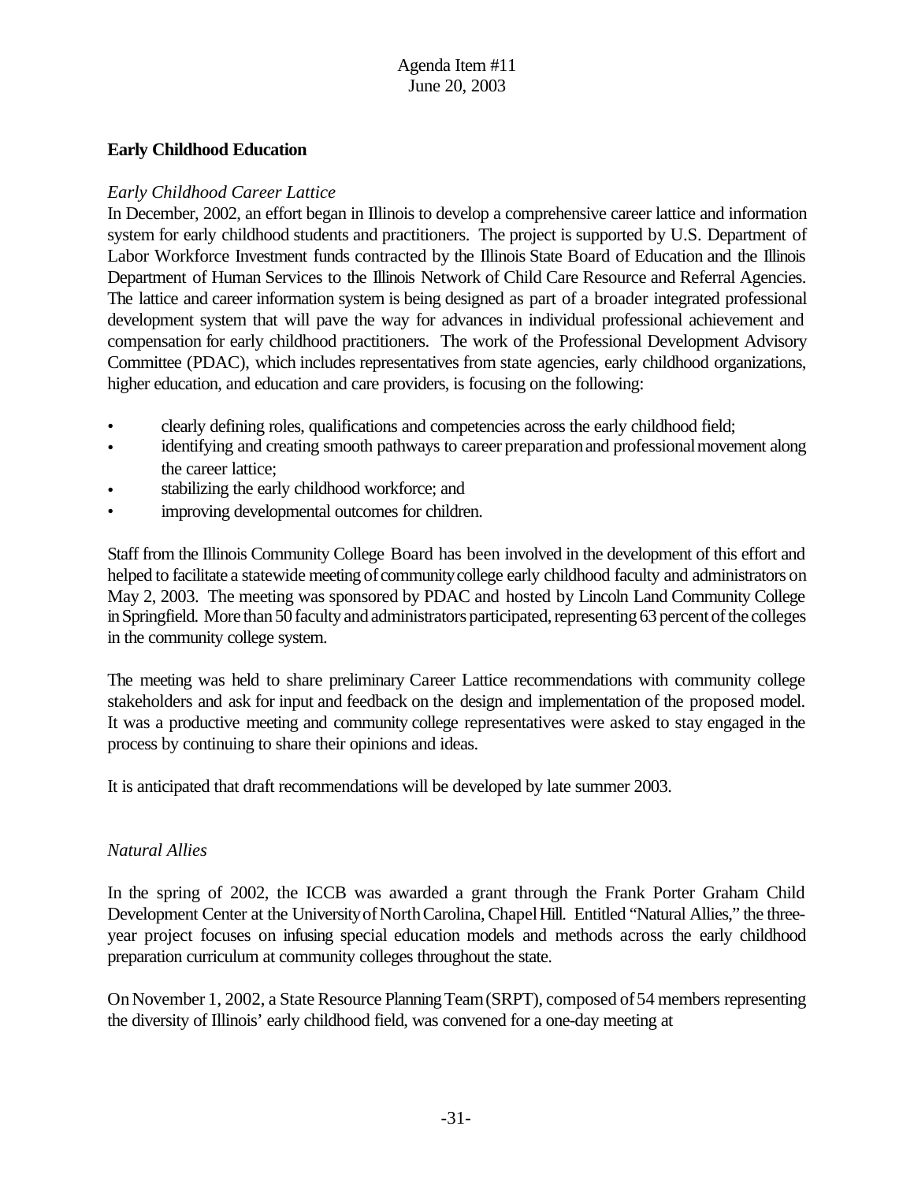Agenda Item #11
June 20, 2003

**Early Childhood Education**

*Early Childhood Career Lattice*

In December, 2002, an effort began in Illinois to develop a comprehensive career lattice and information system for early childhood students and practitioners. The project is supported by U.S. Department of Labor Workforce Investment funds contracted by the Illinois State Board of Education and the Illinois Department of Human Services to the Illinois Network of Child Care Resource and Referral Agencies. The lattice and career information system is being designed as part of a broader integrated professional development system that will pave the way for advances in individual professional achievement and compensation for early childhood practitioners. The work of the Professional Development Advisory Committee (PDAC), which includes representatives from state agencies, early childhood organizations, higher education, and education and care providers, is focusing on the following:

- clearly defining roles, qualifications and competencies across the early childhood field;
- identifying and creating smooth pathways to career preparation and professional movement along the career lattice;
- stabilizing the early childhood workforce; and
- improving developmental outcomes for children.

Staff from the Illinois Community College Board has been involved in the development of this effort and helped to facilitate a statewide meeting of community college early childhood faculty and administrators on May 2, 2003. The meeting was sponsored by PDAC and hosted by Lincoln Land Community College in Springfield. More than 50 faculty and administrators participated, representing 63 percent of the colleges in the community college system.

The meeting was held to share preliminary Career Lattice recommendations with community college stakeholders and ask for input and feedback on the design and implementation of the proposed model. It was a productive meeting and community college representatives were asked to stay engaged in the process by continuing to share their opinions and ideas.

It is anticipated that draft recommendations will be developed by late summer 2003.

*Natural Allies*

In the spring of 2002, the ICCB was awarded a grant through the Frank Porter Graham Child Development Center at the University of North Carolina, Chapel Hill. Entitled "Natural Allies," the three-year project focuses on infusing special education models and methods across the early childhood preparation curriculum at community colleges throughout the state.

On November 1, 2002, a State Resource Planning Team (SRPT), composed of 54 members representing the diversity of Illinois' early childhood field, was convened for a one-day meeting at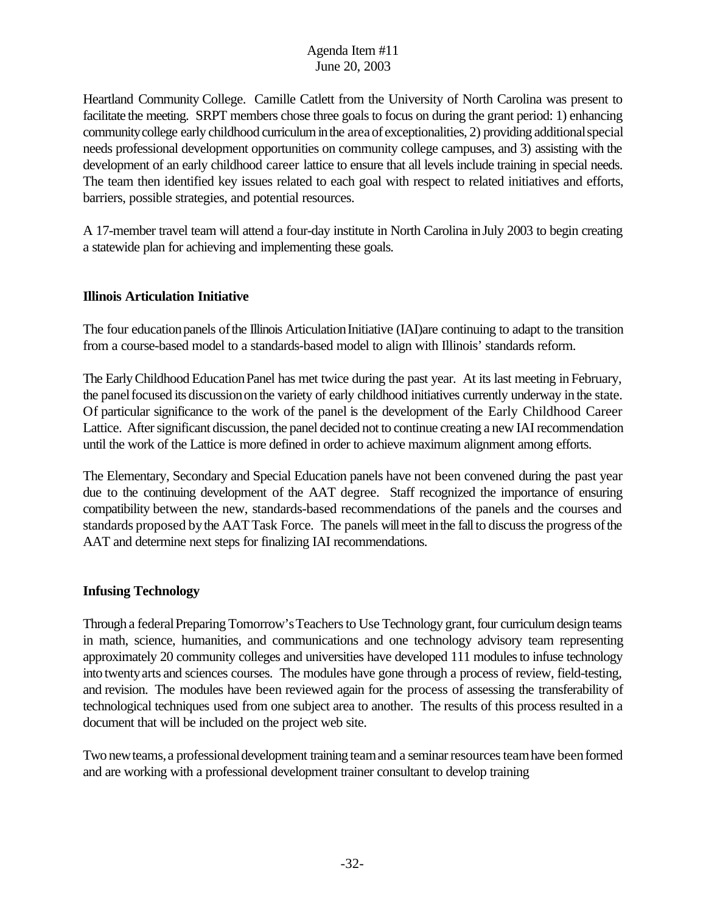Heartland Community College. Camille Catlett from the University of North Carolina was present to facilitate the meeting. SRPT members chose three goals to focus on during the grant period: 1) enhancing community college early childhood curriculum in the area of exceptionalities, 2) providing additional special needs professional development opportunities on community college campuses, and 3) assisting with the development of an early childhood career lattice to ensure that all levels include training in special needs. The team then identified key issues related to each goal with respect to related initiatives and efforts, barriers, possible strategies, and potential resources.

A 17-member travel team will attend a four-day institute in North Carolina in July 2003 to begin creating a statewide plan for achieving and implementing these goals.

**Illinois Articulation Initiative**

The four education panels of the Illinois Articulation Initiative (IAI)are continuing to adapt to the transition from a course-based model to a standards-based model to align with Illinois' standards reform.

The Early Childhood Education Panel has met twice during the past year. At its last meeting in February, the panel focused its discussion on the variety of early childhood initiatives currently underway in the state. Of particular significance to the work of the panel is the development of the Early Childhood Career Lattice. After significant discussion, the panel decided not to continue creating a new IAI recommendation until the work of the Lattice is more defined in order to achieve maximum alignment among efforts.

The Elementary, Secondary and Special Education panels have not been convened during the past year due to the continuing development of the AAT degree. Staff recognized the importance of ensuring compatibility between the new, standards-based recommendations of the panels and the courses and standards proposed by the AAT Task Force. The panels will meet in the fall to discuss the progress of the AAT and determine next steps for finalizing IAI recommendations.

**Infusing Technology**

Through a federal Preparing Tomorrow's Teachers to Use Technology grant, four curriculum design teams in math, science, humanities, and communications and one technology advisory team representing approximately 20 community colleges and universities have developed 111 modules to infuse technology into twenty arts and sciences courses. The modules have gone through a process of review, field-testing, and revision. The modules have been reviewed again for the process of assessing the transferability of technological techniques used from one subject area to another. The results of this process resulted in a document that will be included on the project web site.

Two new teams, a professional development training team and a seminar resources team have been formed and are working with a professional development trainer consultant to develop training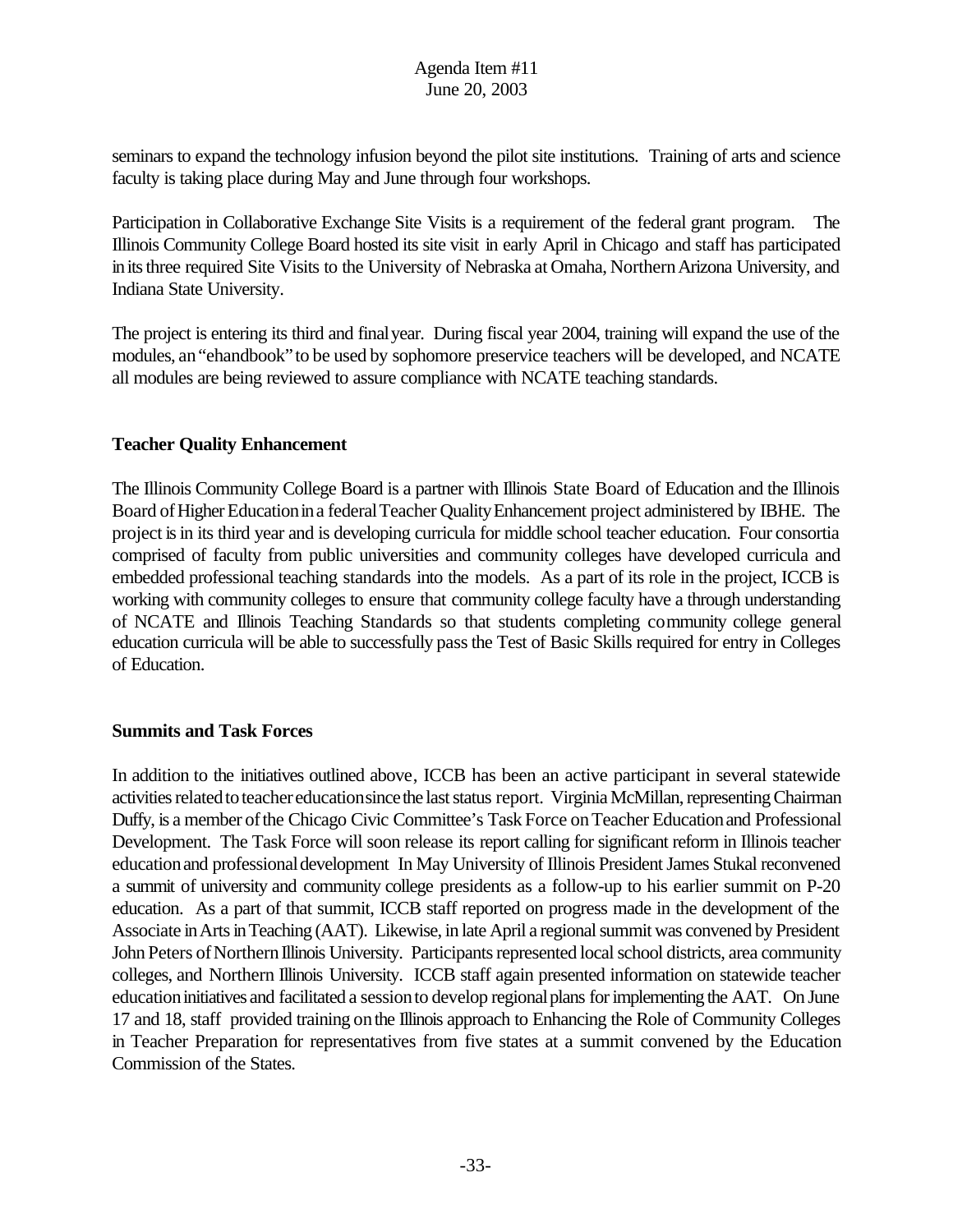seminars to expand the technology infusion beyond the pilot site institutions. Training of arts and science faculty is taking place during May and June through four workshops.

Participation in Collaborative Exchange Site Visits is a requirement of the federal grant program. The Illinois Community College Board hosted its site visit in early April in Chicago and staff has participated in its three required Site Visits to the University of Nebraska at Omaha, Northern Arizona University, and Indiana State University.

The project is entering its third and final year. During fiscal year 2004, training will expand the use of the modules, an "ehandbook" to be used by sophomore preservice teachers will be developed, and NCATE all modules are being reviewed to assure compliance with NCATE teaching standards.

**Teacher Quality Enhancement**

The Illinois Community College Board is a partner with Illinois State Board of Education and the Illinois Board of Higher Education in a federal Teacher Quality Enhancement project administered by IBHE. The project is in its third year and is developing curricula for middle school teacher education. Four consortia comprised of faculty from public universities and community colleges have developed curricula and embedded professional teaching standards into the models. As a part of its role in the project, ICCB is working with community colleges to ensure that community college faculty have a through understanding of NCATE and Illinois Teaching Standards so that students completing community college general education curricula will be able to successfully pass the Test of Basic Skills required for entry in Colleges of Education.

**Summits and Task Forces**

In addition to the initiatives outlined above, ICCB has been an active participant in several statewide activities related to teacher education since the last status report. Virginia McMillan, representing Chairman Duffy, is a member of the Chicago Civic Committee's Task Force on Teacher Education and Professional Development. The Task Force will soon release its report calling for significant reform in Illinois teacher education and professional development In May University of Illinois President James Stukal reconvened a summit of university and community college presidents as a follow-up to his earlier summit on P-20 education. As a part of that summit, ICCB staff reported on progress made in the development of the Associate in Arts in Teaching (AAT). Likewise, in late April a regional summit was convened by President John Peters of Northern Illinois University. Participants represented local school districts, area community colleges, and Northern Illinois University. ICCB staff again presented information on statewide teacher education initiatives and facilitated a session to develop regional plans for implementing the AAT. On June 17 and 18, staff provided training on the Illinois approach to Enhancing the Role of Community Colleges in Teacher Preparation for representatives from five states at a summit convened by the Education Commission of the States.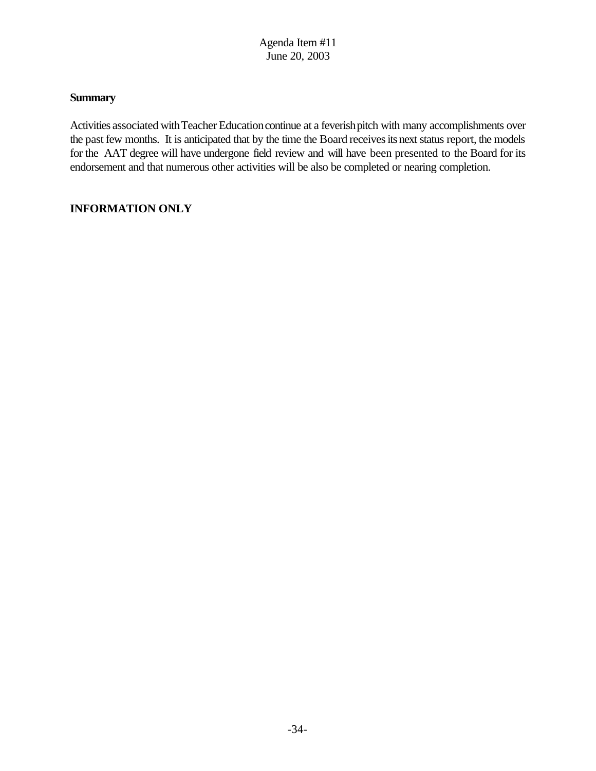Agenda Item #11
June 20, 2003

**Summary**

Activities associated with Teacher Education continue at a feverish pitch with many accomplishments over the past few months. It is anticipated that by the time the Board receives its next status report, the models for the AAT degree will have undergone field review and will have been presented to the Board for its endorsement and that numerous other activities will be also be completed or nearing completion.

**INFORMATION ONLY**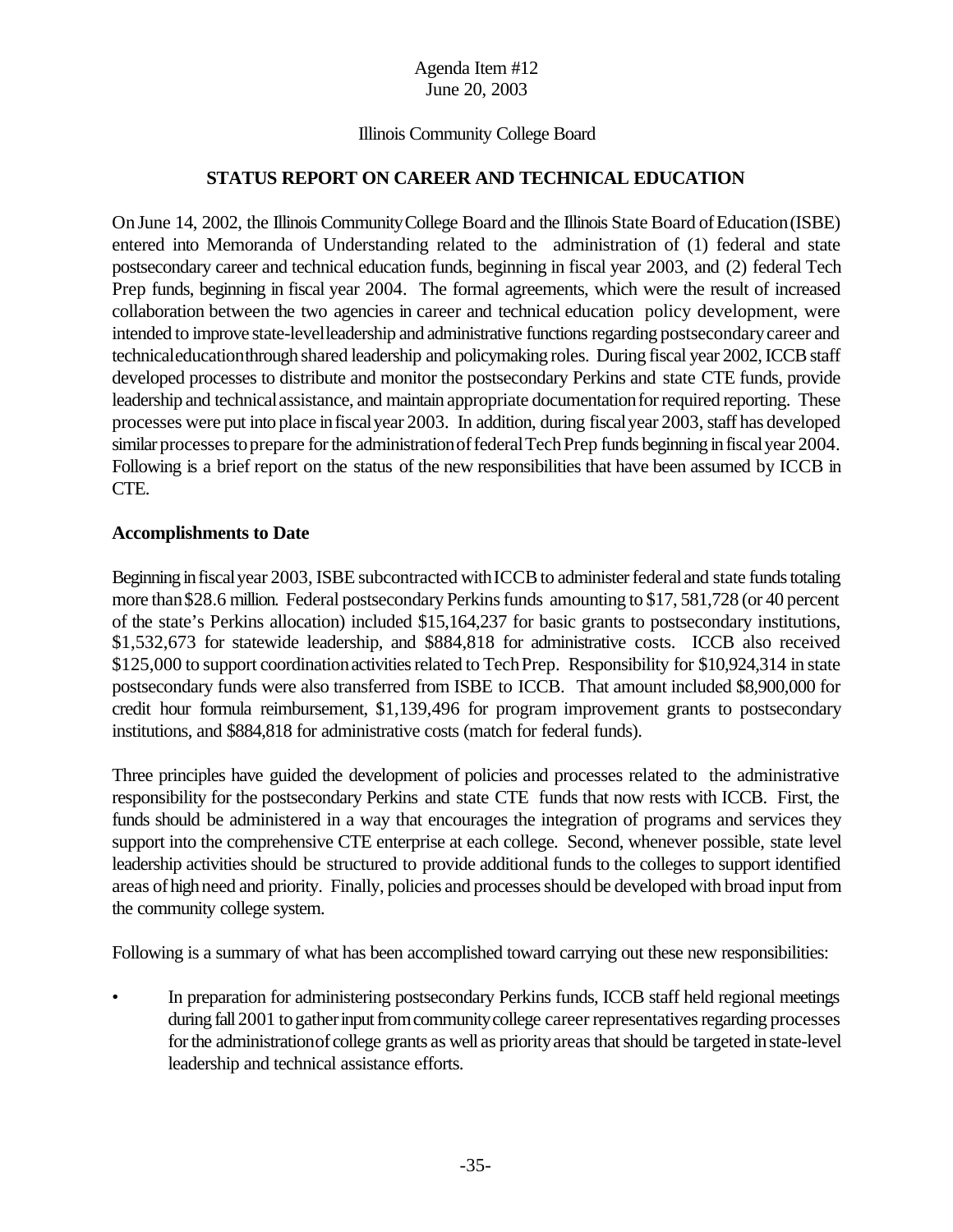Agenda Item #12
June 20, 2003

Illinois Community College Board

## STATUS REPORT ON CAREER AND TECHNICAL EDUCATION

On June 14, 2002, the Illinois Community College Board and the Illinois State Board of Education (ISBE) entered into Memoranda of Understanding related to the administration of (1) federal and state postsecondary career and technical education funds, beginning in fiscal year 2003, and (2) federal Tech Prep funds, beginning in fiscal year 2004. The formal agreements, which were the result of increased collaboration between the two agencies in career and technical education policy development, were intended to improve state-level leadership and administrative functions regarding postsecondary career and technical education through shared leadership and policymaking roles. During fiscal year 2002, ICCB staff developed processes to distribute and monitor the postsecondary Perkins and state CTE funds, provide leadership and technical assistance, and maintain appropriate documentation for required reporting. These processes were put into place in fiscal year 2003. In addition, during fiscal year 2003, staff has developed similar processes to prepare for the administration of federal Tech Prep funds beginning in fiscal year 2004. Following is a brief report on the status of the new responsibilities that have been assumed by ICCB in CTE.

### Accomplishments to Date

Beginning in fiscal year 2003, ISBE subcontracted with ICCB to administer federal and state funds totaling more than $28.6 million. Federal postsecondary Perkins funds amounting to $17, 581,728 (or 40 percent of the state's Perkins allocation) included $15,164,237 for basic grants to postsecondary institutions, $1,532,673 for statewide leadership, and $884,818 for administrative costs. ICCB also received $125,000 to support coordination activities related to Tech Prep. Responsibility for $10,924,314 in state postsecondary funds were also transferred from ISBE to ICCB. That amount included $8,900,000 for credit hour formula reimbursement, $1,139,496 for program improvement grants to postsecondary institutions, and $884,818 for administrative costs (match for federal funds).

Three principles have guided the development of policies and processes related to the administrative responsibility for the postsecondary Perkins and state CTE funds that now rests with ICCB. First, the funds should be administered in a way that encourages the integration of programs and services they support into the comprehensive CTE enterprise at each college. Second, whenever possible, state level leadership activities should be structured to provide additional funds to the colleges to support identified areas of high need and priority. Finally, policies and processes should be developed with broad input from the community college system.

Following is a summary of what has been accomplished toward carrying out these new responsibilities:

- In preparation for administering postsecondary Perkins funds, ICCB staff held regional meetings during fall 2001 to gather input from community college career representatives regarding processes for the administration of college grants as well as priority areas that should be targeted in state-level leadership and technical assistance efforts.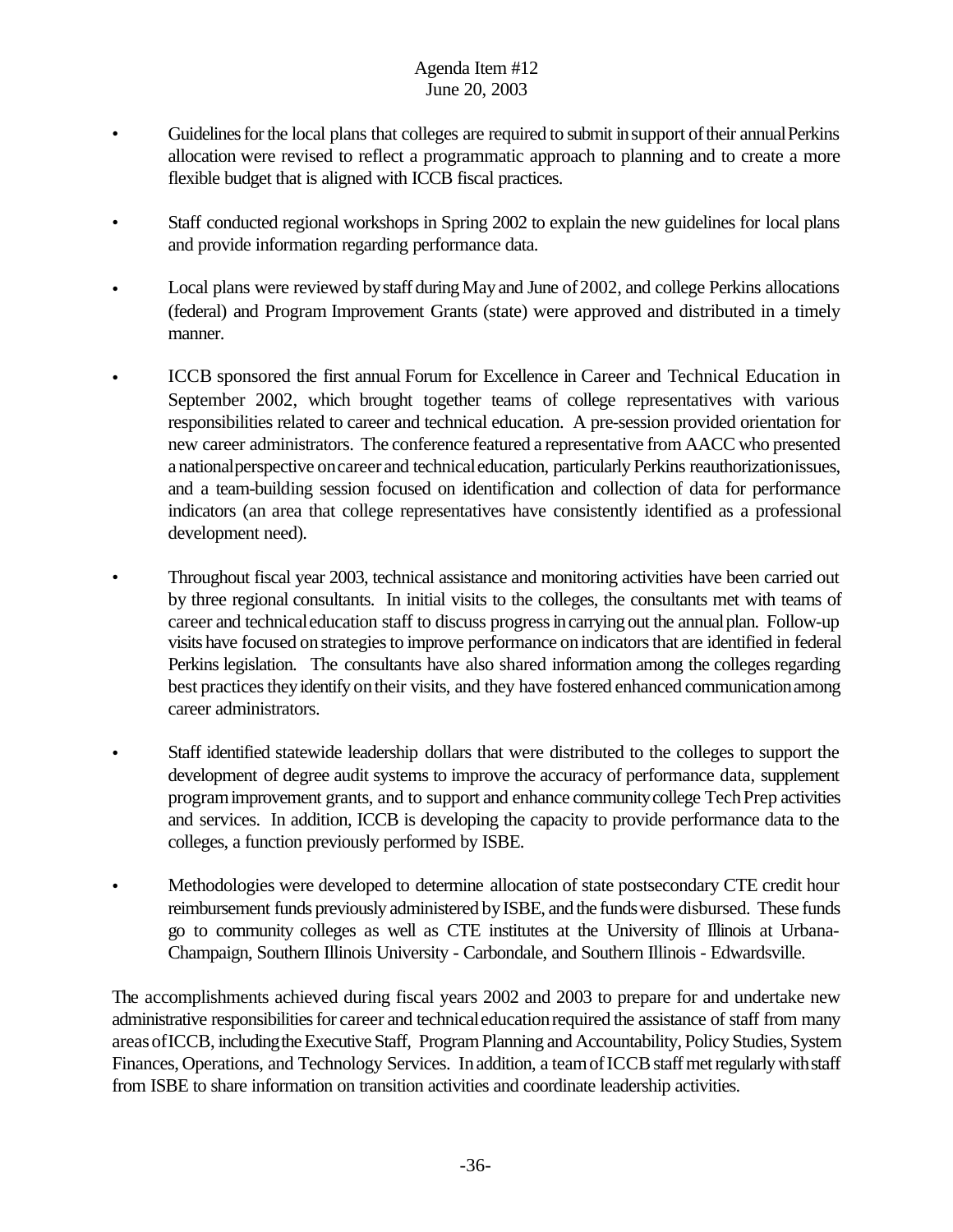- Guidelines for the local plans that colleges are required to submit in support of their annual Perkins allocation were revised to reflect a programmatic approach to planning and to create a more flexible budget that is aligned with ICCB fiscal practices.

- Staff conducted regional workshops in Spring 2002 to explain the new guidelines for local plans and provide information regarding performance data.

- Local plans were reviewed by staff during May and June of 2002, and college Perkins allocations (federal) and Program Improvement Grants (state) were approved and distributed in a timely manner.

- ICCB sponsored the first annual Forum for Excellence in Career and Technical Education in September 2002, which brought together teams of college representatives with various responsibilities related to career and technical education. A pre-session provided orientation for new career administrators. The conference featured a representative from AACC who presented a national perspective on career and technical education, particularly Perkins reauthorization issues, and a team-building session focused on identification and collection of data for performance indicators (an area that college representatives have consistently identified as a professional development need).

- Throughout fiscal year 2003, technical assistance and monitoring activities have been carried out by three regional consultants. In initial visits to the colleges, the consultants met with teams of career and technical education staff to discuss progress in carrying out the annual plan. Follow-up visits have focused on strategies to improve performance on indicators that are identified in federal Perkins legislation. The consultants have also shared information among the colleges regarding best practices they identify on their visits, and they have fostered enhanced communication among career administrators.

- Staff identified statewide leadership dollars that were distributed to the colleges to support the development of degree audit systems to improve the accuracy of performance data, supplement program improvement grants, and to support and enhance community college Tech Prep activities and services. In addition, ICCB is developing the capacity to provide performance data to the colleges, a function previously performed by ISBE.

- Methodologies were developed to determine allocation of state postsecondary CTE credit hour reimbursement funds previously administered by ISBE, and the funds were disbursed. These funds go to community colleges as well as CTE institutes at the University of Illinois at Urbana-Champaign, Southern Illinois University - Carbondale, and Southern Illinois - Edwardsville.

The accomplishments achieved during fiscal years 2002 and 2003 to prepare for and undertake new administrative responsibilities for career and technical education required the assistance of staff from many areas of ICCB, including the Executive Staff, Program Planning and Accountability, Policy Studies, System Finances, Operations, and Technology Services. In addition, a team of ICCB staff met regularly with staff from ISBE to share information on transition activities and coordinate leadership activities.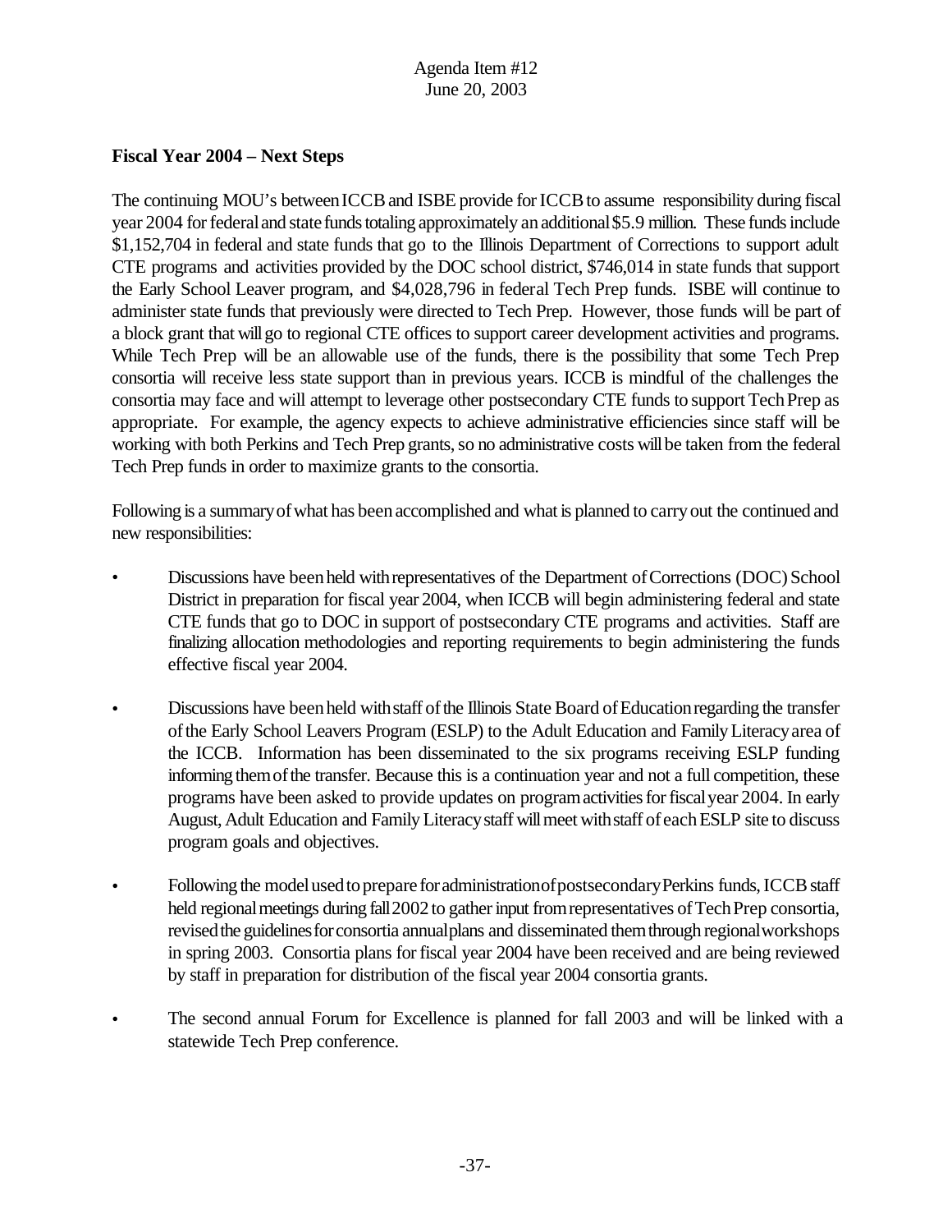### Fiscal Year 2004 – Next Steps

The continuing MOU's between ICCB and ISBE provide for ICCB to assume responsibility during fiscal year 2004 for federal and state funds totaling approximately an additional $5.9 million. These funds include $1,152,704 in federal and state funds that go to the Illinois Department of Corrections to support adult CTE programs and activities provided by the DOC school district, $746,014 in state funds that support the Early School Leaver program, and $4,028,796 in federal Tech Prep funds. ISBE will continue to administer state funds that previously were directed to Tech Prep. However, those funds will be part of a block grant that will go to regional CTE offices to support career development activities and programs. While Tech Prep will be an allowable use of the funds, there is the possibility that some Tech Prep consortia will receive less state support than in previous years. ICCB is mindful of the challenges the consortia may face and will attempt to leverage other postsecondary CTE funds to support Tech Prep as appropriate. For example, the agency expects to achieve administrative efficiencies since staff will be working with both Perkins and Tech Prep grants, so no administrative costs will be taken from the federal Tech Prep funds in order to maximize grants to the consortia.

Following is a summary of what has been accomplished and what is planned to carry out the continued and new responsibilities:

- Discussions have been held with representatives of the Department of Corrections (DOC) School District in preparation for fiscal year 2004, when ICCB will begin administering federal and state CTE funds that go to DOC in support of postsecondary CTE programs and activities. Staff are finalizing allocation methodologies and reporting requirements to begin administering the funds effective fiscal year 2004.

- Discussions have been held with staff of the Illinois State Board of Education regarding the transfer of the Early School Leavers Program (ESLP) to the Adult Education and Family Literacy area of the ICCB. Information has been disseminated to the six programs receiving ESLP funding informing them of the transfer. Because this is a continuation year and not a full competition, these programs have been asked to provide updates on program activities for fiscal year 2004. In early August, Adult Education and Family Literacy staff will meet with staff of each ESLP site to discuss program goals and objectives.

- Following the model used to prepare for administration of postsecondary Perkins funds, ICCB staff held regional meetings during fall 2002 to gather input from representatives of Tech Prep consortia, revised the guidelines for consortia annual plans and disseminated them through regional workshops in spring 2003. Consortia plans for fiscal year 2004 have been received and are being reviewed by staff in preparation for distribution of the fiscal year 2004 consortia grants.

- The second annual Forum for Excellence is planned for fall 2003 and will be linked with a statewide Tech Prep conference.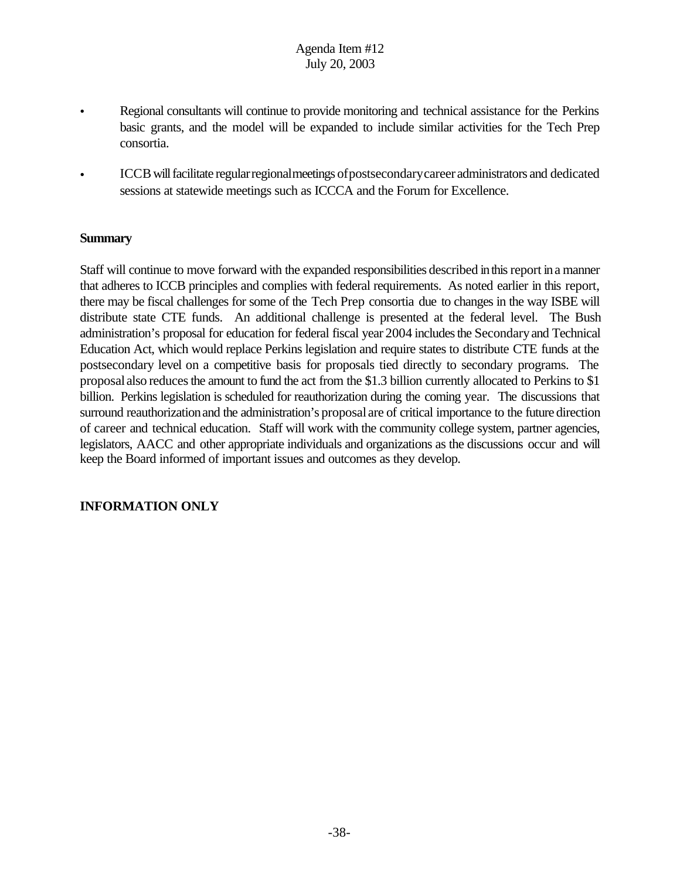- Regional consultants will continue to provide monitoring and technical assistance for the Perkins basic grants, and the model will be expanded to include similar activities for the Tech Prep consortia.

- ICCB will facilitate regular regional meetings of postsecondary career administrators and dedicated sessions at statewide meetings such as ICCCA and the Forum for Excellence.

**Summary**

Staff will continue to move forward with the expanded responsibilities described in this report in a manner that adheres to ICCB principles and complies with federal requirements. As noted earlier in this report, there may be fiscal challenges for some of the Tech Prep consortia due to changes in the way ISBE will distribute state CTE funds. An additional challenge is presented at the federal level. The Bush administration's proposal for education for federal fiscal year 2004 includes the Secondary and Technical Education Act, which would replace Perkins legislation and require states to distribute CTE funds at the postsecondary level on a competitive basis for proposals tied directly to secondary programs. The proposal also reduces the amount to fund the act from the $1.3 billion currently allocated to Perkins to $1 billion. Perkins legislation is scheduled for reauthorization during the coming year. The discussions that surround reauthorization and the administration's proposal are of critical importance to the future direction of career and technical education. Staff will work with the community college system, partner agencies, legislators, AACC and other appropriate individuals and organizations as the discussions occur and will keep the Board informed of important issues and outcomes as they develop.

**INFORMATION ONLY**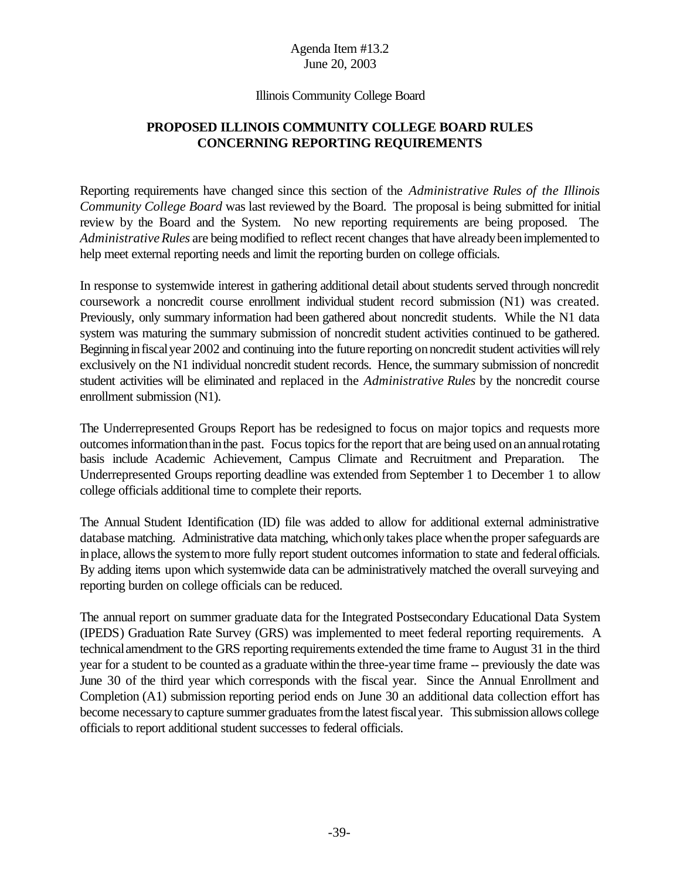Agenda Item #13.2
June 20, 2003

Illinois Community College Board

## PROPOSED ILLINOIS COMMUNITY COLLEGE BOARD RULES CONCERNING REPORTING REQUIREMENTS

Reporting requirements have changed since this section of the *Administrative Rules of the Illinois Community College Board* was last reviewed by the Board. The proposal is being submitted for initial review by the Board and the System. No new reporting requirements are being proposed. The *Administrative Rules* are being modified to reflect recent changes that have already been implemented to help meet external reporting needs and limit the reporting burden on college officials.

In response to systemwide interest in gathering additional detail about students served through noncredit coursework a noncredit course enrollment individual student record submission (N1) was created. Previously, only summary information had been gathered about noncredit students. While the N1 data system was maturing the summary submission of noncredit student activities continued to be gathered. Beginning in fiscal year 2002 and continuing into the future reporting on noncredit student activities will rely exclusively on the N1 individual noncredit student records. Hence, the summary submission of noncredit student activities will be eliminated and replaced in the *Administrative Rules* by the noncredit course enrollment submission (N1).

The Underrepresented Groups Report has be redesigned to focus on major topics and requests more outcomes information than in the past. Focus topics for the report that are being used on an annual rotating basis include Academic Achievement, Campus Climate and Recruitment and Preparation. The Underrepresented Groups reporting deadline was extended from September 1 to December 1 to allow college officials additional time to complete their reports.

The Annual Student Identification (ID) file was added to allow for additional external administrative database matching. Administrative data matching, which only takes place when the proper safeguards are in place, allows the system to more fully report student outcomes information to state and federal officials. By adding items upon which systemwide data can be administratively matched the overall surveying and reporting burden on college officials can be reduced.

The annual report on summer graduate data for the Integrated Postsecondary Educational Data System (IPEDS) Graduation Rate Survey (GRS) was implemented to meet federal reporting requirements. A technical amendment to the GRS reporting requirements extended the time frame to August 31 in the third year for a student to be counted as a graduate within the three-year time frame -- previously the date was June 30 of the third year which corresponds with the fiscal year. Since the Annual Enrollment and Completion (A1) submission reporting period ends on June 30 an additional data collection effort has become necessary to capture summer graduates from the latest fiscal year. This submission allows college officials to report additional student successes to federal officials.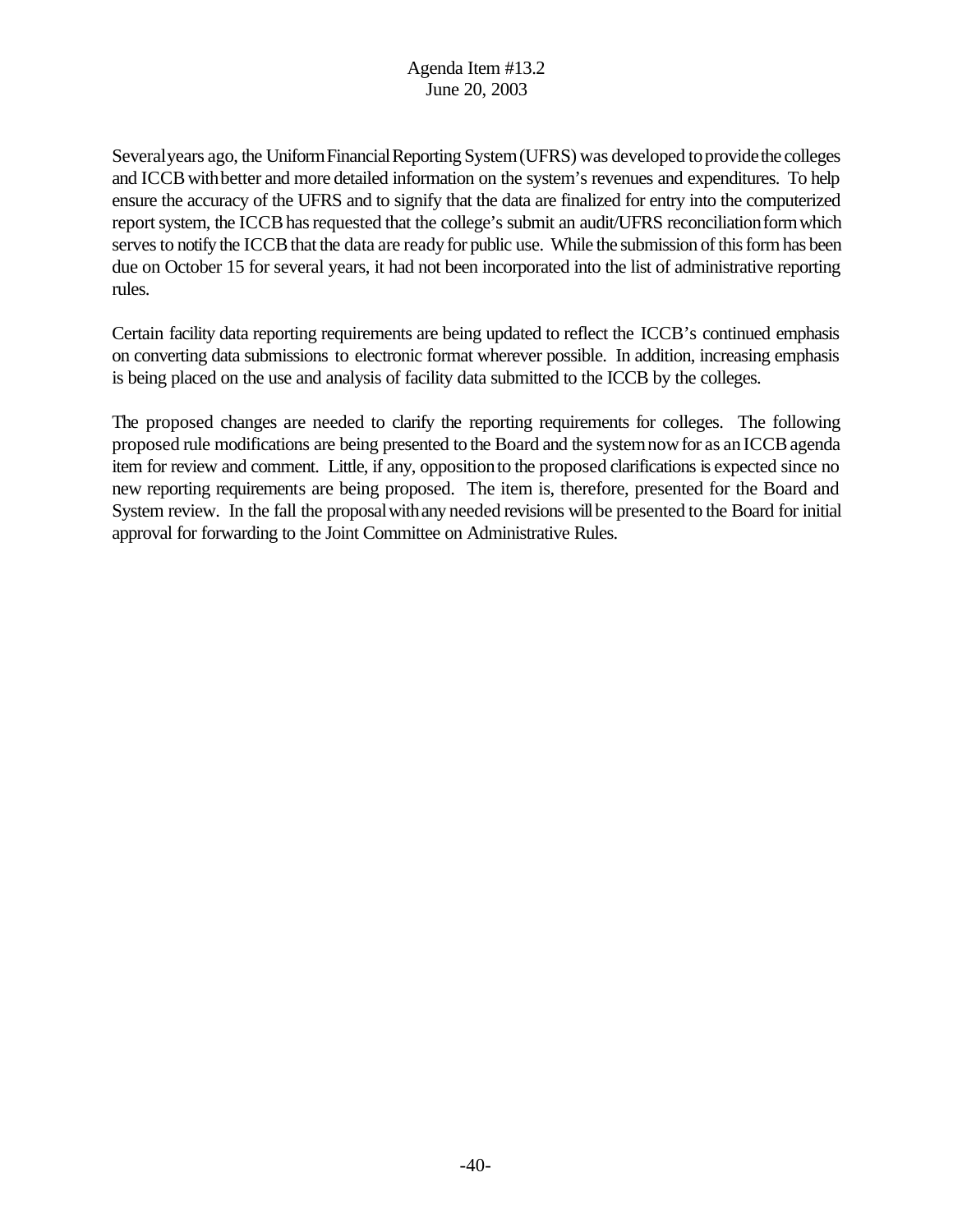Agenda Item #13.2
June 20, 2003

Several years ago, the Uniform Financial Reporting System (UFRS) was developed to provide the colleges and ICCB with better and more detailed information on the system's revenues and expenditures. To help ensure the accuracy of the UFRS and to signify that the data are finalized for entry into the computerized report system, the ICCB has requested that the college's submit an audit/UFRS reconciliation form which serves to notify the ICCB that the data are ready for public use. While the submission of this form has been due on October 15 for several years, it had not been incorporated into the list of administrative reporting rules.

Certain facility data reporting requirements are being updated to reflect the ICCB's continued emphasis on converting data submissions to electronic format wherever possible. In addition, increasing emphasis is being placed on the use and analysis of facility data submitted to the ICCB by the colleges.

The proposed changes are needed to clarify the reporting requirements for colleges. The following proposed rule modifications are being presented to the Board and the system now for as an ICCB agenda item for review and comment. Little, if any, opposition to the proposed clarifications is expected since no new reporting requirements are being proposed. The item is, therefore, presented for the Board and System review. In the fall the proposal with any needed revisions will be presented to the Board for initial approval for forwarding to the Joint Committee on Administrative Rules.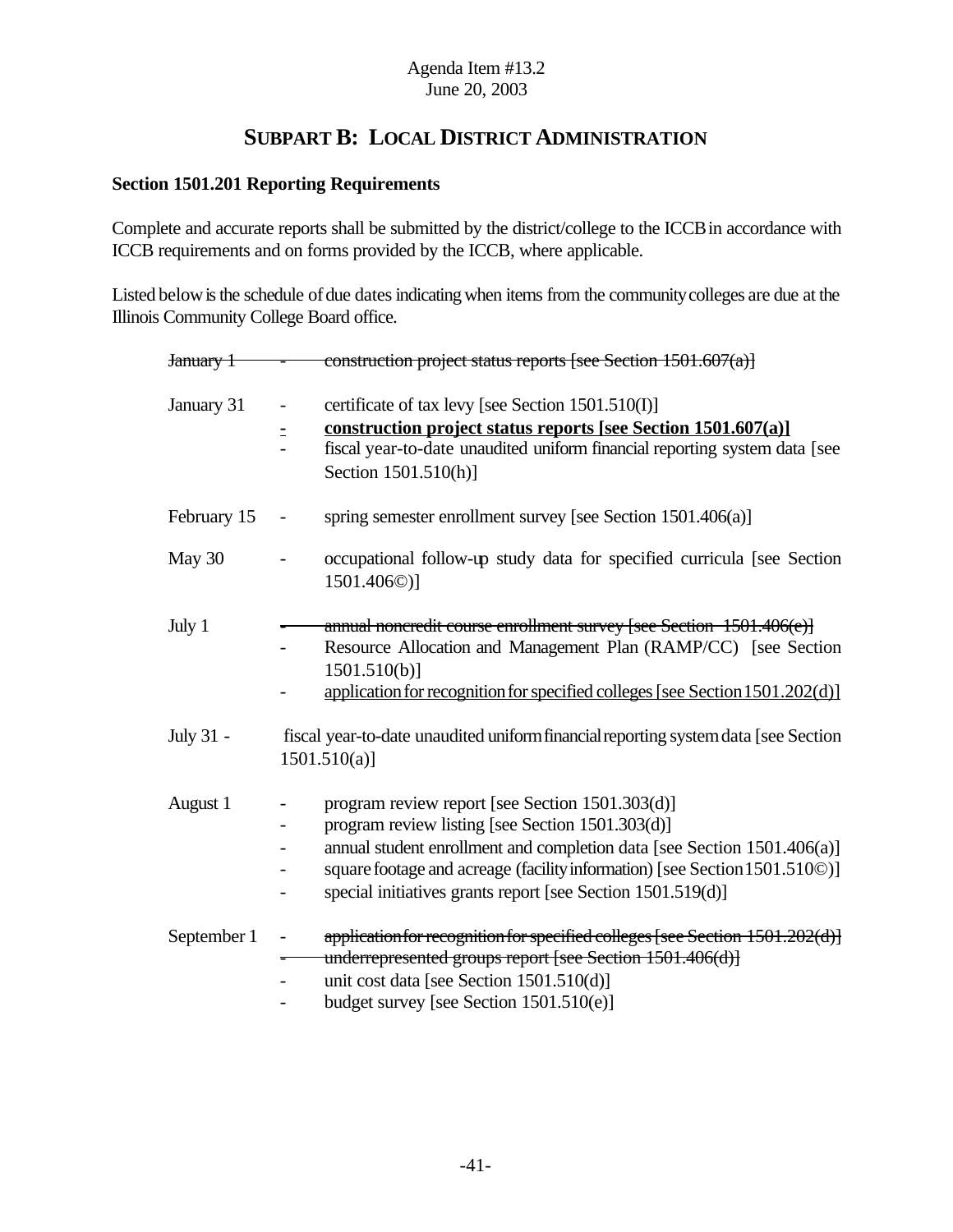Agenda Item #13.2
June 20, 2003

# SUBPART B: LOCAL DISTRICT ADMINISTRATION

**Section 1501.201 Reporting Requirements**

Complete and accurate reports shall be submitted by the district/college to the ICCB in accordance with ICCB requirements and on forms provided by the ICCB, where applicable.

Listed below is the schedule of due dates indicating when items from the community colleges are due at the Illinois Community College Board office.

| | | |
|---|---|---|
| ~~January 1~~ | ~~-~~ | ~~construction project status reports [see Section 1501.607(a)]~~ |
| January 31 | - | certificate of tax levy [see Section 1501.510(I)] |
| | <u>**-**</u> | <u>**construction project status reports [see Section 1501.607(a)]**</u> |
| | - | fiscal year-to-date unaudited uniform financial reporting system data [see Section 1501.510(h)] |
| February 15 | - | spring semester enrollment survey [see Section 1501.406(a)] |
| May 30 | - | occupational follow-up study data for specified curricula [see Section 1501.406©)] |
| July 1 | ~~-~~ | ~~annual noncredit course enrollment survey [see Section 1501.406(e)]~~ |
| | - | Resource Allocation and Management Plan (RAMP/CC) [see Section 1501.510(b)] |
| | - | <u>application for recognition for specified colleges [see Section 1501.202(d)]</u> |
| July 31 - | | fiscal year-to-date unaudited uniform financial reporting system data [see Section 1501.510(a)] |
| August 1 | - | program review report [see Section 1501.303(d)] |
| | - | program review listing [see Section 1501.303(d)] |
| | - | annual student enrollment and completion data [see Section 1501.406(a)] |
| | - | square footage and acreage (facility information) [see Section 1501.510©)] |
| | - | special initiatives grants report [see Section 1501.519(d)] |
| September 1 | - | ~~application for recognition for specified colleges [see Section 1501.202(d)]~~ |
| | ~~-~~ | ~~underrepresented groups report [see Section 1501.406(d)]~~ |
| | - | unit cost data [see Section 1501.510(d)] |
| | - | budget survey [see Section 1501.510(e)] |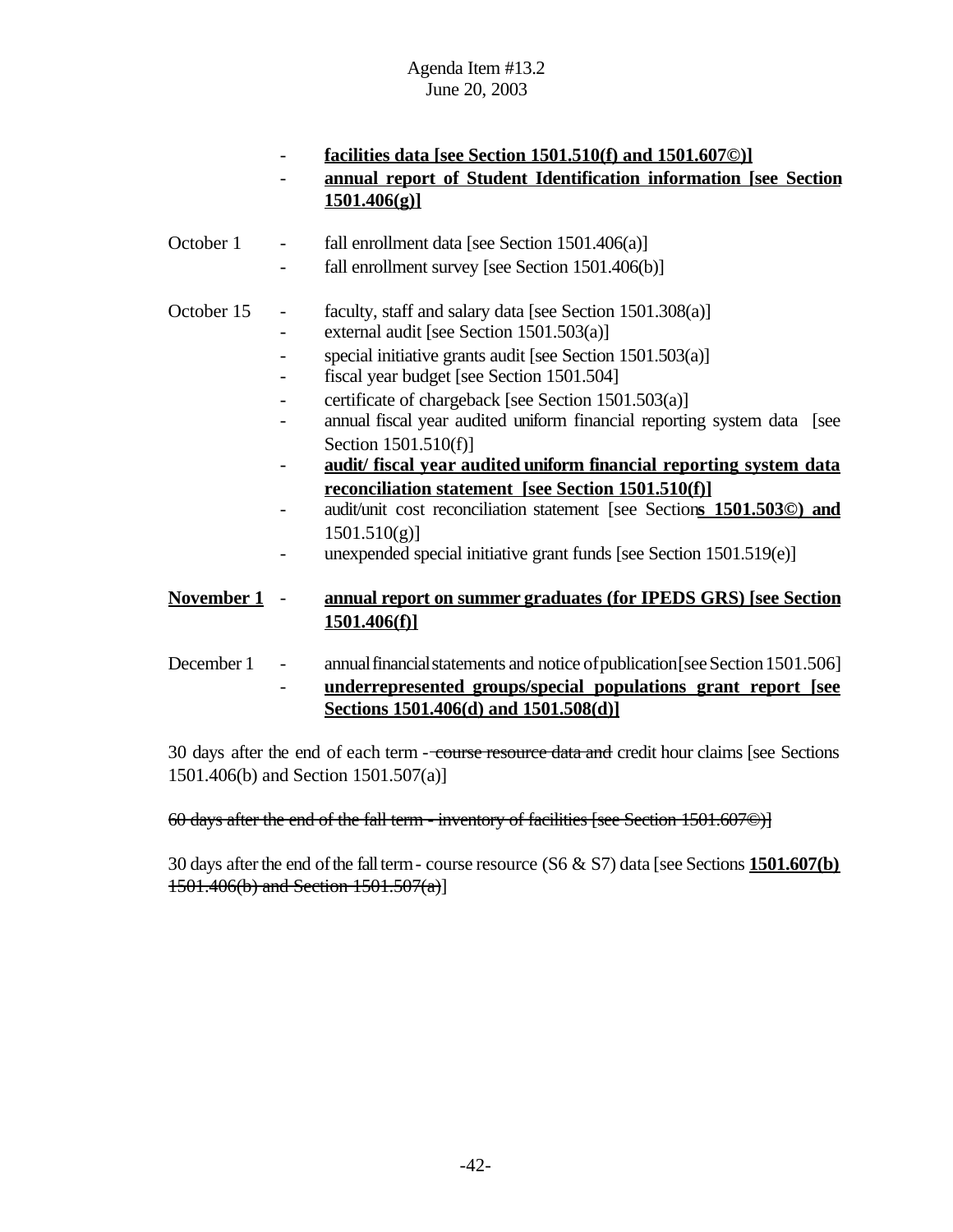- **<u>facilities data [see Section 1501.510(f) and 1501.607©)]</u>**
- **<u>annual report of Student Identification information [see Section 1501.406(g)]</u>**

October 1
- fall enrollment data [see Section 1501.406(a)]
- fall enrollment survey [see Section 1501.406(b)]

October 15
- faculty, staff and salary data [see Section 1501.308(a)]
- external audit [see Section 1501.503(a)]
- special initiative grants audit [see Section 1501.503(a)]
- fiscal year budget [see Section 1501.504]
- certificate of chargeback [see Section 1501.503(a)]
- annual fiscal year audited uniform financial reporting system data [see Section 1501.510(f)]
- **<u>audit/ fiscal year audited uniform financial reporting system data reconciliation statement [see Section 1501.510(f)]</u>**
- audit/unit cost reconciliation statement [see Section**<u>s 1501.503©) and</u>** 1501.510(g)]
- unexpended special initiative grant funds [see Section 1501.519(e)]

**<u>November 1</u>**
- **<u>annual report on summer graduates (for IPEDS GRS) [see Section 1501.406(f)]</u>**

December 1
- annual financial statements and notice of publication [see Section 1501.506]
- **<u>underrepresented groups/special populations grant report [see Sections 1501.406(d) and 1501.508(d)]</u>**

30 days after the end of each term - ~~course resource data and~~ credit hour claims [see Sections 1501.406(b) and Section 1501.507(a)]

~~60 days after the end of the fall term - inventory of facilities [see Section 1501.607©)]~~

30 days after the end of the fall term - course resource (S6 & S7) data [see Sections **<u>1501.607(b)</u>** ~~1501.406(b) and Section 1501.507(a)~~]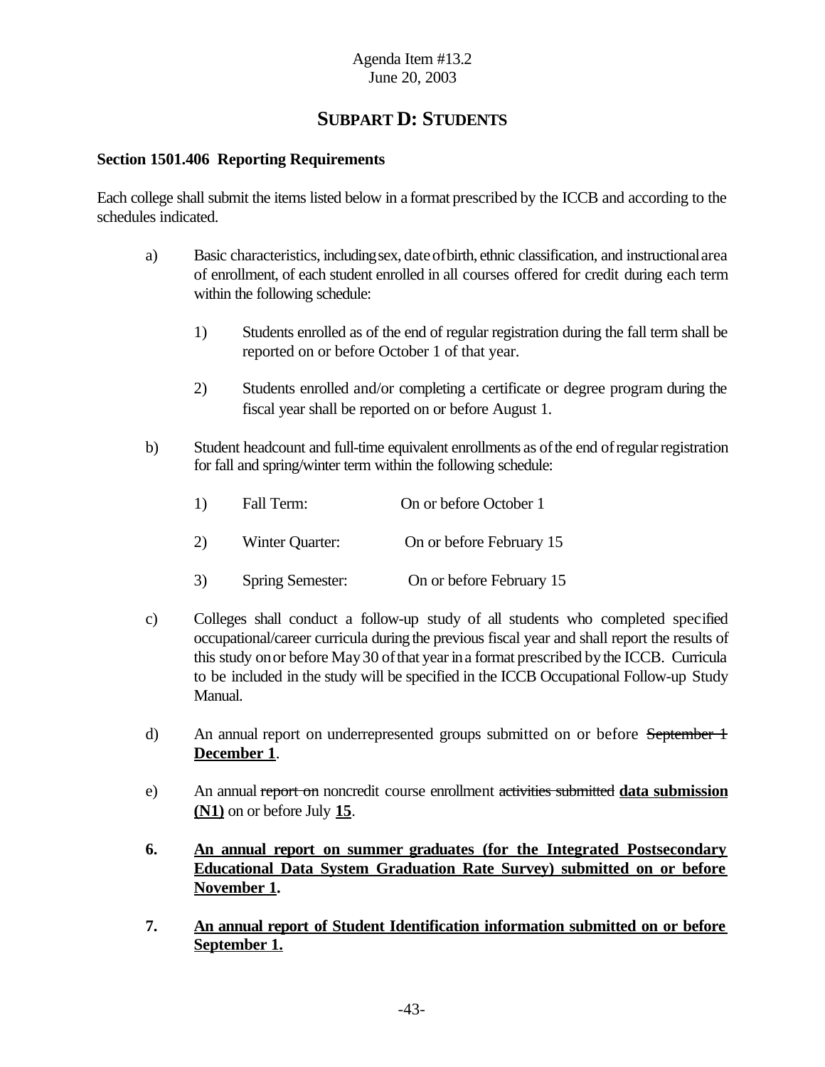Agenda Item #13.2
June 20, 2003

## SUBPART D: STUDENTS

**Section 1501.406 Reporting Requirements**

Each college shall submit the items listed below in a format prescribed by the ICCB and according to the schedules indicated.

a) Basic characteristics, including sex, date of birth, ethnic classification, and instructional area of enrollment, of each student enrolled in all courses offered for credit during each term within the following schedule:

1) Students enrolled as of the end of regular registration during the fall term shall be reported on or before October 1 of that year.

2) Students enrolled and/or completing a certificate or degree program during the fiscal year shall be reported on or before August 1.

b) Student headcount and full-time equivalent enrollments as of the end of regular registration for fall and spring/winter term within the following schedule:

1) Fall Term: On or before October 1

2) Winter Quarter: On or before February 15

3) Spring Semester: On or before February 15

c) Colleges shall conduct a follow-up study of all students who completed specified occupational/career curricula during the previous fiscal year and shall report the results of this study on or before May 30 of that year in a format prescribed by the ICCB. Curricula to be included in the study will be specified in the ICCB Occupational Follow-up Study Manual.

d) An annual report on underrepresented groups submitted on or before ~~September 1~~ **<u>December 1</u>**.

e) An annual ~~report on~~ noncredit course enrollment ~~activities submitted~~ **<u>data submission (N1)</u>** on or before July **<u>15</u>**.

**6. <u>An annual report on summer graduates (for the Integrated Postsecondary Educational Data System Graduation Rate Survey) submitted on or before November 1</u>.**

**7. <u>An annual report of Student Identification information submitted on or before September 1.</u>**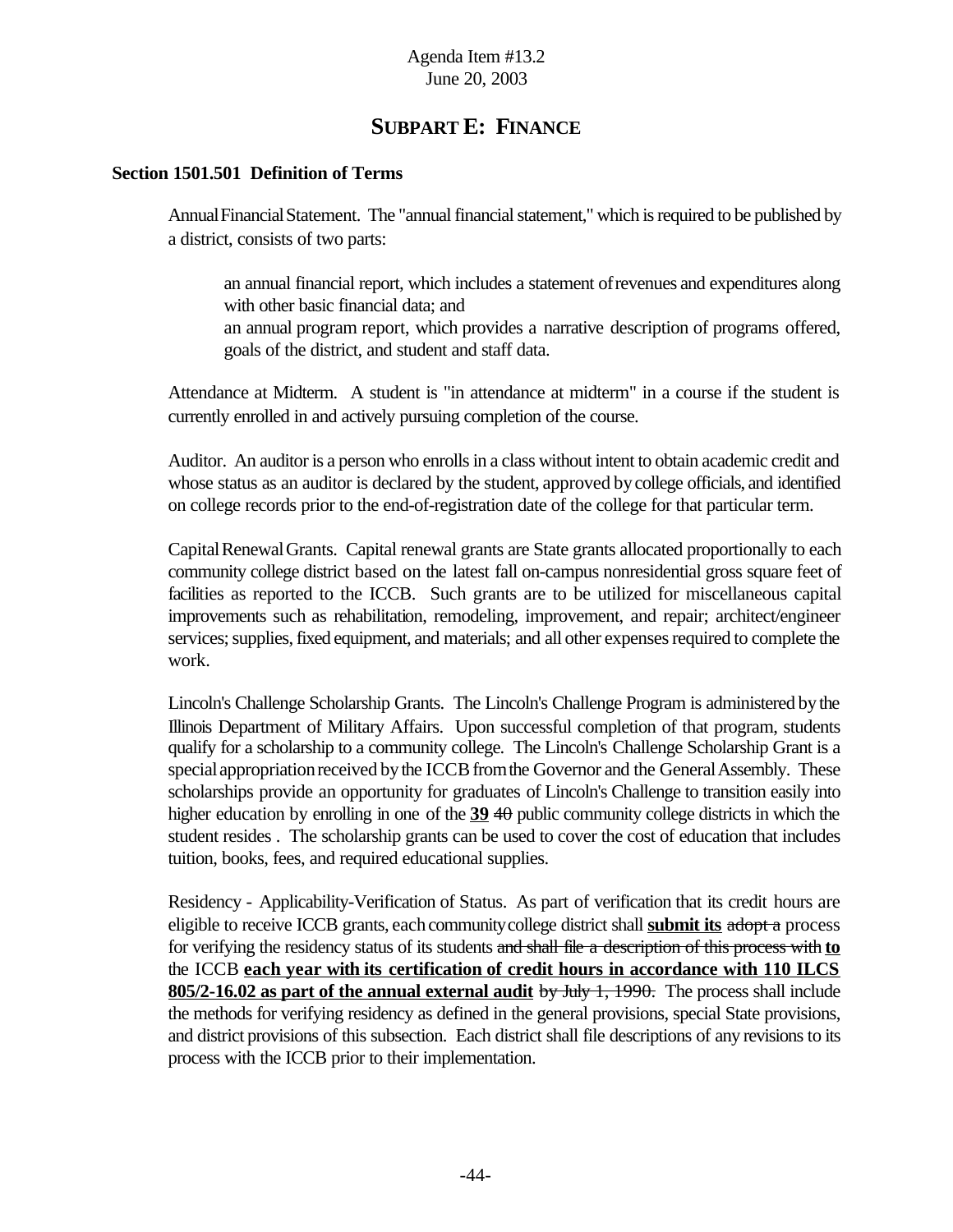Agenda Item #13.2
June 20, 2003

## SUBPART E: FINANCE

### Section 1501.501 Definition of Terms

Annual Financial Statement. The "annual financial statement," which is required to be published by a district, consists of two parts:

an annual financial report, which includes a statement of revenues and expenditures along with other basic financial data; and

an annual program report, which provides a narrative description of programs offered, goals of the district, and student and staff data.

Attendance at Midterm. A student is "in attendance at midterm" in a course if the student is currently enrolled in and actively pursuing completion of the course.

Auditor. An auditor is a person who enrolls in a class without intent to obtain academic credit and whose status as an auditor is declared by the student, approved by college officials, and identified on college records prior to the end-of-registration date of the college for that particular term.

Capital Renewal Grants. Capital renewal grants are State grants allocated proportionally to each community college district based on the latest fall on-campus nonresidential gross square feet of facilities as reported to the ICCB. Such grants are to be utilized for miscellaneous capital improvements such as rehabilitation, remodeling, improvement, and repair; architect/engineer services; supplies, fixed equipment, and materials; and all other expenses required to complete the work.

Lincoln's Challenge Scholarship Grants. The Lincoln's Challenge Program is administered by the Illinois Department of Military Affairs. Upon successful completion of that program, students qualify for a scholarship to a community college. The Lincoln's Challenge Scholarship Grant is a special appropriation received by the ICCB from the Governor and the General Assembly. These scholarships provide an opportunity for graduates of Lincoln's Challenge to transition easily into higher education by enrolling in one of the <u>**39**</u> ~~40~~ public community college districts in which the student resides . The scholarship grants can be used to cover the cost of education that includes tuition, books, fees, and required educational supplies.

Residency - Applicability-Verification of Status. As part of verification that its credit hours are eligible to receive ICCB grants, each community college district shall <u>**submit its**</u> ~~adopt a~~ process for verifying the residency status of its students ~~and shall file a description of this process with~~ <u>**to**</u> the ICCB <u>**each year with its certification of credit hours in accordance with 110 ILCS 805/2-16.02 as part of the annual external audit**</u> ~~by July 1, 1990.~~ The process shall include the methods for verifying residency as defined in the general provisions, special State provisions, and district provisions of this subsection. Each district shall file descriptions of any revisions to its process with the ICCB prior to their implementation.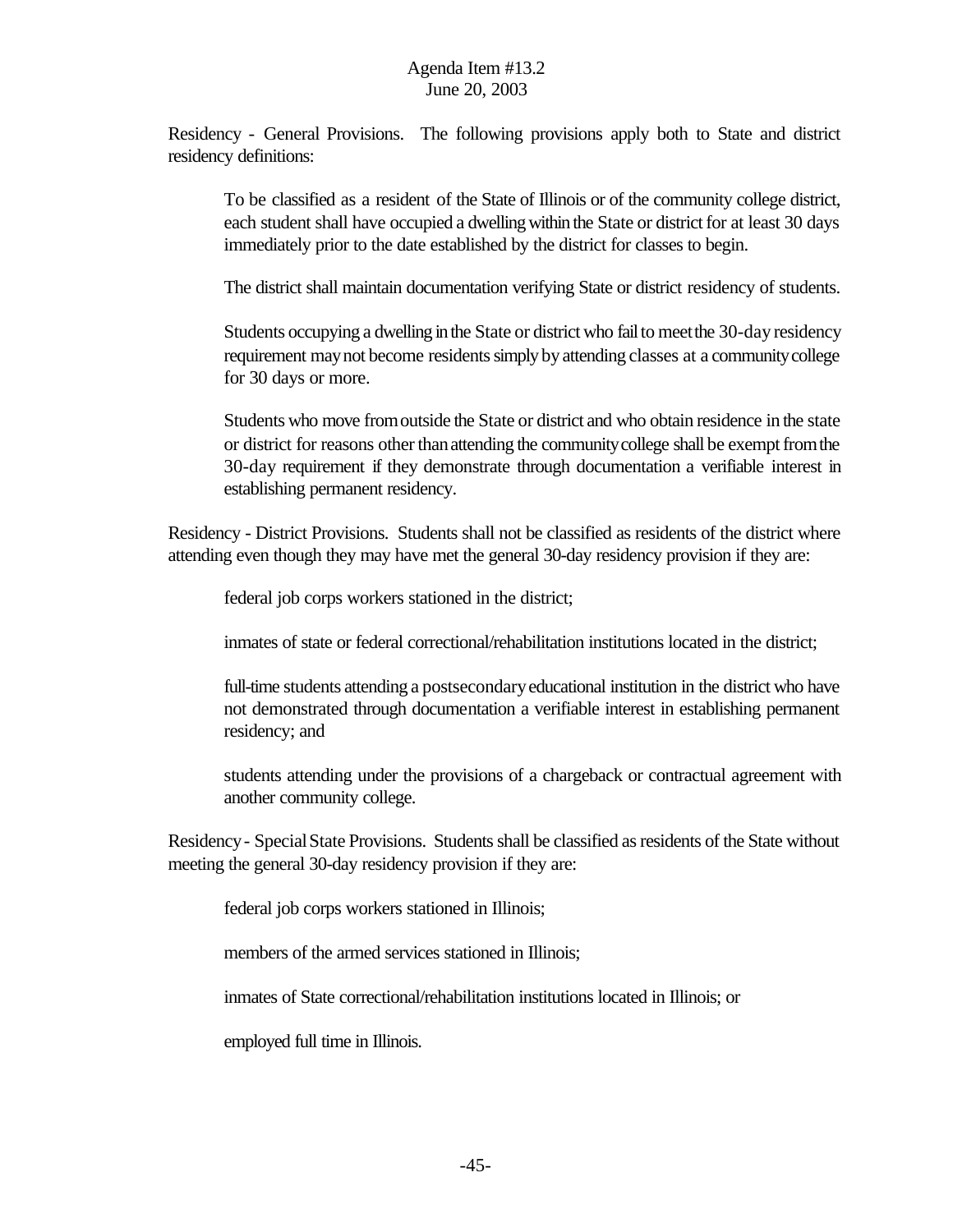Residency - General Provisions. The following provisions apply both to State and district residency definitions:

> To be classified as a resident of the State of Illinois or of the community college district, each student shall have occupied a dwelling within the State or district for at least 30 days immediately prior to the date established by the district for classes to begin.
>
> The district shall maintain documentation verifying State or district residency of students.
>
> Students occupying a dwelling in the State or district who fail to meet the 30-day residency requirement may not become residents simply by attending classes at a community college for 30 days or more.
>
> Students who move from outside the State or district and who obtain residence in the state or district for reasons other than attending the community college shall be exempt from the 30-day requirement if they demonstrate through documentation a verifiable interest in establishing permanent residency.

Residency - District Provisions. Students shall not be classified as residents of the district where attending even though they may have met the general 30-day residency provision if they are:

> federal job corps workers stationed in the district;
>
> inmates of state or federal correctional/rehabilitation institutions located in the district;
>
> full-time students attending a postsecondary educational institution in the district who have not demonstrated through documentation a verifiable interest in establishing permanent residency; and
>
> students attending under the provisions of a chargeback or contractual agreement with another community college.

Residency - Special State Provisions. Students shall be classified as residents of the State without meeting the general 30-day residency provision if they are:

> federal job corps workers stationed in Illinois;
>
> members of the armed services stationed in Illinois;
>
> inmates of State correctional/rehabilitation institutions located in Illinois; or
>
> employed full time in Illinois.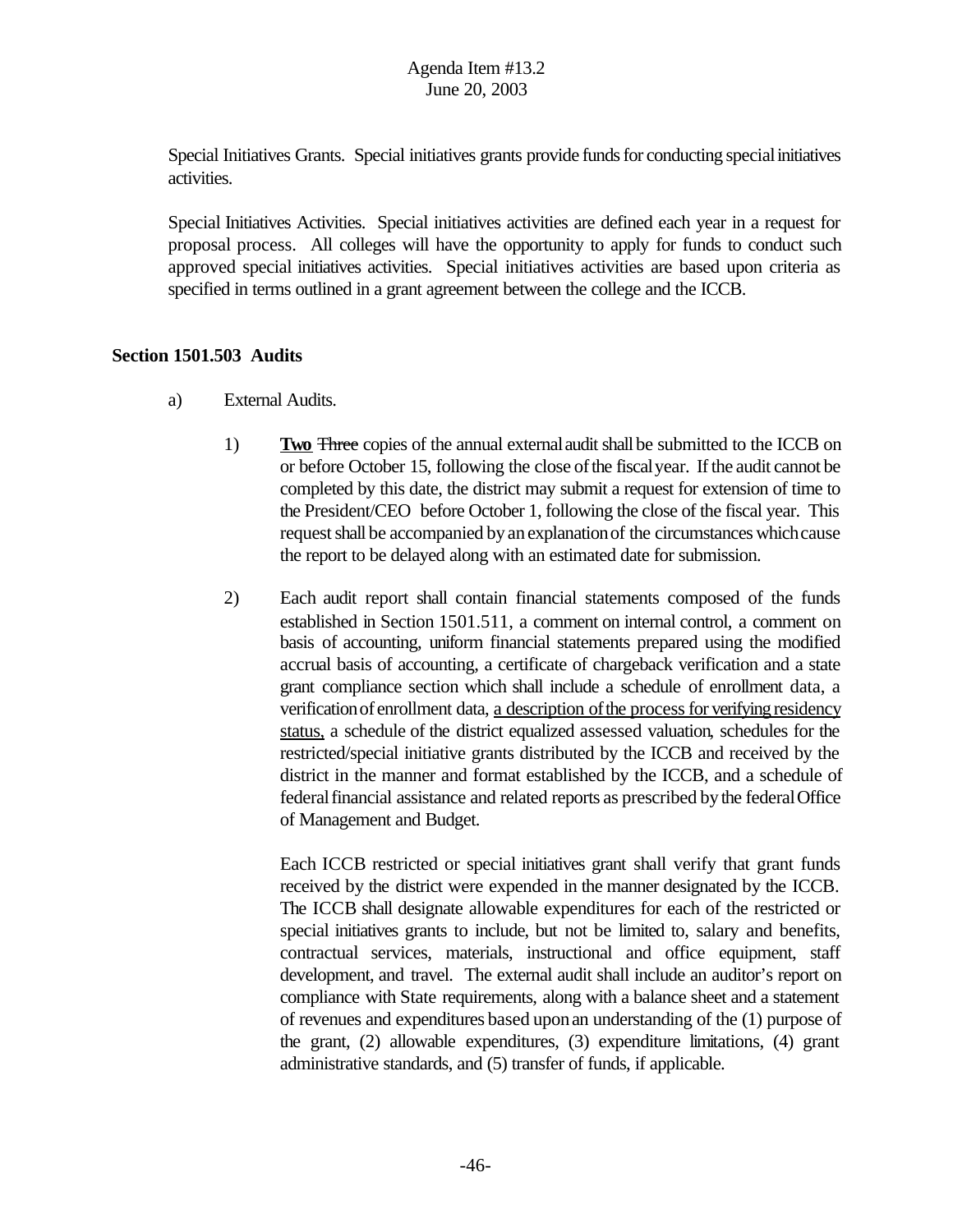Special Initiatives Grants. Special initiatives grants provide funds for conducting special initiatives activities.

Special Initiatives Activities. Special initiatives activities are defined each year in a request for proposal process. All colleges will have the opportunity to apply for funds to conduct such approved special initiatives activities. Special initiatives activities are based upon criteria as specified in terms outlined in a grant agreement between the college and the ICCB.

**Section 1501.503 Audits**

a) External Audits.

1) **<u>Two</u>** ~~Three~~ copies of the annual external audit shall be submitted to the ICCB on or before October 15, following the close of the fiscal year. If the audit cannot be completed by this date, the district may submit a request for extension of time to the President/CEO before October 1, following the close of the fiscal year. This request shall be accompanied by an explanation of the circumstances which cause the report to be delayed along with an estimated date for submission.

2) Each audit report shall contain financial statements composed of the funds established in Section 1501.511, a comment on internal control, a comment on basis of accounting, uniform financial statements prepared using the modified accrual basis of accounting, a certificate of chargeback verification and a state grant compliance section which shall include a schedule of enrollment data, a verification of enrollment data, <u>a description of the process for verifying residency status,</u> a schedule of the district equalized assessed valuation, schedules for the restricted/special initiative grants distributed by the ICCB and received by the district in the manner and format established by the ICCB, and a schedule of federal financial assistance and related reports as prescribed by the federal Office of Management and Budget.

Each ICCB restricted or special initiatives grant shall verify that grant funds received by the district were expended in the manner designated by the ICCB. The ICCB shall designate allowable expenditures for each of the restricted or special initiatives grants to include, but not be limited to, salary and benefits, contractual services, materials, instructional and office equipment, staff development, and travel. The external audit shall include an auditor's report on compliance with State requirements, along with a balance sheet and a statement of revenues and expenditures based upon an understanding of the (1) purpose of the grant, (2) allowable expenditures, (3) expenditure limitations, (4) grant administrative standards, and (5) transfer of funds, if applicable.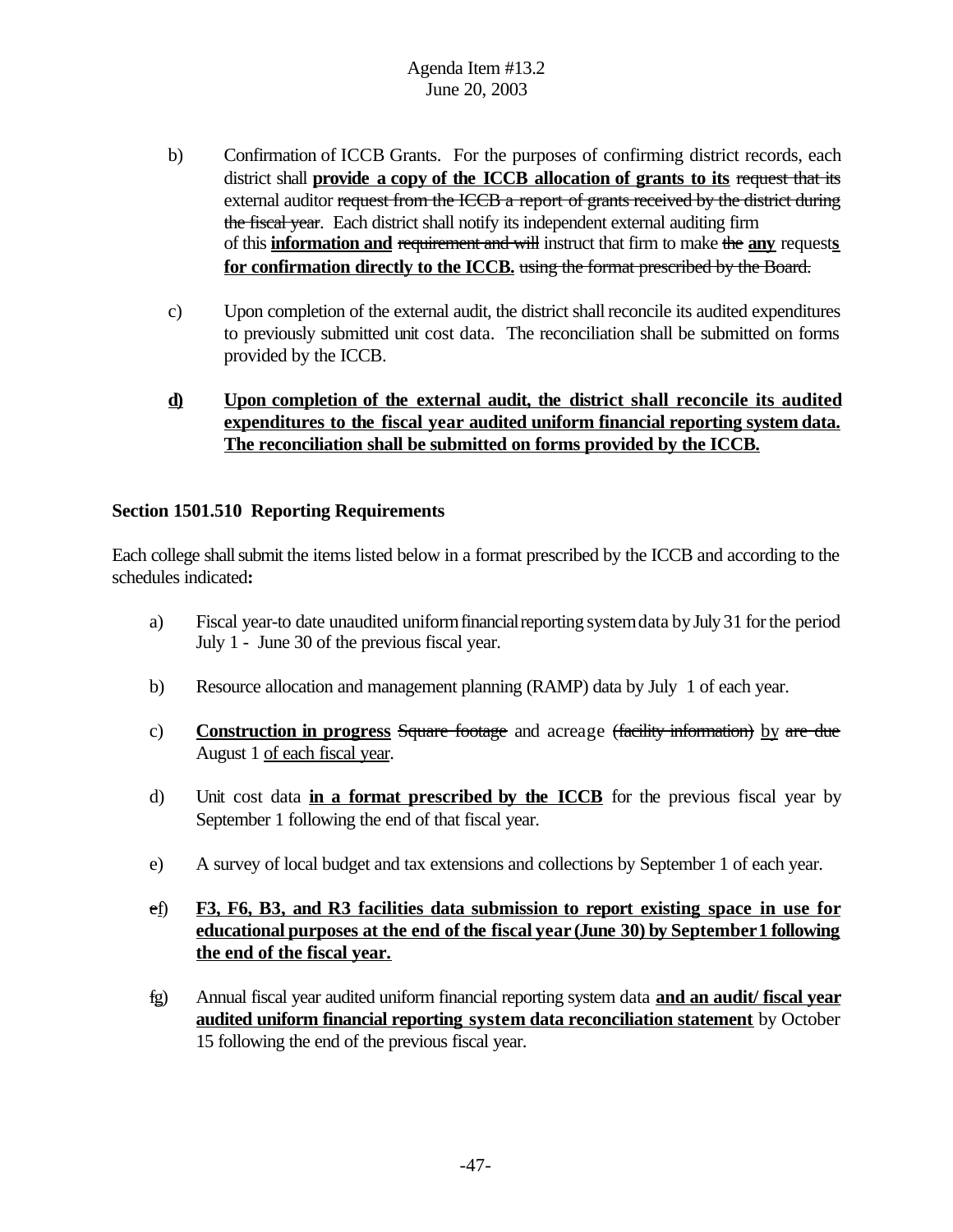b) Confirmation of ICCB Grants. For the purposes of confirming district records, each district shall **provide a copy of the ICCB allocation of grants to its** ~~request that its~~ external auditor ~~request from the ICCB a report of grants received by the district during the fiscal year~~. Each district shall notify its independent external auditing firm of this **information and** ~~requirement and will~~ instruct that firm to make ~~the~~ **any** request**s for confirmation directly to the ICCB.** ~~using the format prescribed by the Board.~~

c) Upon completion of the external audit, the district shall reconcile its audited expenditures to previously submitted unit cost data. The reconciliation shall be submitted on forms provided by the ICCB.

**d) Upon completion of the external audit, the district shall reconcile its audited expenditures to the fiscal year audited uniform financial reporting system data. The reconciliation shall be submitted on forms provided by the ICCB.**

**Section 1501.510 Reporting Requirements**

Each college shall submit the items listed below in a format prescribed by the ICCB and according to the schedules indicated**:**

a) Fiscal year-to date unaudited uniform financial reporting system data by July 31 for the period July 1 - June 30 of the previous fiscal year.

b) Resource allocation and management planning (RAMP) data by July 1 of each year.

c) **Construction in progress** ~~Square footage~~ and acreage ~~(facility information)~~ by ~~are due~~ August 1 of each fiscal year.

d) Unit cost data **in a format prescribed by the ICCB** for the previous fiscal year by September 1 following the end of that fiscal year.

e) A survey of local budget and tax extensions and collections by September 1 of each year.

~~e~~f) **F3, F6, B3, and R3 facilities data submission to report existing space in use for educational purposes at the end of the fiscal year (June 30) by September 1 following the end of the fiscal year.**

~~f~~g) Annual fiscal year audited uniform financial reporting system data **and an audit/ fiscal year audited uniform financial reporting system data reconciliation statement** by October 15 following the end of the previous fiscal year.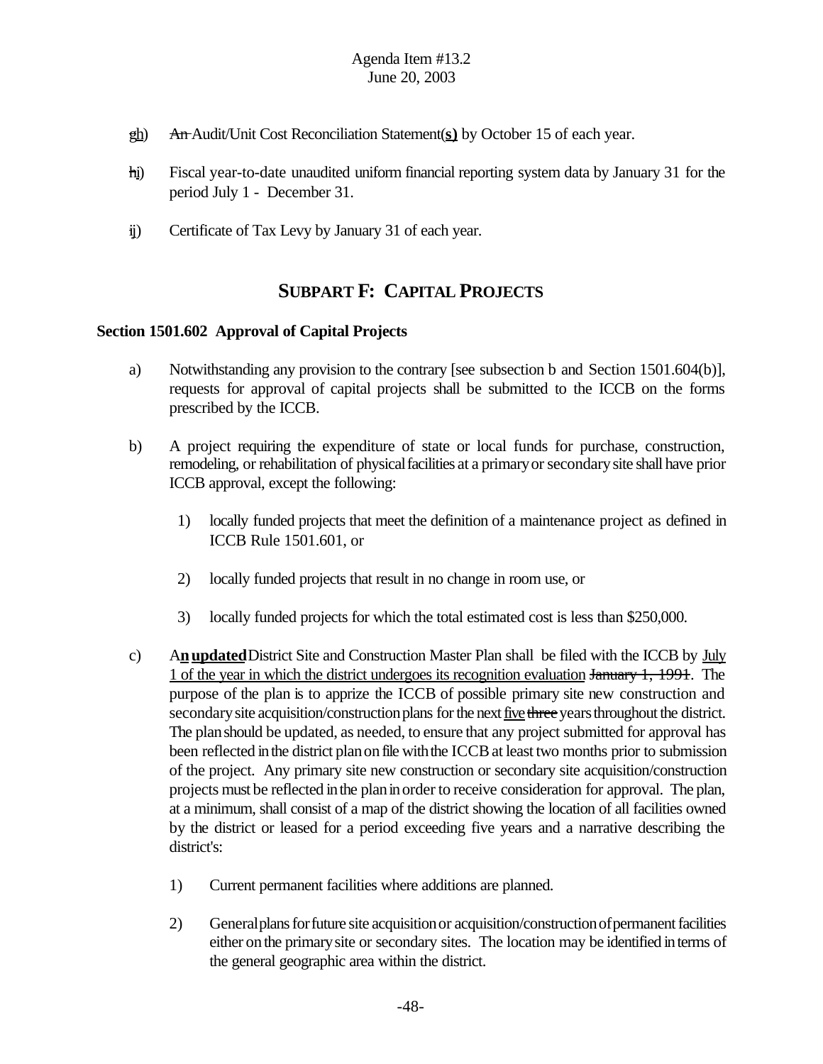- ~~g~~<u>h</u>) ~~An~~ Audit/Unit Cost Reconciliation Statement(**<u>s</u>)** by October 15 of each year.

- ~~h~~<u>i</u>) Fiscal year-to-date unaudited uniform financial reporting system data by January 31 for the period July 1 - December 31.

- ~~i~~<u>j</u>) Certificate of Tax Levy by January 31 of each year.

## SUBPART F: CAPITAL PROJECTS

**Section 1501.602 Approval of Capital Projects**

a) Notwithstanding any provision to the contrary [see subsection b and Section 1501.604(b)], requests for approval of capital projects shall be submitted to the ICCB on the forms prescribed by the ICCB.

b) A project requiring the expenditure of state or local funds for purchase, construction, remodeling, or rehabilitation of physical facilities at a primary or secondary site shall have prior ICCB approval, except the following:

1) locally funded projects that meet the definition of a maintenance project as defined in ICCB Rule 1501.601, or

2) locally funded projects that result in no change in room use, or

3) locally funded projects for which the total estimated cost is less than $250,000.

c) A**<u>n</u> <u>updated</u>** District Site and Construction Master Plan shall be filed with the ICCB by <u>July 1 of the year in which the district undergoes its recognition evaluation</u> ~~January 1, 1991~~. The purpose of the plan is to apprize the ICCB of possible primary site new construction and secondary site acquisition/construction plans for the next <u>five</u> ~~three~~ years throughout the district. The plan should be updated, as needed, to ensure that any project submitted for approval has been reflected in the district plan on file with the ICCB at least two months prior to submission of the project. Any primary site new construction or secondary site acquisition/construction projects must be reflected in the plan in order to receive consideration for approval. The plan, at a minimum, shall consist of a map of the district showing the location of all facilities owned by the district or leased for a period exceeding five years and a narrative describing the district's:

1) Current permanent facilities where additions are planned.

2) General plans for future site acquisition or acquisition/construction of permanent facilities either on the primary site or secondary sites. The location may be identified in terms of the general geographic area within the district.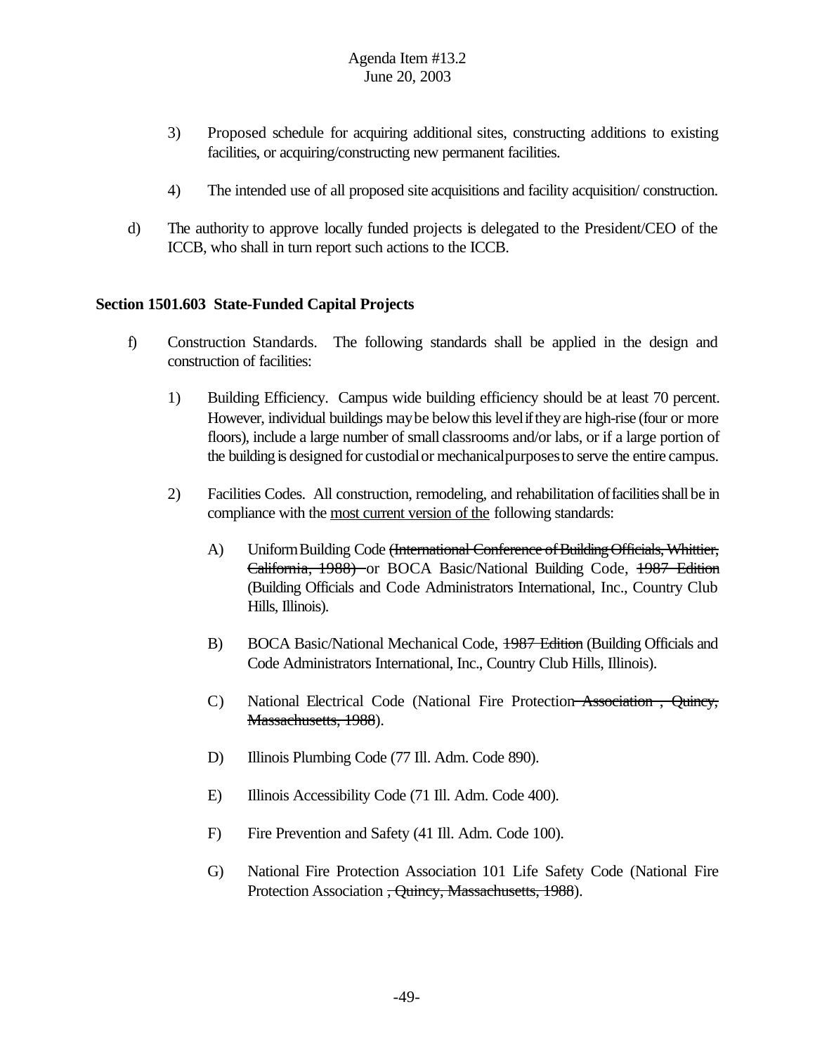3) Proposed schedule for acquiring additional sites, constructing additions to existing facilities, or acquiring/constructing new permanent facilities.

4) The intended use of all proposed site acquisitions and facility acquisition/ construction.

d) The authority to approve locally funded projects is delegated to the President/CEO of the ICCB, who shall in turn report such actions to the ICCB.

**Section 1501.603 State-Funded Capital Projects**

f) Construction Standards. The following standards shall be applied in the design and construction of facilities:

1) Building Efficiency. Campus wide building efficiency should be at least 70 percent. However, individual buildings may be below this level if they are high-rise (four or more floors), include a large number of small classrooms and/or labs, or if a large portion of the building is designed for custodial or mechanical purposes to serve the entire campus.

2) Facilities Codes. All construction, remodeling, and rehabilitation of facilities shall be in compliance with the <u>most current version of the</u> following standards:

A) Uniform Building Code ~~(International Conference of Building Officials, Whittier, California, 1988)~~ or BOCA Basic/National Building Code, ~~1987 Edition~~ (Building Officials and Code Administrators International, Inc., Country Club Hills, Illinois).

B) BOCA Basic/National Mechanical Code, ~~1987 Edition~~ (Building Officials and Code Administrators International, Inc., Country Club Hills, Illinois).

C) National Electrical Code (National Fire Protection ~~Association , Quincy, Massachusetts, 1988~~).

D) Illinois Plumbing Code (77 Ill. Adm. Code 890).

E) Illinois Accessibility Code (71 Ill. Adm. Code 400).

F) Fire Prevention and Safety (41 Ill. Adm. Code 100).

G) National Fire Protection Association 101 Life Safety Code (National Fire Protection Association ~~, Quincy, Massachusetts, 1988~~).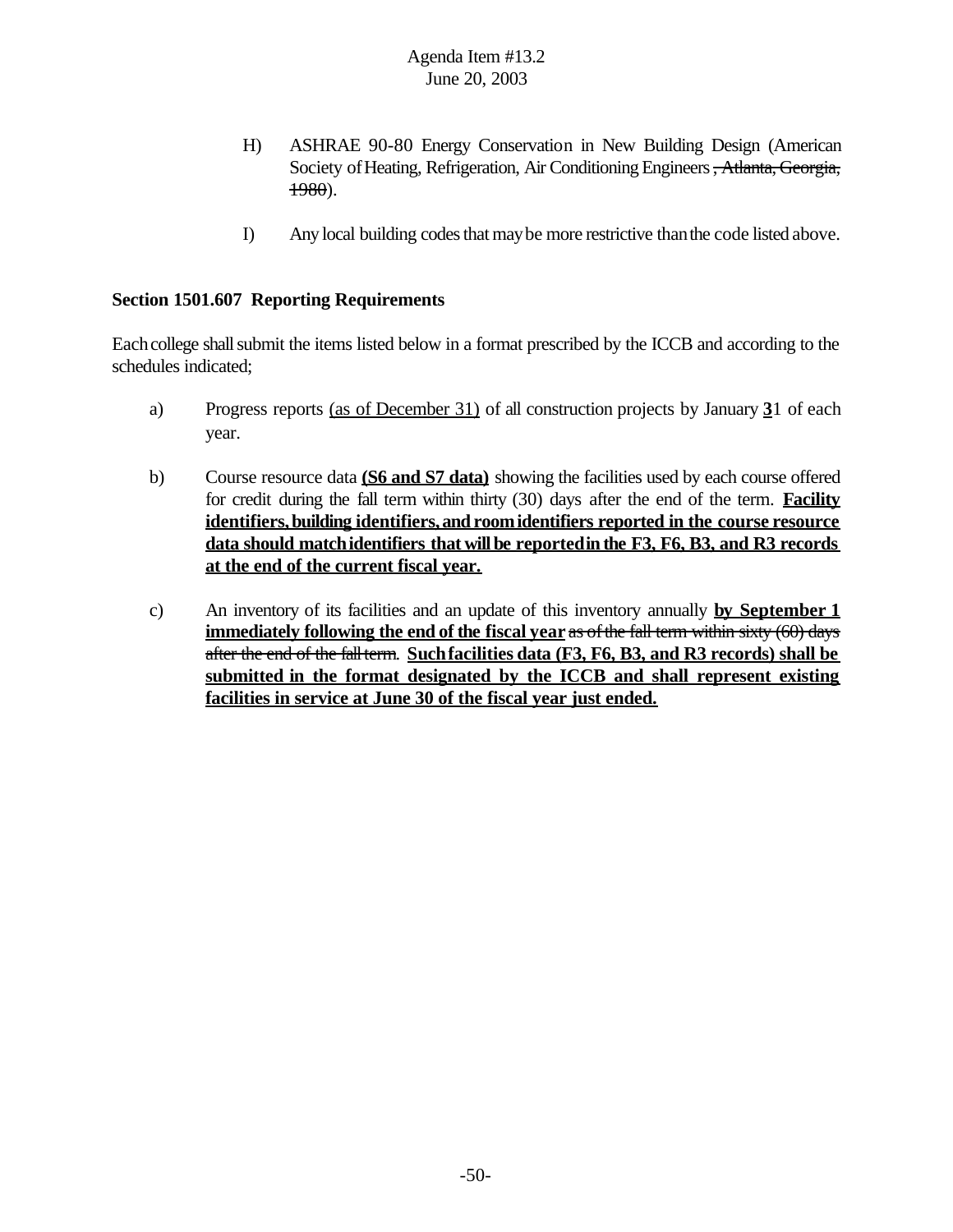H) ASHRAE 90-80 Energy Conservation in New Building Design (American Society of Heating, Refrigeration, Air Conditioning Engineers ~~, Atlanta, Georgia, 1980~~).

I) Any local building codes that may be more restrictive than the code listed above.

**Section 1501.607 Reporting Requirements**

Each college shall submit the items listed below in a format prescribed by the ICCB and according to the schedules indicated;

a) Progress reports <u>(as of December 31)</u> of all construction projects by January <u>**3**</u>1 of each year.

b) Course resource data <u>**(S6 and S7 data)**</u> showing the facilities used by each course offered for credit during the fall term within thirty (30) days after the end of the term. <u>**Facility identifiers, building identifiers, and room identifiers reported in the course resource data should match identifiers that will be reported in the F3, F6, B3, and R3 records at the end of the current fiscal year.**</u>

c) An inventory of its facilities and an update of this inventory annually <u>**by September 1 immediately following the end of the fiscal year**</u> ~~as of the fall term within sixty (60) days after the end of the fall term~~. <u>**Such facilities data (F3, F6, B3, and R3 records) shall be submitted in the format designated by the ICCB and shall represent existing facilities in service at June 30 of the fiscal year just ended.**</u>